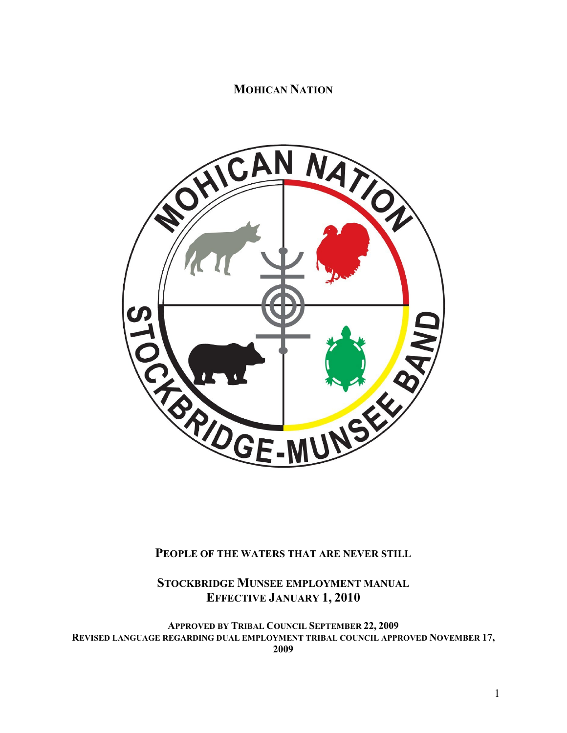# MOHICAN NATION

PEOPLE OF THE WATERS THAT ARE NEVER STILL

**STOCKBRIDGE MUNSEE EMPLOYMENT MANUAL**
**EFFECTIVE JANUARY 1, 2010**

**APPROVED BY TRIBAL COUNCIL SEPTEMBER 22, 2009**
**REVISED LANGUAGE REGARDING DUAL EMPLOYMENT TRIBAL COUNCIL APPROVED NOVEMBER 17, 2009**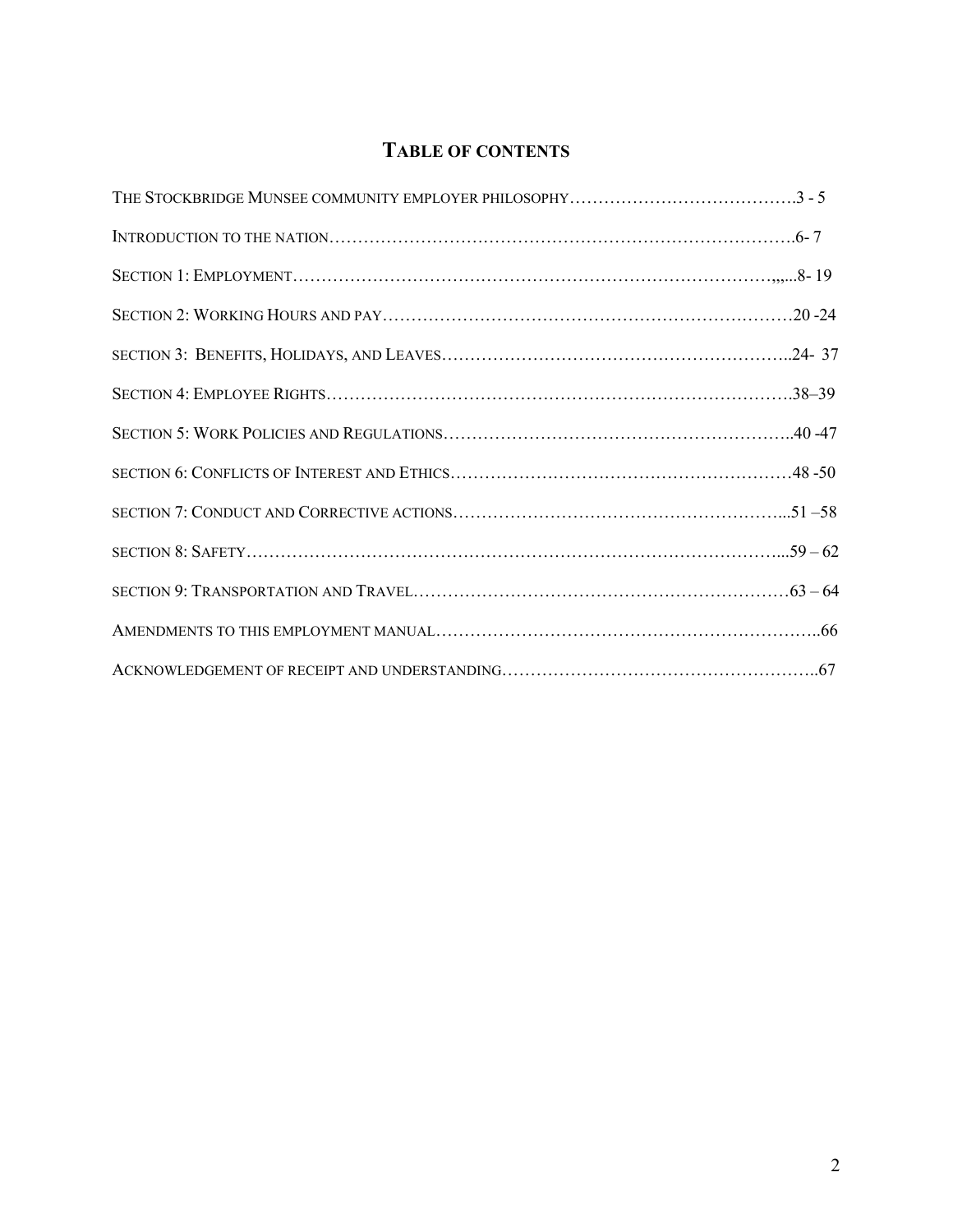# TABLE OF CONTENTS

THE STOCKBRIDGE MUNSEE COMMUNITY EMPLOYER PHILOSOPHY………………………………….3 - 5

INTRODUCTION TO THE NATION……………………………………………………………………….6- 7

SECTION 1: EMPLOYMENT………………………………………………………………………,,,..8- 19

SECTION 2: WORKING HOURS AND PAY……………………………………………………………20 -24

SECTION 3: BENEFITS, HOLIDAYS, AND LEAVES…………………………………………………..24- 37

SECTION 4: EMPLOYEE RIGHTS……………………………………………………………………….38–39

SECTION 5: WORK POLICIES AND REGULATIONS……………………………………………………..40 -47

SECTION 6: CONFLICTS OF INTEREST AND ETHICS……………………………………………………48 -50

SECTION 7: CONDUCT AND CORRECTIVE ACTIONS…………………………………………………...51 –58

SECTION 8: SAFETY……………………………………………………………………………………...59 – 62

SECTION 9: TRANSPORTATION AND TRAVEL…………………………………………………………63 – 64

AMENDMENTS TO THIS EMPLOYMENT MANUAL…………………………………………………………..66

ACKNOWLEDGEMENT OF RECEIPT AND UNDERSTANDING………………………………………………..67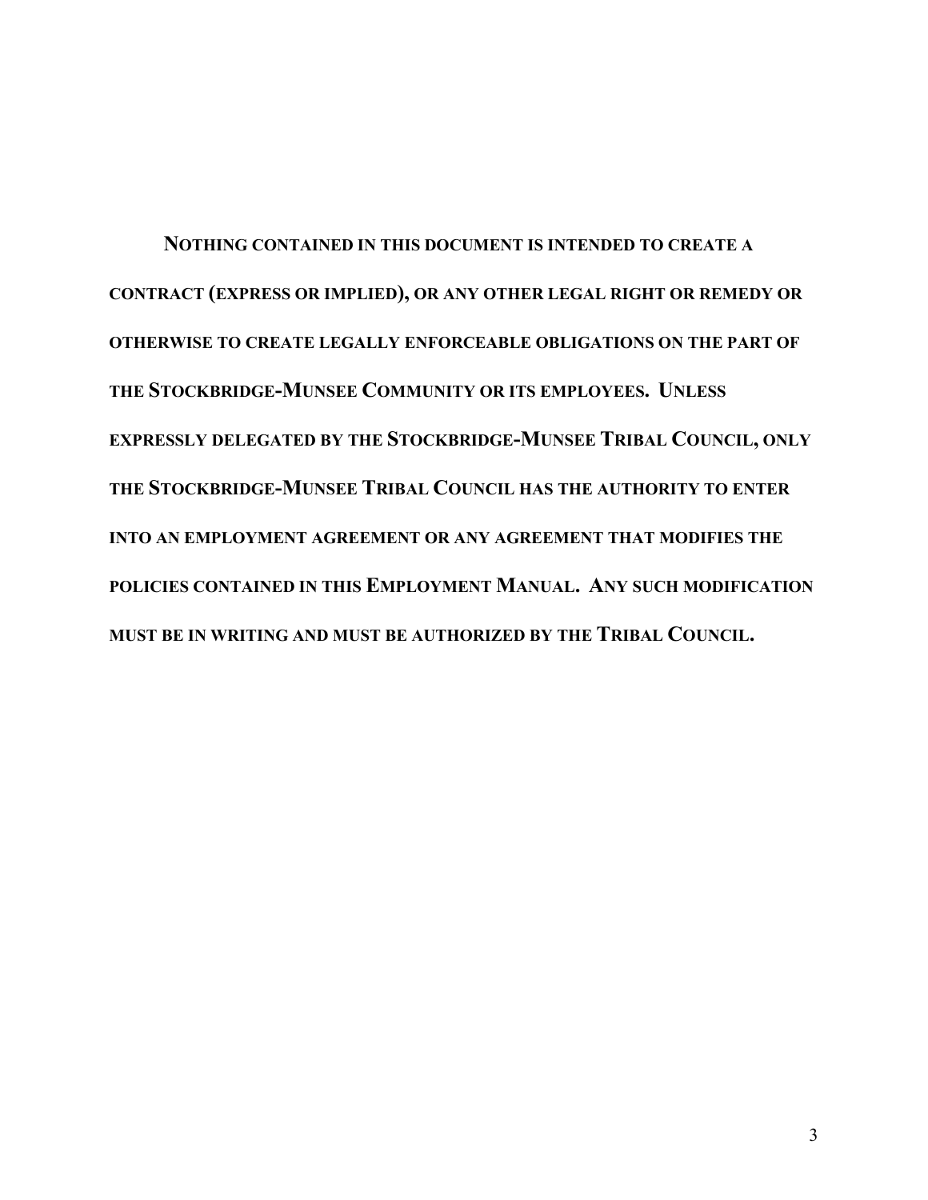**NOTHING CONTAINED IN THIS DOCUMENT IS INTENDED TO CREATE A CONTRACT (EXPRESS OR IMPLIED), OR ANY OTHER LEGAL RIGHT OR REMEDY OR OTHERWISE TO CREATE LEGALLY ENFORCEABLE OBLIGATIONS ON THE PART OF THE STOCKBRIDGE-MUNSEE COMMUNITY OR ITS EMPLOYEES. UNLESS EXPRESSLY DELEGATED BY THE STOCKBRIDGE-MUNSEE TRIBAL COUNCIL, ONLY THE STOCKBRIDGE-MUNSEE TRIBAL COUNCIL HAS THE AUTHORITY TO ENTER INTO AN EMPLOYMENT AGREEMENT OR ANY AGREEMENT THAT MODIFIES THE POLICIES CONTAINED IN THIS EMPLOYMENT MANUAL. ANY SUCH MODIFICATION MUST BE IN WRITING AND MUST BE AUTHORIZED BY THE TRIBAL COUNCIL.**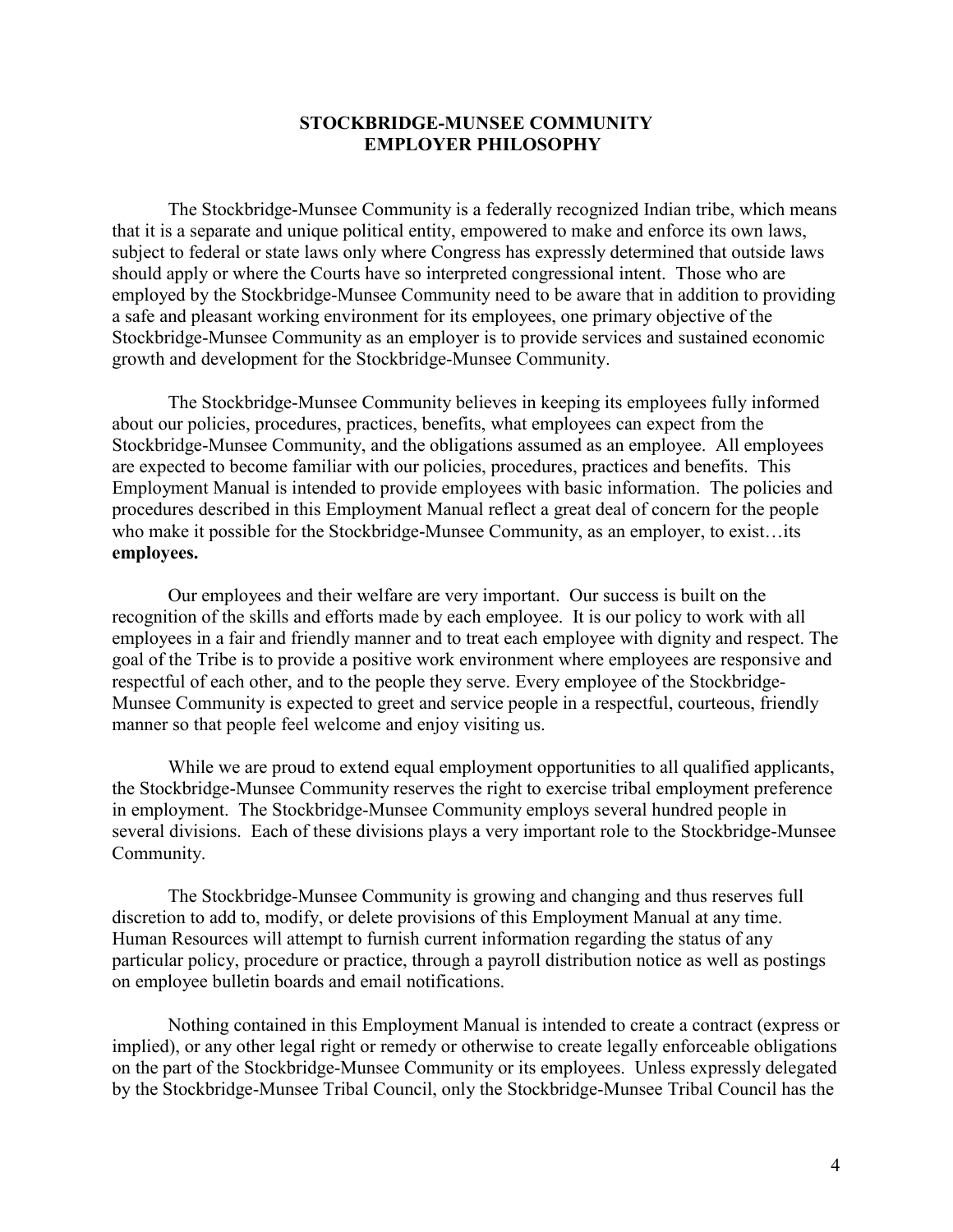# STOCKBRIDGE-MUNSEE COMMUNITY EMPLOYER PHILOSOPHY

The Stockbridge-Munsee Community is a federally recognized Indian tribe, which means that it is a separate and unique political entity, empowered to make and enforce its own laws, subject to federal or state laws only where Congress has expressly determined that outside laws should apply or where the Courts have so interpreted congressional intent. Those who are employed by the Stockbridge-Munsee Community need to be aware that in addition to providing a safe and pleasant working environment for its employees, one primary objective of the Stockbridge-Munsee Community as an employer is to provide services and sustained economic growth and development for the Stockbridge-Munsee Community.

The Stockbridge-Munsee Community believes in keeping its employees fully informed about our policies, procedures, practices, benefits, what employees can expect from the Stockbridge-Munsee Community, and the obligations assumed as an employee. All employees are expected to become familiar with our policies, procedures, practices and benefits. This Employment Manual is intended to provide employees with basic information. The policies and procedures described in this Employment Manual reflect a great deal of concern for the people who make it possible for the Stockbridge-Munsee Community, as an employer, to exist…its **employees.**

Our employees and their welfare are very important. Our success is built on the recognition of the skills and efforts made by each employee. It is our policy to work with all employees in a fair and friendly manner and to treat each employee with dignity and respect. The goal of the Tribe is to provide a positive work environment where employees are responsive and respectful of each other, and to the people they serve. Every employee of the Stockbridge-Munsee Community is expected to greet and service people in a respectful, courteous, friendly manner so that people feel welcome and enjoy visiting us.

While we are proud to extend equal employment opportunities to all qualified applicants, the Stockbridge-Munsee Community reserves the right to exercise tribal employment preference in employment. The Stockbridge-Munsee Community employs several hundred people in several divisions. Each of these divisions plays a very important role to the Stockbridge-Munsee Community.

The Stockbridge-Munsee Community is growing and changing and thus reserves full discretion to add to, modify, or delete provisions of this Employment Manual at any time. Human Resources will attempt to furnish current information regarding the status of any particular policy, procedure or practice, through a payroll distribution notice as well as postings on employee bulletin boards and email notifications.

Nothing contained in this Employment Manual is intended to create a contract (express or implied), or any other legal right or remedy or otherwise to create legally enforceable obligations on the part of the Stockbridge-Munsee Community or its employees. Unless expressly delegated by the Stockbridge-Munsee Tribal Council, only the Stockbridge-Munsee Tribal Council has the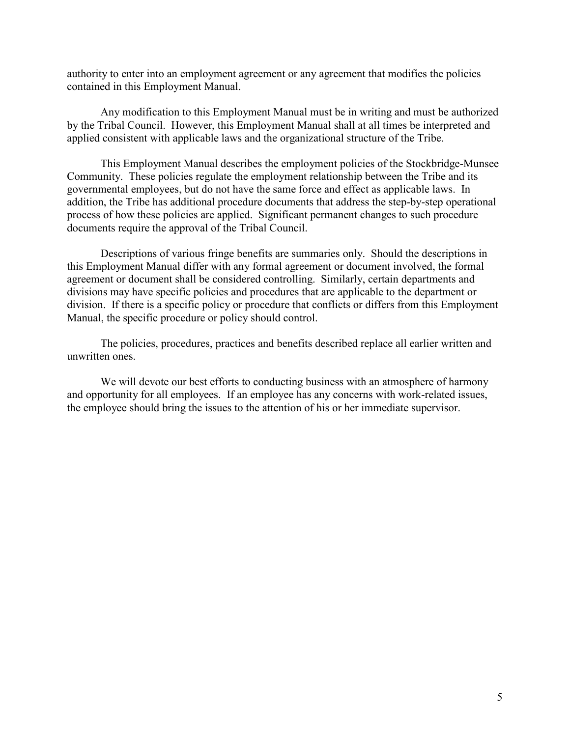authority to enter into an employment agreement or any agreement that modifies the policies contained in this Employment Manual.

Any modification to this Employment Manual must be in writing and must be authorized by the Tribal Council. However, this Employment Manual shall at all times be interpreted and applied consistent with applicable laws and the organizational structure of the Tribe.

This Employment Manual describes the employment policies of the Stockbridge-Munsee Community. These policies regulate the employment relationship between the Tribe and its governmental employees, but do not have the same force and effect as applicable laws. In addition, the Tribe has additional procedure documents that address the step-by-step operational process of how these policies are applied. Significant permanent changes to such procedure documents require the approval of the Tribal Council.

Descriptions of various fringe benefits are summaries only. Should the descriptions in this Employment Manual differ with any formal agreement or document involved, the formal agreement or document shall be considered controlling. Similarly, certain departments and divisions may have specific policies and procedures that are applicable to the department or division. If there is a specific policy or procedure that conflicts or differs from this Employment Manual, the specific procedure or policy should control.

The policies, procedures, practices and benefits described replace all earlier written and unwritten ones.

We will devote our best efforts to conducting business with an atmosphere of harmony and opportunity for all employees. If an employee has any concerns with work-related issues, the employee should bring the issues to the attention of his or her immediate supervisor.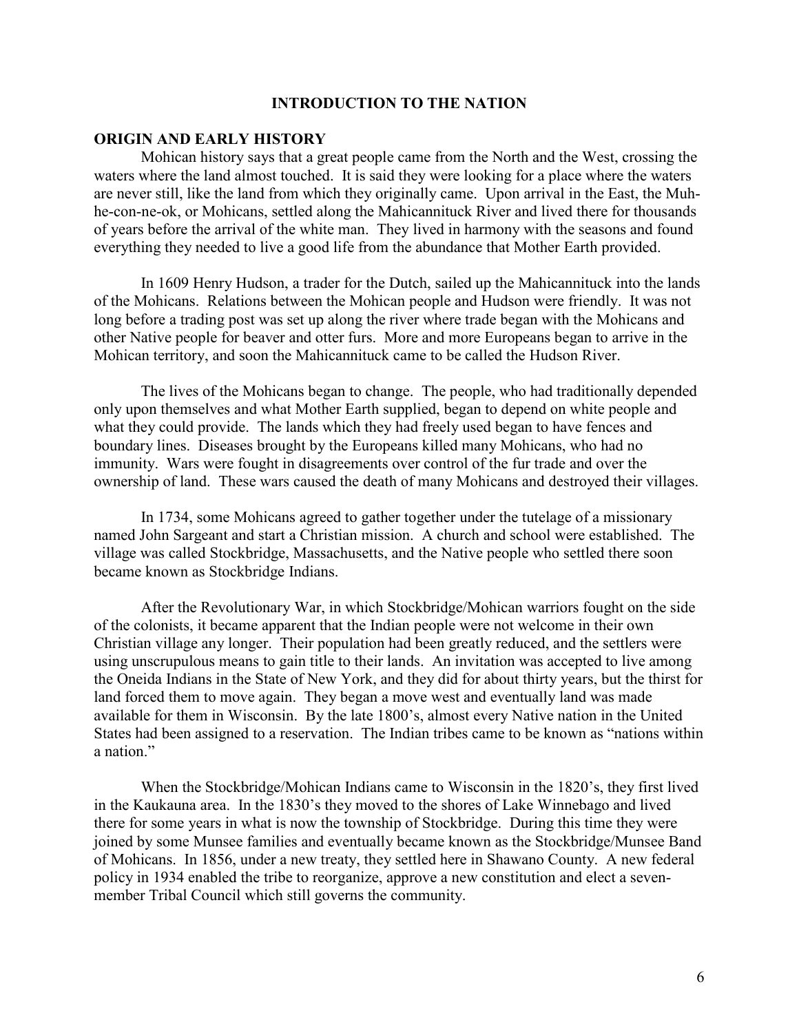# INTRODUCTION TO THE NATION

## ORIGIN AND EARLY HISTORY

Mohican history says that a great people came from the North and the West, crossing the waters where the land almost touched. It is said they were looking for a place where the waters are never still, like the land from which they originally came. Upon arrival in the East, the Muh-he-con-ne-ok, or Mohicans, settled along the Mahicannituck River and lived there for thousands of years before the arrival of the white man. They lived in harmony with the seasons and found everything they needed to live a good life from the abundance that Mother Earth provided.

In 1609 Henry Hudson, a trader for the Dutch, sailed up the Mahicannituck into the lands of the Mohicans. Relations between the Mohican people and Hudson were friendly. It was not long before a trading post was set up along the river where trade began with the Mohicans and other Native people for beaver and otter furs. More and more Europeans began to arrive in the Mohican territory, and soon the Mahicannituck came to be called the Hudson River.

The lives of the Mohicans began to change. The people, who had traditionally depended only upon themselves and what Mother Earth supplied, began to depend on white people and what they could provide. The lands which they had freely used began to have fences and boundary lines. Diseases brought by the Europeans killed many Mohicans, who had no immunity. Wars were fought in disagreements over control of the fur trade and over the ownership of land. These wars caused the death of many Mohicans and destroyed their villages.

In 1734, some Mohicans agreed to gather together under the tutelage of a missionary named John Sargeant and start a Christian mission. A church and school were established. The village was called Stockbridge, Massachusetts, and the Native people who settled there soon became known as Stockbridge Indians.

After the Revolutionary War, in which Stockbridge/Mohican warriors fought on the side of the colonists, it became apparent that the Indian people were not welcome in their own Christian village any longer. Their population had been greatly reduced, and the settlers were using unscrupulous means to gain title to their lands. An invitation was accepted to live among the Oneida Indians in the State of New York, and they did for about thirty years, but the thirst for land forced them to move again. They began a move west and eventually land was made available for them in Wisconsin. By the late 1800's, almost every Native nation in the United States had been assigned to a reservation. The Indian tribes came to be known as "nations within a nation."

When the Stockbridge/Mohican Indians came to Wisconsin in the 1820's, they first lived in the Kaukauna area. In the 1830's they moved to the shores of Lake Winnebago and lived there for some years in what is now the township of Stockbridge. During this time they were joined by some Munsee families and eventually became known as the Stockbridge/Munsee Band of Mohicans. In 1856, under a new treaty, they settled here in Shawano County. A new federal policy in 1934 enabled the tribe to reorganize, approve a new constitution and elect a seven-member Tribal Council which still governs the community.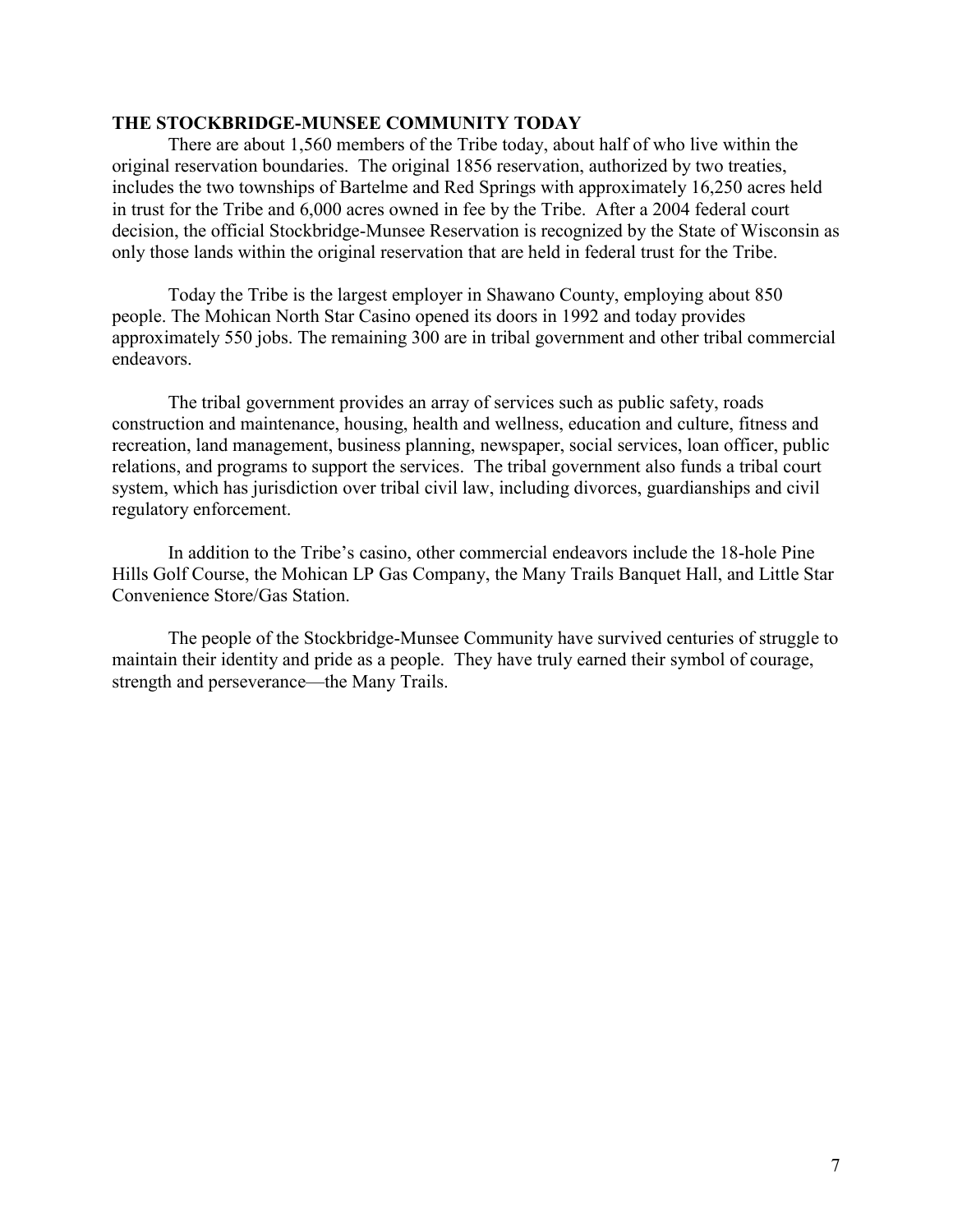## THE STOCKBRIDGE-MUNSEE COMMUNITY TODAY

There are about 1,560 members of the Tribe today, about half of who live within the original reservation boundaries. The original 1856 reservation, authorized by two treaties, includes the two townships of Bartelme and Red Springs with approximately 16,250 acres held in trust for the Tribe and 6,000 acres owned in fee by the Tribe. After a 2004 federal court decision, the official Stockbridge-Munsee Reservation is recognized by the State of Wisconsin as only those lands within the original reservation that are held in federal trust for the Tribe.

Today the Tribe is the largest employer in Shawano County, employing about 850 people. The Mohican North Star Casino opened its doors in 1992 and today provides approximately 550 jobs. The remaining 300 are in tribal government and other tribal commercial endeavors.

The tribal government provides an array of services such as public safety, roads construction and maintenance, housing, health and wellness, education and culture, fitness and recreation, land management, business planning, newspaper, social services, loan officer, public relations, and programs to support the services. The tribal government also funds a tribal court system, which has jurisdiction over tribal civil law, including divorces, guardianships and civil regulatory enforcement.

In addition to the Tribe's casino, other commercial endeavors include the 18-hole Pine Hills Golf Course, the Mohican LP Gas Company, the Many Trails Banquet Hall, and Little Star Convenience Store/Gas Station.

The people of the Stockbridge-Munsee Community have survived centuries of struggle to maintain their identity and pride as a people. They have truly earned their symbol of courage, strength and perseverance—the Many Trails.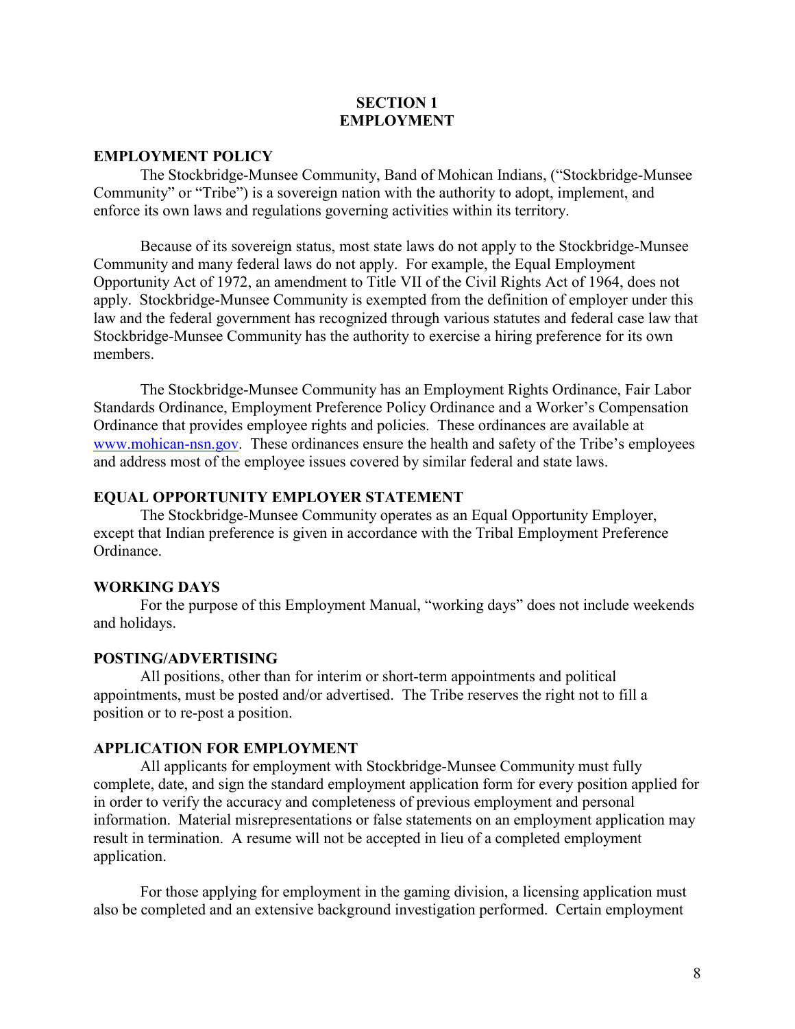# SECTION 1
# EMPLOYMENT

## EMPLOYMENT POLICY

The Stockbridge-Munsee Community, Band of Mohican Indians, ("Stockbridge-Munsee Community" or "Tribe") is a sovereign nation with the authority to adopt, implement, and enforce its own laws and regulations governing activities within its territory.

Because of its sovereign status, most state laws do not apply to the Stockbridge-Munsee Community and many federal laws do not apply. For example, the Equal Employment Opportunity Act of 1972, an amendment to Title VII of the Civil Rights Act of 1964, does not apply. Stockbridge-Munsee Community is exempted from the definition of employer under this law and the federal government has recognized through various statutes and federal case law that Stockbridge-Munsee Community has the authority to exercise a hiring preference for its own members.

The Stockbridge-Munsee Community has an Employment Rights Ordinance, Fair Labor Standards Ordinance, Employment Preference Policy Ordinance and a Worker's Compensation Ordinance that provides employee rights and policies. These ordinances are available at [www.mohican-nsn.gov](http://www.mohican-nsn.gov). These ordinances ensure the health and safety of the Tribe's employees and address most of the employee issues covered by similar federal and state laws.

## EQUAL OPPORTUNITY EMPLOYER STATEMENT

The Stockbridge-Munsee Community operates as an Equal Opportunity Employer, except that Indian preference is given in accordance with the Tribal Employment Preference Ordinance.

## WORKING DAYS

For the purpose of this Employment Manual, "working days" does not include weekends and holidays.

## POSTING/ADVERTISING

All positions, other than for interim or short-term appointments and political appointments, must be posted and/or advertised. The Tribe reserves the right not to fill a position or to re-post a position.

## APPLICATION FOR EMPLOYMENT

All applicants for employment with Stockbridge-Munsee Community must fully complete, date, and sign the standard employment application form for every position applied for in order to verify the accuracy and completeness of previous employment and personal information. Material misrepresentations or false statements on an employment application may result in termination. A resume will not be accepted in lieu of a completed employment application.

For those applying for employment in the gaming division, a licensing application must also be completed and an extensive background investigation performed. Certain employment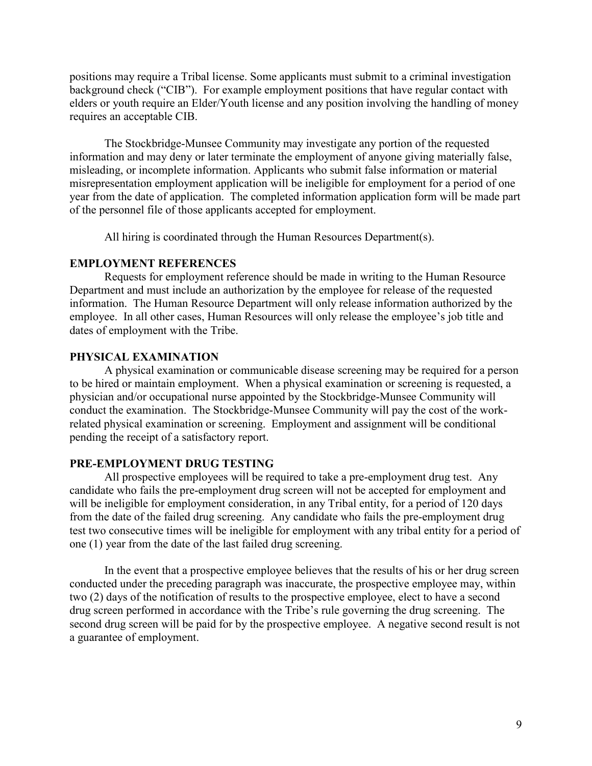positions may require a Tribal license. Some applicants must submit to a criminal investigation background check ("CIB"). For example employment positions that have regular contact with elders or youth require an Elder/Youth license and any position involving the handling of money requires an acceptable CIB.

The Stockbridge-Munsee Community may investigate any portion of the requested information and may deny or later terminate the employment of anyone giving materially false, misleading, or incomplete information. Applicants who submit false information or material misrepresentation employment application will be ineligible for employment for a period of one year from the date of application. The completed information application form will be made part of the personnel file of those applicants accepted for employment.

All hiring is coordinated through the Human Resources Department(s).

### EMPLOYMENT REFERENCES

Requests for employment reference should be made in writing to the Human Resource Department and must include an authorization by the employee for release of the requested information. The Human Resource Department will only release information authorized by the employee. In all other cases, Human Resources will only release the employee's job title and dates of employment with the Tribe.

### PHYSICAL EXAMINATION

A physical examination or communicable disease screening may be required for a person to be hired or maintain employment. When a physical examination or screening is requested, a physician and/or occupational nurse appointed by the Stockbridge-Munsee Community will conduct the examination. The Stockbridge-Munsee Community will pay the cost of the work-related physical examination or screening. Employment and assignment will be conditional pending the receipt of a satisfactory report.

### PRE-EMPLOYMENT DRUG TESTING

All prospective employees will be required to take a pre-employment drug test. Any candidate who fails the pre-employment drug screen will not be accepted for employment and will be ineligible for employment consideration, in any Tribal entity, for a period of 120 days from the date of the failed drug screening. Any candidate who fails the pre-employment drug test two consecutive times will be ineligible for employment with any tribal entity for a period of one (1) year from the date of the last failed drug screening.

In the event that a prospective employee believes that the results of his or her drug screen conducted under the preceding paragraph was inaccurate, the prospective employee may, within two (2) days of the notification of results to the prospective employee, elect to have a second drug screen performed in accordance with the Tribe's rule governing the drug screening. The second drug screen will be paid for by the prospective employee. A negative second result is not a guarantee of employment.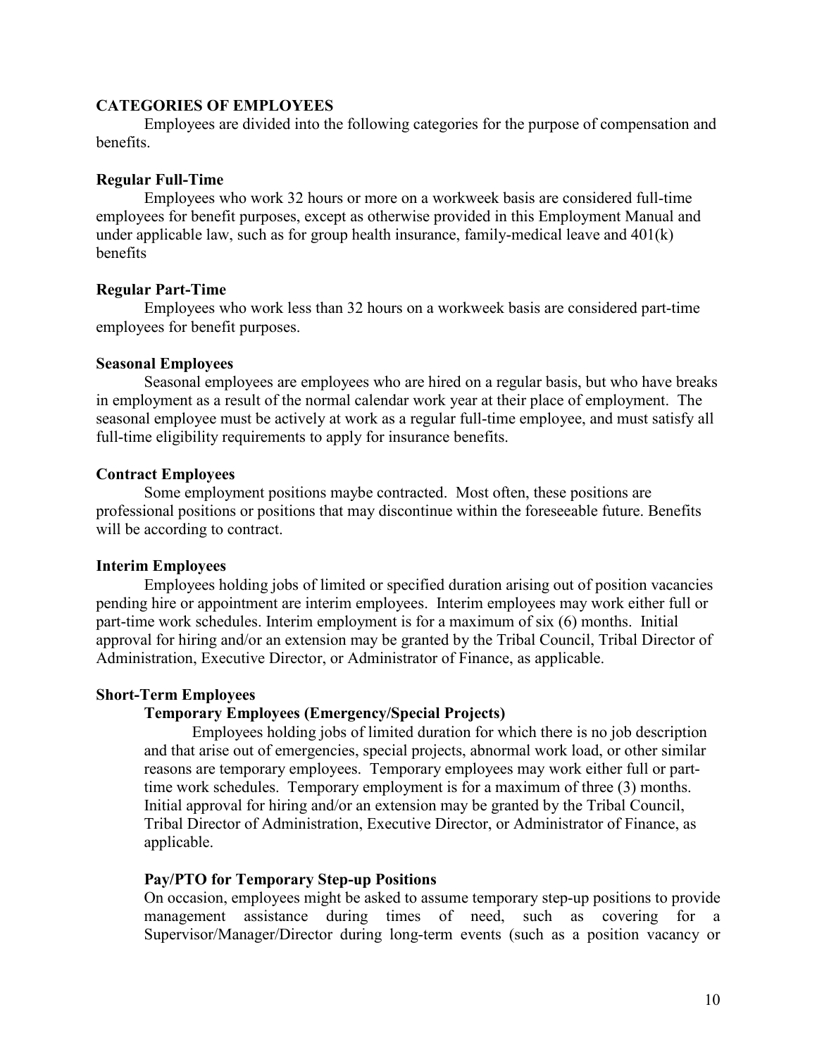## CATEGORIES OF EMPLOYEES

Employees are divided into the following categories for the purpose of compensation and benefits.

### Regular Full-Time

Employees who work 32 hours or more on a workweek basis are considered full-time employees for benefit purposes, except as otherwise provided in this Employment Manual and under applicable law, such as for group health insurance, family-medical leave and 401(k) benefits

### Regular Part-Time

Employees who work less than 32 hours on a workweek basis are considered part-time employees for benefit purposes.

### Seasonal Employees

Seasonal employees are employees who are hired on a regular basis, but who have breaks in employment as a result of the normal calendar work year at their place of employment. The seasonal employee must be actively at work as a regular full-time employee, and must satisfy all full-time eligibility requirements to apply for insurance benefits.

### Contract Employees

Some employment positions maybe contracted. Most often, these positions are professional positions or positions that may discontinue within the foreseeable future. Benefits will be according to contract.

### Interim Employees

Employees holding jobs of limited or specified duration arising out of position vacancies pending hire or appointment are interim employees. Interim employees may work either full or part-time work schedules. Interim employment is for a maximum of six (6) months. Initial approval for hiring and/or an extension may be granted by the Tribal Council, Tribal Director of Administration, Executive Director, or Administrator of Finance, as applicable.

### Short-Term Employees

#### Temporary Employees (Emergency/Special Projects)

Employees holding jobs of limited duration for which there is no job description and that arise out of emergencies, special projects, abnormal work load, or other similar reasons are temporary employees. Temporary employees may work either full or part-time work schedules. Temporary employment is for a maximum of three (3) months. Initial approval for hiring and/or an extension may be granted by the Tribal Council, Tribal Director of Administration, Executive Director, or Administrator of Finance, as applicable.

#### Pay/PTO for Temporary Step-up Positions

On occasion, employees might be asked to assume temporary step-up positions to provide management assistance during times of need, such as covering for a Supervisor/Manager/Director during long-term events (such as a position vacancy or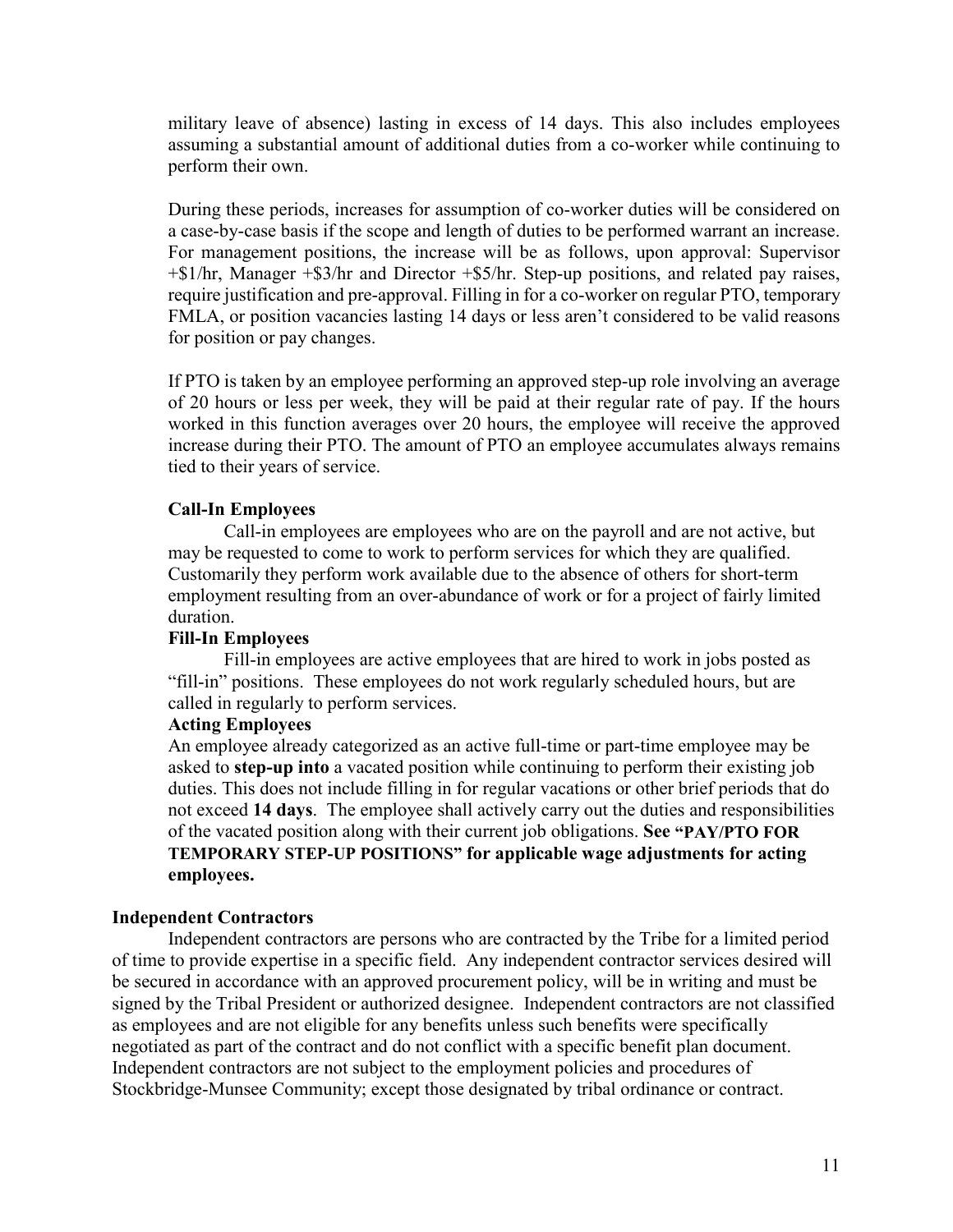military leave of absence) lasting in excess of 14 days. This also includes employees assuming a substantial amount of additional duties from a co-worker while continuing to perform their own.

During these periods, increases for assumption of co-worker duties will be considered on a case-by-case basis if the scope and length of duties to be performed warrant an increase. For management positions, the increase will be as follows, upon approval: Supervisor +$1/hr, Manager +$3/hr and Director +$5/hr. Step-up positions, and related pay raises, require justification and pre-approval. Filling in for a co-worker on regular PTO, temporary FMLA, or position vacancies lasting 14 days or less aren't considered to be valid reasons for position or pay changes.

If PTO is taken by an employee performing an approved step-up role involving an average of 20 hours or less per week, they will be paid at their regular rate of pay. If the hours worked in this function averages over 20 hours, the employee will receive the approved increase during their PTO. The amount of PTO an employee accumulates always remains tied to their years of service.

**Call-In Employees**

Call-in employees are employees who are on the payroll and are not active, but may be requested to come to work to perform services for which they are qualified. Customarily they perform work available due to the absence of others for short-term employment resulting from an over-abundance of work or for a project of fairly limited duration.

**Fill-In Employees**

Fill-in employees are active employees that are hired to work in jobs posted as "fill-in" positions. These employees do not work regularly scheduled hours, but are called in regularly to perform services.

**Acting Employees**

An employee already categorized as an active full-time or part-time employee may be asked to **step-up into** a vacated position while continuing to perform their existing job duties. This does not include filling in for regular vacations or other brief periods that do not exceed **14 days**. The employee shall actively carry out the duties and responsibilities of the vacated position along with their current job obligations. **See "PAY/PTO FOR TEMPORARY STEP-UP POSITIONS" for applicable wage adjustments for acting employees.**

**Independent Contractors**

Independent contractors are persons who are contracted by the Tribe for a limited period of time to provide expertise in a specific field. Any independent contractor services desired will be secured in accordance with an approved procurement policy, will be in writing and must be signed by the Tribal President or authorized designee. Independent contractors are not classified as employees and are not eligible for any benefits unless such benefits were specifically negotiated as part of the contract and do not conflict with a specific benefit plan document. Independent contractors are not subject to the employment policies and procedures of Stockbridge-Munsee Community; except those designated by tribal ordinance or contract.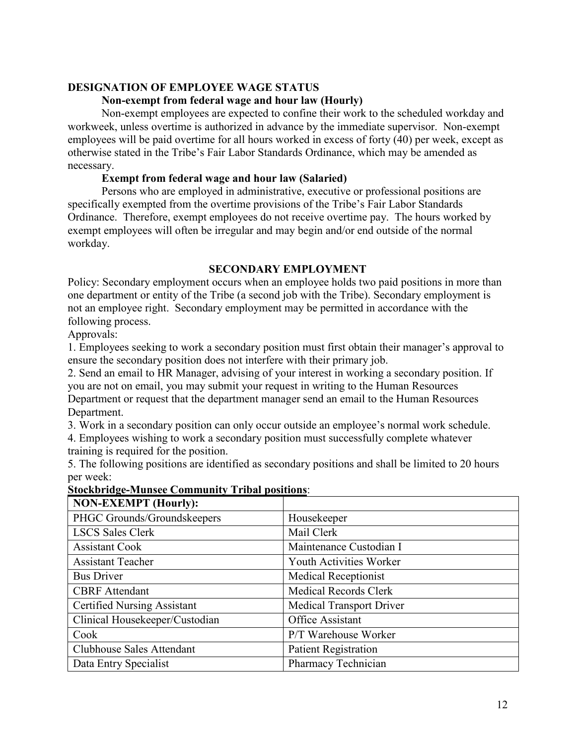## DESIGNATION OF EMPLOYEE WAGE STATUS

### Non-exempt from federal wage and hour law (Hourly)

Non-exempt employees are expected to confine their work to the scheduled workday and workweek, unless overtime is authorized in advance by the immediate supervisor. Non-exempt employees will be paid overtime for all hours worked in excess of forty (40) per week, except as otherwise stated in the Tribe's Fair Labor Standards Ordinance, which may be amended as necessary.

### Exempt from federal wage and hour law (Salaried)

Persons who are employed in administrative, executive or professional positions are specifically exempted from the overtime provisions of the Tribe's Fair Labor Standards Ordinance. Therefore, exempt employees do not receive overtime pay. The hours worked by exempt employees will often be irregular and may begin and/or end outside of the normal workday.

## SECONDARY EMPLOYMENT

Policy: Secondary employment occurs when an employee holds two paid positions in more than one department or entity of the Tribe (a second job with the Tribe). Secondary employment is not an employee right. Secondary employment may be permitted in accordance with the following process.

Approvals:

1. Employees seeking to work a secondary position must first obtain their manager's approval to ensure the secondary position does not interfere with their primary job.
2. Send an email to HR Manager, advising of your interest in working a secondary position. If you are not on email, you may submit your request in writing to the Human Resources Department or request that the department manager send an email to the Human Resources Department.
3. Work in a secondary position can only occur outside an employee's normal work schedule.
4. Employees wishing to work a secondary position must successfully complete whatever training is required for the position.
5. The following positions are identified as secondary positions and shall be limited to 20 hours per week:

**Stockbridge-Munsee Community Tribal positions**:

| NON-EXEMPT (Hourly): | |
|---|---|
| PHGC Grounds/Groundskeepers | Housekeeper |
| LSCS Sales Clerk | Mail Clerk |
| Assistant Cook | Maintenance Custodian I |
| Assistant Teacher | Youth Activities Worker |
| Bus Driver | Medical Receptionist |
| CBRF Attendant | Medical Records Clerk |
| Certified Nursing Assistant | Medical Transport Driver |
| Clinical Housekeeper/Custodian | Office Assistant |
| Cook | P/T Warehouse Worker |
| Clubhouse Sales Attendant | Patient Registration |
| Data Entry Specialist | Pharmacy Technician |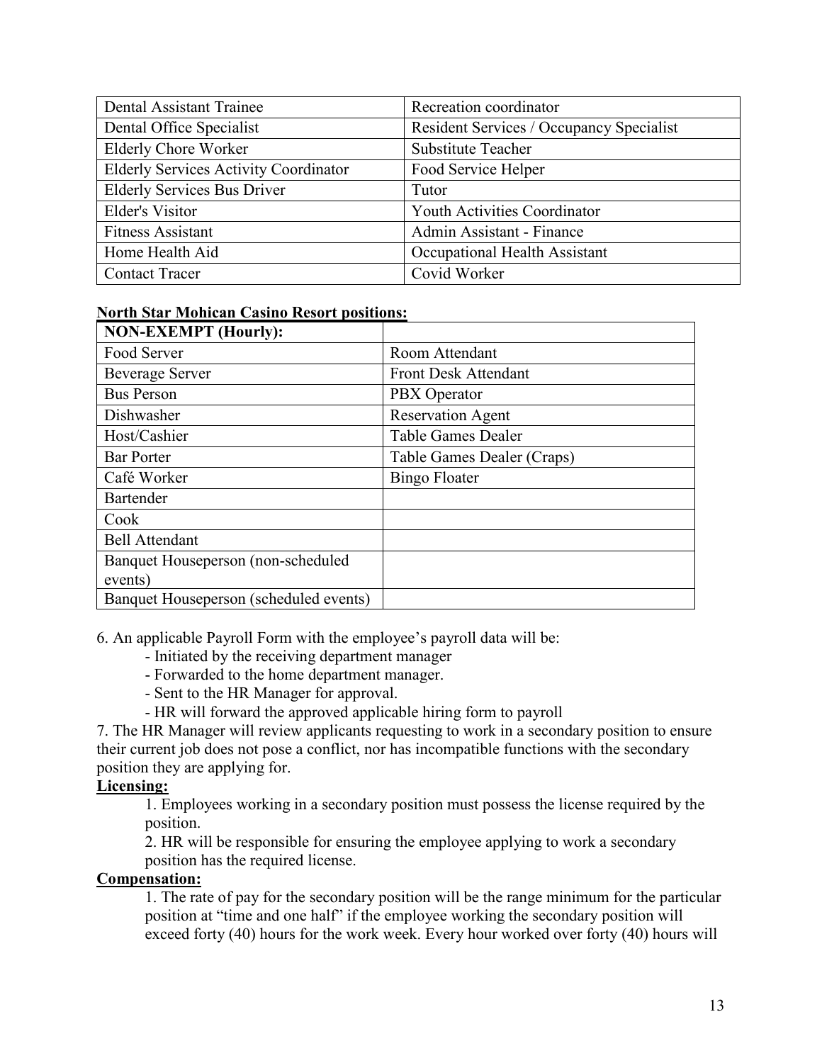| Dental Assistant Trainee | Recreation coordinator |
|---|---|
| Dental Office Specialist | Resident Services / Occupancy Specialist |
| Elderly Chore Worker | Substitute Teacher |
| Elderly Services Activity Coordinator | Food Service Helper |
| Elderly Services Bus Driver | Tutor |
| Elder's Visitor | Youth Activities Coordinator |
| Fitness Assistant | Admin Assistant - Finance |
| Home Health Aid | Occupational Health Assistant |
| Contact Tracer | Covid Worker |

**North Star Mohican Casino Resort positions:**

| **NON-EXEMPT (Hourly):** | |
|---|---|
| Food Server | Room Attendant |
| Beverage Server | Front Desk Attendant |
| Bus Person | PBX Operator |
| Dishwasher | Reservation Agent |
| Host/Cashier | Table Games Dealer |
| Bar Porter | Table Games Dealer (Craps) |
| Café Worker | Bingo Floater |
| Bartender | |
| Cook | |
| Bell Attendant | |
| Banquet Houseperson (non-scheduled events) | |
| Banquet Houseperson (scheduled events) | |

6. An applicable Payroll Form with the employee's payroll data will be:
   - Initiated by the receiving department manager
   - Forwarded to the home department manager.
   - Sent to the HR Manager for approval.
   - HR will forward the approved applicable hiring form to payroll

7. The HR Manager will review applicants requesting to work in a secondary position to ensure their current job does not pose a conflict, nor has incompatible functions with the secondary position they are applying for.

**Licensing:**

1. Employees working in a secondary position must possess the license required by the position.
2. HR will be responsible for ensuring the employee applying to work a secondary position has the required license.

**Compensation:**

1. The rate of pay for the secondary position will be the range minimum for the particular position at "time and one half" if the employee working the secondary position will exceed forty (40) hours for the work week. Every hour worked over forty (40) hours will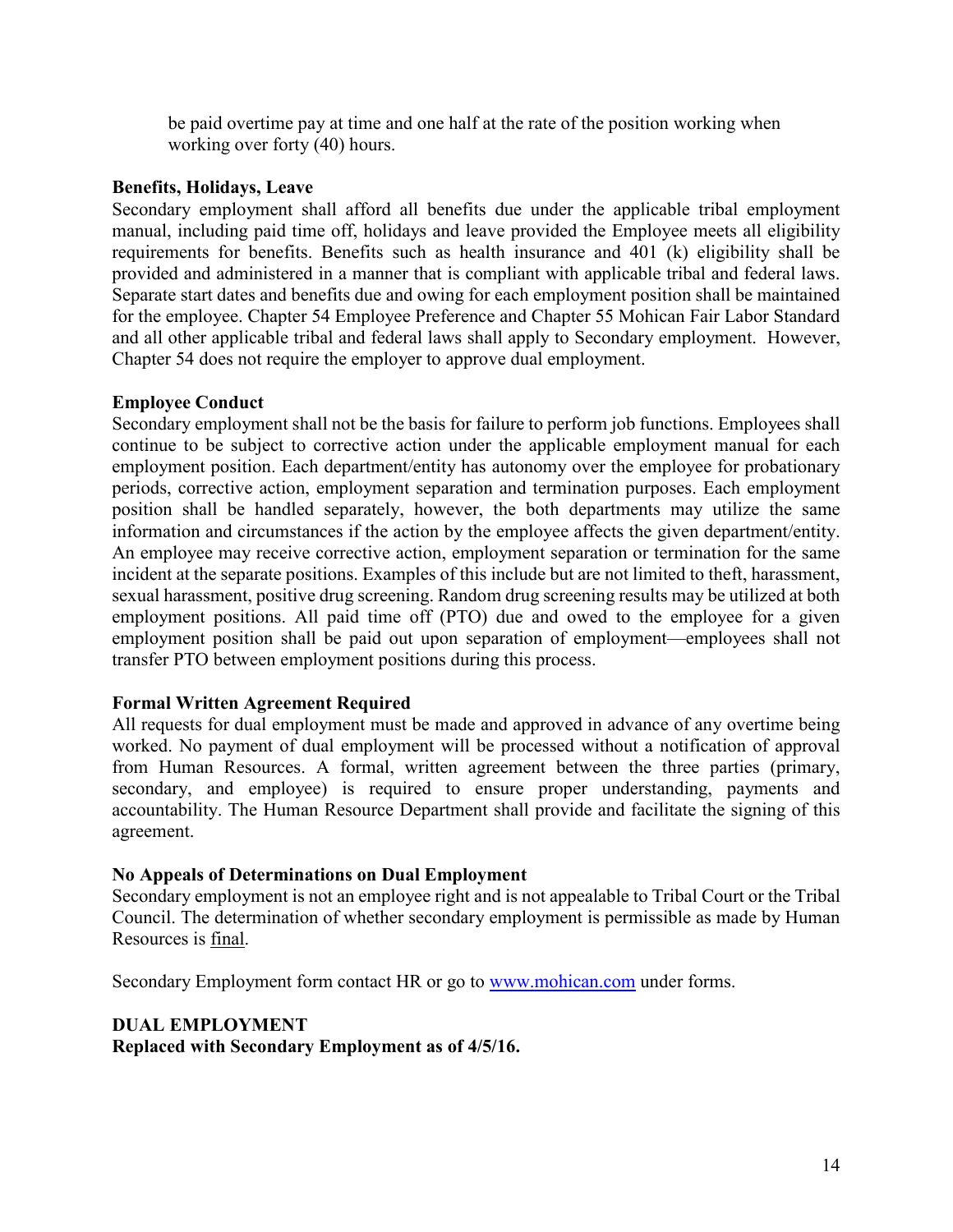be paid overtime pay at time and one half at the rate of the position working when working over forty (40) hours.

**Benefits, Holidays, Leave**

Secondary employment shall afford all benefits due under the applicable tribal employment manual, including paid time off, holidays and leave provided the Employee meets all eligibility requirements for benefits. Benefits such as health insurance and 401 (k) eligibility shall be provided and administered in a manner that is compliant with applicable tribal and federal laws. Separate start dates and benefits due and owing for each employment position shall be maintained for the employee. Chapter 54 Employee Preference and Chapter 55 Mohican Fair Labor Standard and all other applicable tribal and federal laws shall apply to Secondary employment. However, Chapter 54 does not require the employer to approve dual employment.

**Employee Conduct**

Secondary employment shall not be the basis for failure to perform job functions. Employees shall continue to be subject to corrective action under the applicable employment manual for each employment position. Each department/entity has autonomy over the employee for probationary periods, corrective action, employment separation and termination purposes. Each employment position shall be handled separately, however, the both departments may utilize the same information and circumstances if the action by the employee affects the given department/entity. An employee may receive corrective action, employment separation or termination for the same incident at the separate positions. Examples of this include but are not limited to theft, harassment, sexual harassment, positive drug screening. Random drug screening results may be utilized at both employment positions. All paid time off (PTO) due and owed to the employee for a given employment position shall be paid out upon separation of employment—employees shall not transfer PTO between employment positions during this process.

**Formal Written Agreement Required**

All requests for dual employment must be made and approved in advance of any overtime being worked. No payment of dual employment will be processed without a notification of approval from Human Resources. A formal, written agreement between the three parties (primary, secondary, and employee) is required to ensure proper understanding, payments and accountability. The Human Resource Department shall provide and facilitate the signing of this agreement.

**No Appeals of Determinations on Dual Employment**

Secondary employment is not an employee right and is not appealable to Tribal Court or the Tribal Council. The determination of whether secondary employment is permissible as made by Human Resources is final.

Secondary Employment form contact HR or go to [www.mohican.com](http://www.mohican.com) under forms.

**DUAL EMPLOYMENT**
**Replaced with Secondary Employment as of 4/5/16.**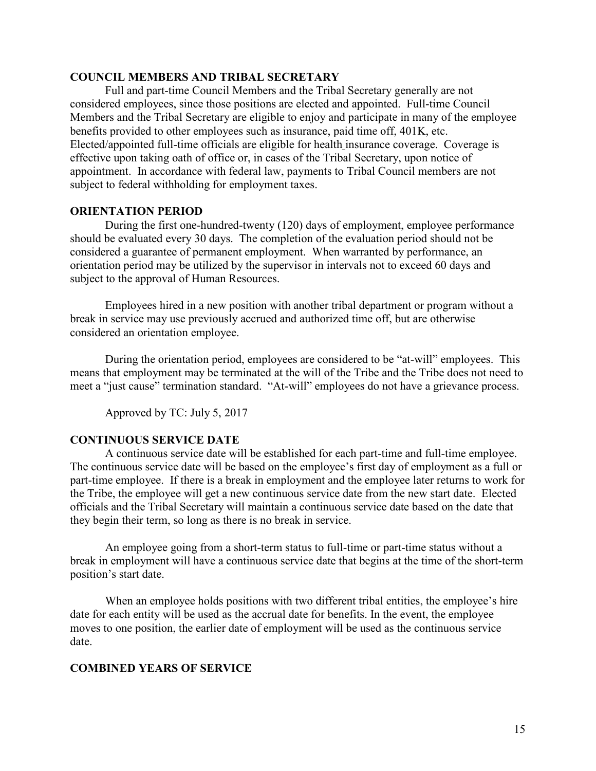**COUNCIL MEMBERS AND TRIBAL SECRETARY**

Full and part-time Council Members and the Tribal Secretary generally are not considered employees, since those positions are elected and appointed. Full-time Council Members and the Tribal Secretary are eligible to enjoy and participate in many of the employee benefits provided to other employees such as insurance, paid time off, 401K, etc. Elected/appointed full-time officials are eligible for health insurance coverage. Coverage is effective upon taking oath of office or, in cases of the Tribal Secretary, upon notice of appointment. In accordance with federal law, payments to Tribal Council members are not subject to federal withholding for employment taxes.

**ORIENTATION PERIOD**

During the first one-hundred-twenty (120) days of employment, employee performance should be evaluated every 30 days. The completion of the evaluation period should not be considered a guarantee of permanent employment. When warranted by performance, an orientation period may be utilized by the supervisor in intervals not to exceed 60 days and subject to the approval of Human Resources.

Employees hired in a new position with another tribal department or program without a break in service may use previously accrued and authorized time off, but are otherwise considered an orientation employee.

During the orientation period, employees are considered to be "at-will" employees. This means that employment may be terminated at the will of the Tribe and the Tribe does not need to meet a "just cause" termination standard. "At-will" employees do not have a grievance process.

Approved by TC: July 5, 2017

**CONTINUOUS SERVICE DATE**

A continuous service date will be established for each part-time and full-time employee. The continuous service date will be based on the employee's first day of employment as a full or part-time employee. If there is a break in employment and the employee later returns to work for the Tribe, the employee will get a new continuous service date from the new start date. Elected officials and the Tribal Secretary will maintain a continuous service date based on the date that they begin their term, so long as there is no break in service.

An employee going from a short-term status to full-time or part-time status without a break in employment will have a continuous service date that begins at the time of the short-term position's start date.

When an employee holds positions with two different tribal entities, the employee's hire date for each entity will be used as the accrual date for benefits. In the event, the employee moves to one position, the earlier date of employment will be used as the continuous service date.

**COMBINED YEARS OF SERVICE**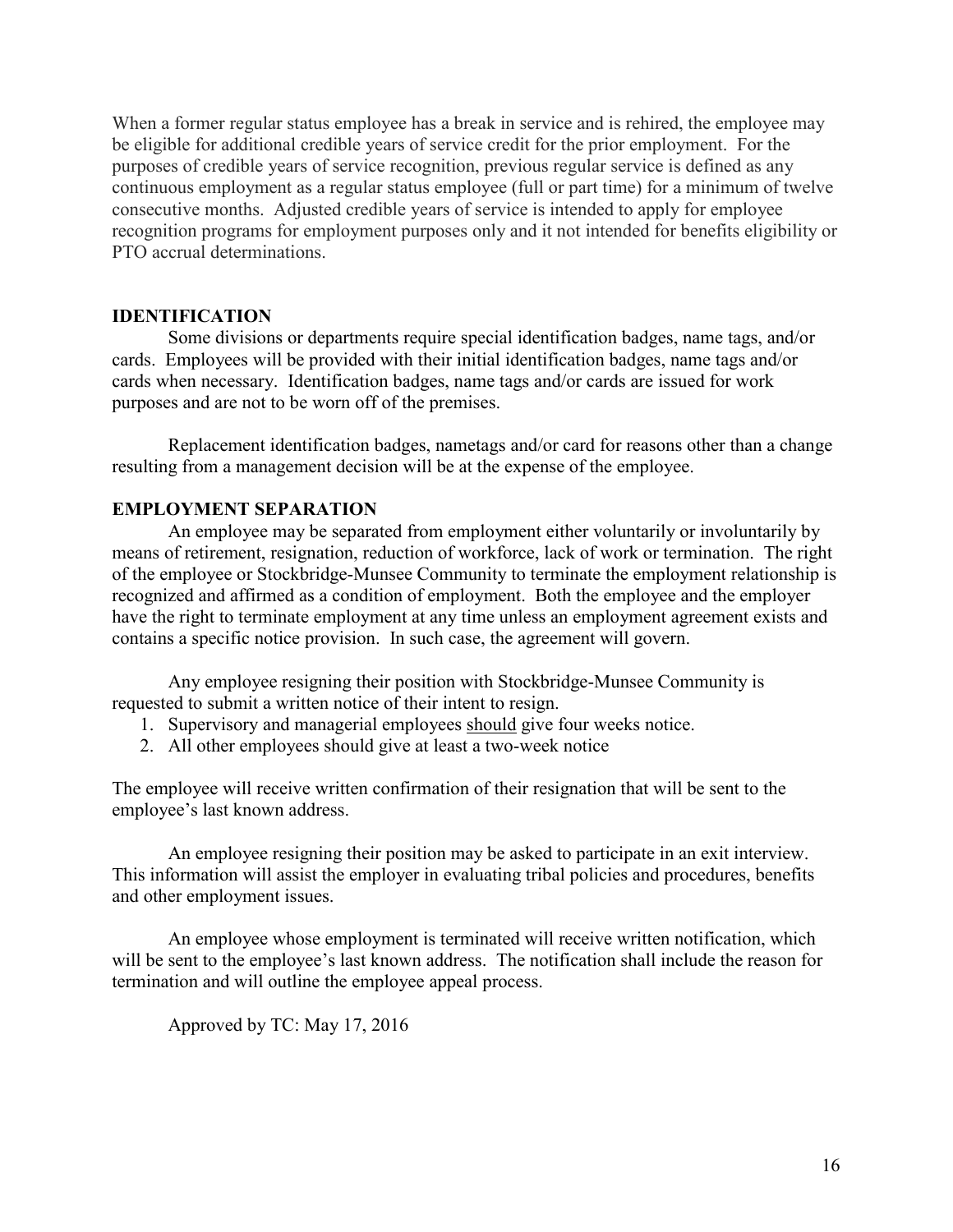When a former regular status employee has a break in service and is rehired, the employee may be eligible for additional credible years of service credit for the prior employment. For the purposes of credible years of service recognition, previous regular service is defined as any continuous employment as a regular status employee (full or part time) for a minimum of twelve consecutive months. Adjusted credible years of service is intended to apply for employee recognition programs for employment purposes only and it not intended for benefits eligibility or PTO accrual determinations.

## IDENTIFICATION

Some divisions or departments require special identification badges, name tags, and/or cards. Employees will be provided with their initial identification badges, name tags and/or cards when necessary. Identification badges, name tags and/or cards are issued for work purposes and are not to be worn off of the premises.

Replacement identification badges, nametags and/or card for reasons other than a change resulting from a management decision will be at the expense of the employee.

## EMPLOYMENT SEPARATION

An employee may be separated from employment either voluntarily or involuntarily by means of retirement, resignation, reduction of workforce, lack of work or termination. The right of the employee or Stockbridge-Munsee Community to terminate the employment relationship is recognized and affirmed as a condition of employment. Both the employee and the employer have the right to terminate employment at any time unless an employment agreement exists and contains a specific notice provision. In such case, the agreement will govern.

Any employee resigning their position with Stockbridge-Munsee Community is requested to submit a written notice of their intent to resign.

1. Supervisory and managerial employees <u>should</u> give four weeks notice.
2. All other employees should give at least a two-week notice

The employee will receive written confirmation of their resignation that will be sent to the employee's last known address.

An employee resigning their position may be asked to participate in an exit interview. This information will assist the employer in evaluating tribal policies and procedures, benefits and other employment issues.

An employee whose employment is terminated will receive written notification, which will be sent to the employee's last known address. The notification shall include the reason for termination and will outline the employee appeal process.

Approved by TC: May 17, 2016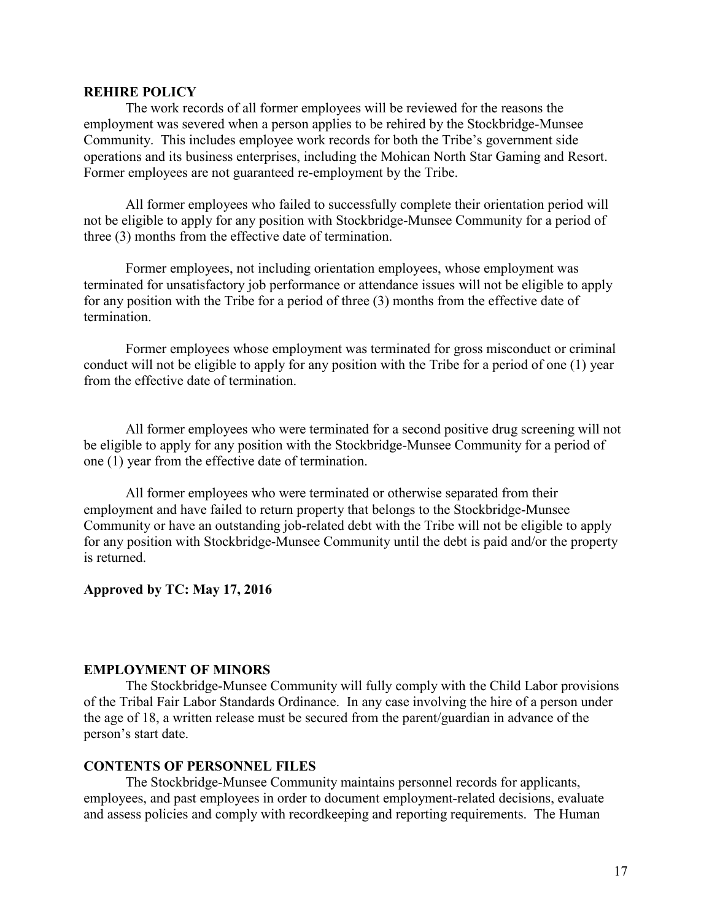**REHIRE POLICY**

The work records of all former employees will be reviewed for the reasons the employment was severed when a person applies to be rehired by the Stockbridge-Munsee Community. This includes employee work records for both the Tribe's government side operations and its business enterprises, including the Mohican North Star Gaming and Resort. Former employees are not guaranteed re-employment by the Tribe.

All former employees who failed to successfully complete their orientation period will not be eligible to apply for any position with Stockbridge-Munsee Community for a period of three (3) months from the effective date of termination.

Former employees, not including orientation employees, whose employment was terminated for unsatisfactory job performance or attendance issues will not be eligible to apply for any position with the Tribe for a period of three (3) months from the effective date of termination.

Former employees whose employment was terminated for gross misconduct or criminal conduct will not be eligible to apply for any position with the Tribe for a period of one (1) year from the effective date of termination.

All former employees who were terminated for a second positive drug screening will not be eligible to apply for any position with the Stockbridge-Munsee Community for a period of one (1) year from the effective date of termination.

All former employees who were terminated or otherwise separated from their employment and have failed to return property that belongs to the Stockbridge-Munsee Community or have an outstanding job-related debt with the Tribe will not be eligible to apply for any position with Stockbridge-Munsee Community until the debt is paid and/or the property is returned.

**Approved by TC: May 17, 2016**

**EMPLOYMENT OF MINORS**

The Stockbridge-Munsee Community will fully comply with the Child Labor provisions of the Tribal Fair Labor Standards Ordinance. In any case involving the hire of a person under the age of 18, a written release must be secured from the parent/guardian in advance of the person's start date.

**CONTENTS OF PERSONNEL FILES**

The Stockbridge-Munsee Community maintains personnel records for applicants, employees, and past employees in order to document employment-related decisions, evaluate and assess policies and comply with recordkeeping and reporting requirements. The Human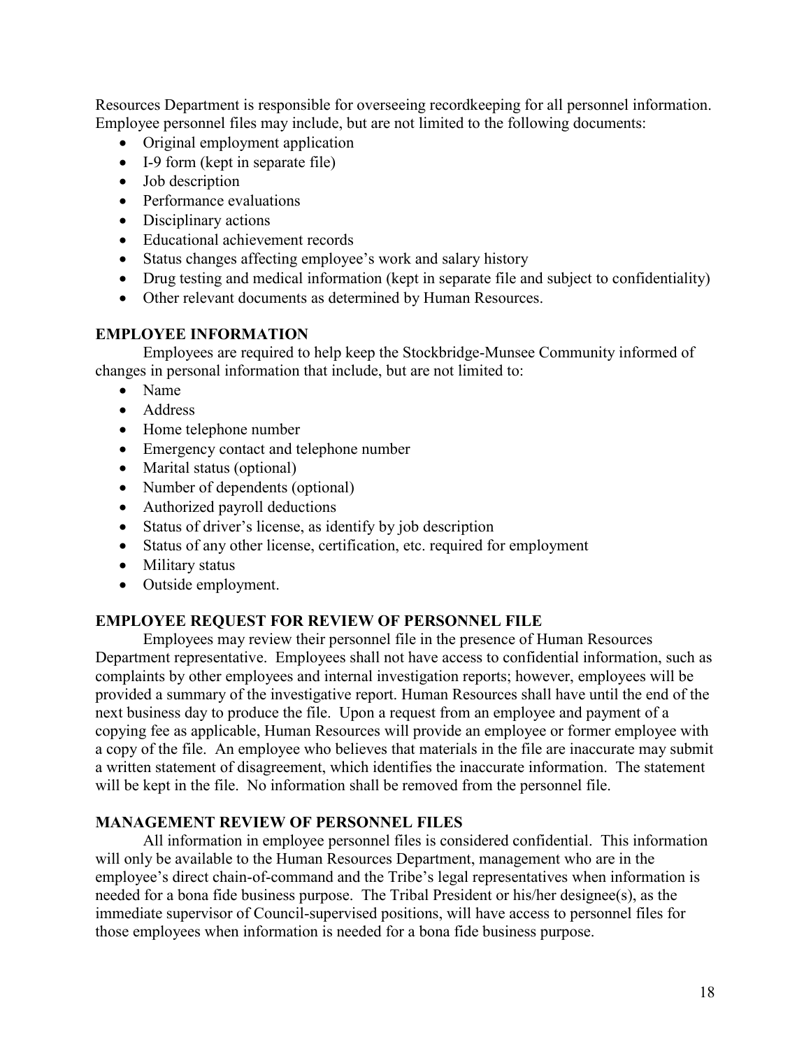Resources Department is responsible for overseeing recordkeeping for all personnel information. Employee personnel files may include, but are not limited to the following documents:

- Original employment application
- I-9 form (kept in separate file)
- Job description
- Performance evaluations
- Disciplinary actions
- Educational achievement records
- Status changes affecting employee's work and salary history
- Drug testing and medical information (kept in separate file and subject to confidentiality)
- Other relevant documents as determined by Human Resources.

## EMPLOYEE INFORMATION

Employees are required to help keep the Stockbridge-Munsee Community informed of changes in personal information that include, but are not limited to:

- Name
- Address
- Home telephone number
- Emergency contact and telephone number
- Marital status (optional)
- Number of dependents (optional)
- Authorized payroll deductions
- Status of driver's license, as identify by job description
- Status of any other license, certification, etc. required for employment
- Military status
- Outside employment.

## EMPLOYEE REQUEST FOR REVIEW OF PERSONNEL FILE

Employees may review their personnel file in the presence of Human Resources Department representative. Employees shall not have access to confidential information, such as complaints by other employees and internal investigation reports; however, employees will be provided a summary of the investigative report. Human Resources shall have until the end of the next business day to produce the file. Upon a request from an employee and payment of a copying fee as applicable, Human Resources will provide an employee or former employee with a copy of the file. An employee who believes that materials in the file are inaccurate may submit a written statement of disagreement, which identifies the inaccurate information. The statement will be kept in the file. No information shall be removed from the personnel file.

## MANAGEMENT REVIEW OF PERSONNEL FILES

All information in employee personnel files is considered confidential. This information will only be available to the Human Resources Department, management who are in the employee's direct chain-of-command and the Tribe's legal representatives when information is needed for a bona fide business purpose. The Tribal President or his/her designee(s), as the immediate supervisor of Council-supervised positions, will have access to personnel files for those employees when information is needed for a bona fide business purpose.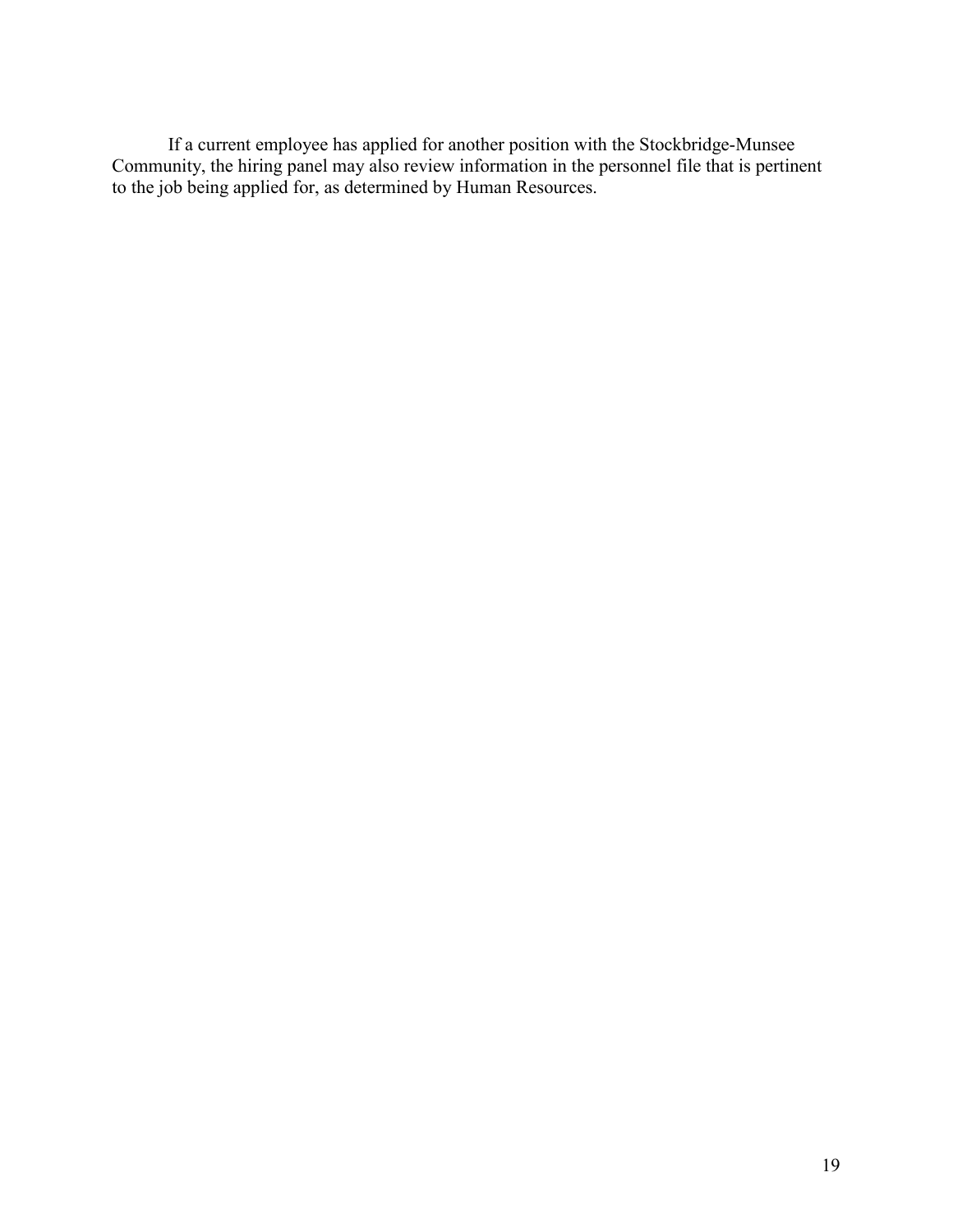If a current employee has applied for another position with the Stockbridge-Munsee Community, the hiring panel may also review information in the personnel file that is pertinent to the job being applied for, as determined by Human Resources.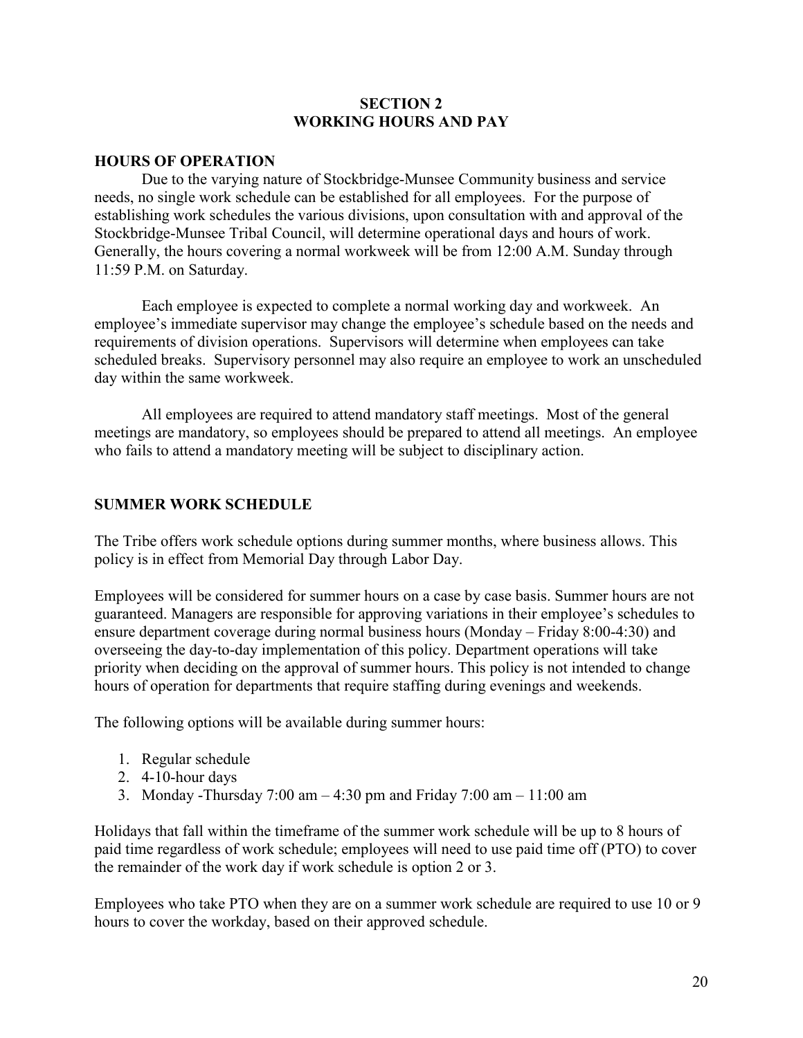# SECTION 2
# WORKING HOURS AND PAY

## HOURS OF OPERATION

Due to the varying nature of Stockbridge-Munsee Community business and service needs, no single work schedule can be established for all employees. For the purpose of establishing work schedules the various divisions, upon consultation with and approval of the Stockbridge-Munsee Tribal Council, will determine operational days and hours of work. Generally, the hours covering a normal workweek will be from 12:00 A.M. Sunday through 11:59 P.M. on Saturday.

Each employee is expected to complete a normal working day and workweek. An employee's immediate supervisor may change the employee's schedule based on the needs and requirements of division operations. Supervisors will determine when employees can take scheduled breaks. Supervisory personnel may also require an employee to work an unscheduled day within the same workweek.

All employees are required to attend mandatory staff meetings. Most of the general meetings are mandatory, so employees should be prepared to attend all meetings. An employee who fails to attend a mandatory meeting will be subject to disciplinary action.

## SUMMER WORK SCHEDULE

The Tribe offers work schedule options during summer months, where business allows. This policy is in effect from Memorial Day through Labor Day.

Employees will be considered for summer hours on a case by case basis. Summer hours are not guaranteed. Managers are responsible for approving variations in their employee's schedules to ensure department coverage during normal business hours (Monday – Friday 8:00-4:30) and overseeing the day-to-day implementation of this policy. Department operations will take priority when deciding on the approval of summer hours. This policy is not intended to change hours of operation for departments that require staffing during evenings and weekends.

The following options will be available during summer hours:

1. Regular schedule
2. 4-10-hour days
3. Monday -Thursday 7:00 am – 4:30 pm and Friday 7:00 am – 11:00 am

Holidays that fall within the timeframe of the summer work schedule will be up to 8 hours of paid time regardless of work schedule; employees will need to use paid time off (PTO) to cover the remainder of the work day if work schedule is option 2 or 3.

Employees who take PTO when they are on a summer work schedule are required to use 10 or 9 hours to cover the workday, based on their approved schedule.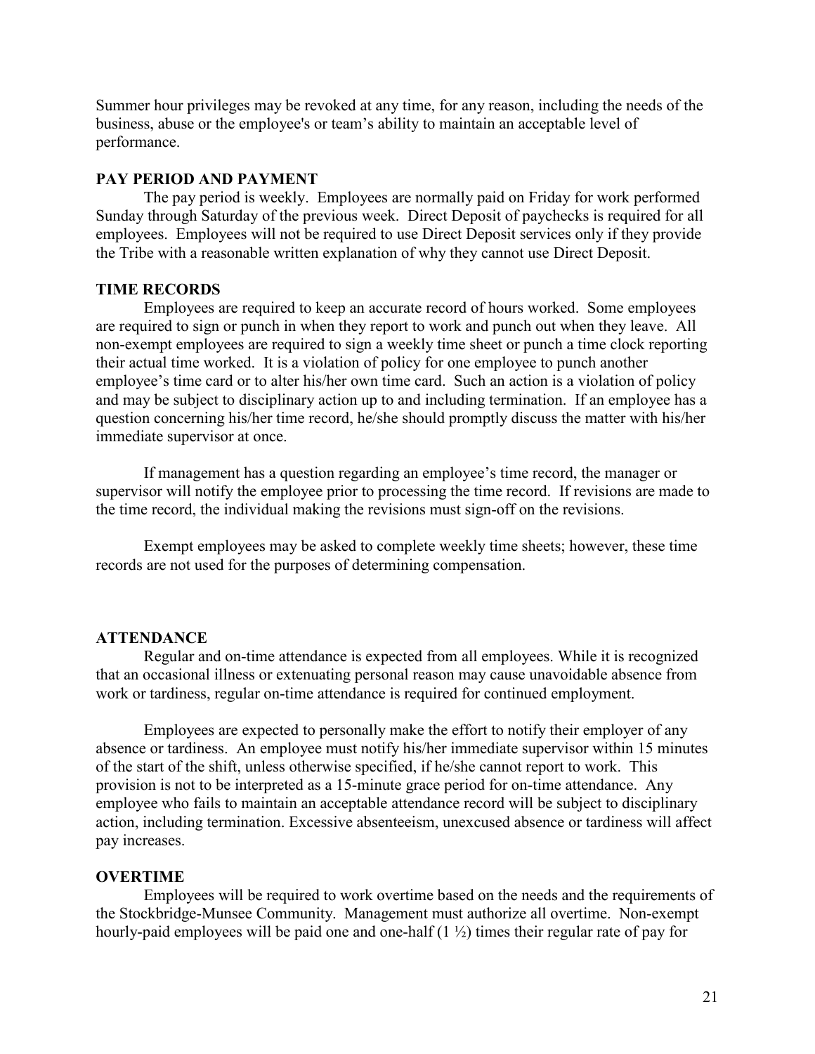Summer hour privileges may be revoked at any time, for any reason, including the needs of the business, abuse or the employee's or team's ability to maintain an acceptable level of performance.

**PAY PERIOD AND PAYMENT**

The pay period is weekly. Employees are normally paid on Friday for work performed Sunday through Saturday of the previous week. Direct Deposit of paychecks is required for all employees. Employees will not be required to use Direct Deposit services only if they provide the Tribe with a reasonable written explanation of why they cannot use Direct Deposit.

**TIME RECORDS**

Employees are required to keep an accurate record of hours worked. Some employees are required to sign or punch in when they report to work and punch out when they leave. All non-exempt employees are required to sign a weekly time sheet or punch a time clock reporting their actual time worked. It is a violation of policy for one employee to punch another employee's time card or to alter his/her own time card. Such an action is a violation of policy and may be subject to disciplinary action up to and including termination. If an employee has a question concerning his/her time record, he/she should promptly discuss the matter with his/her immediate supervisor at once.

If management has a question regarding an employee's time record, the manager or supervisor will notify the employee prior to processing the time record. If revisions are made to the time record, the individual making the revisions must sign-off on the revisions.

Exempt employees may be asked to complete weekly time sheets; however, these time records are not used for the purposes of determining compensation.

**ATTENDANCE**

Regular and on-time attendance is expected from all employees. While it is recognized that an occasional illness or extenuating personal reason may cause unavoidable absence from work or tardiness, regular on-time attendance is required for continued employment.

Employees are expected to personally make the effort to notify their employer of any absence or tardiness. An employee must notify his/her immediate supervisor within 15 minutes of the start of the shift, unless otherwise specified, if he/she cannot report to work. This provision is not to be interpreted as a 15-minute grace period for on-time attendance. Any employee who fails to maintain an acceptable attendance record will be subject to disciplinary action, including termination. Excessive absenteeism, unexcused absence or tardiness will affect pay increases.

**OVERTIME**

Employees will be required to work overtime based on the needs and the requirements of the Stockbridge-Munsee Community. Management must authorize all overtime. Non-exempt hourly-paid employees will be paid one and one-half (1 ½) times their regular rate of pay for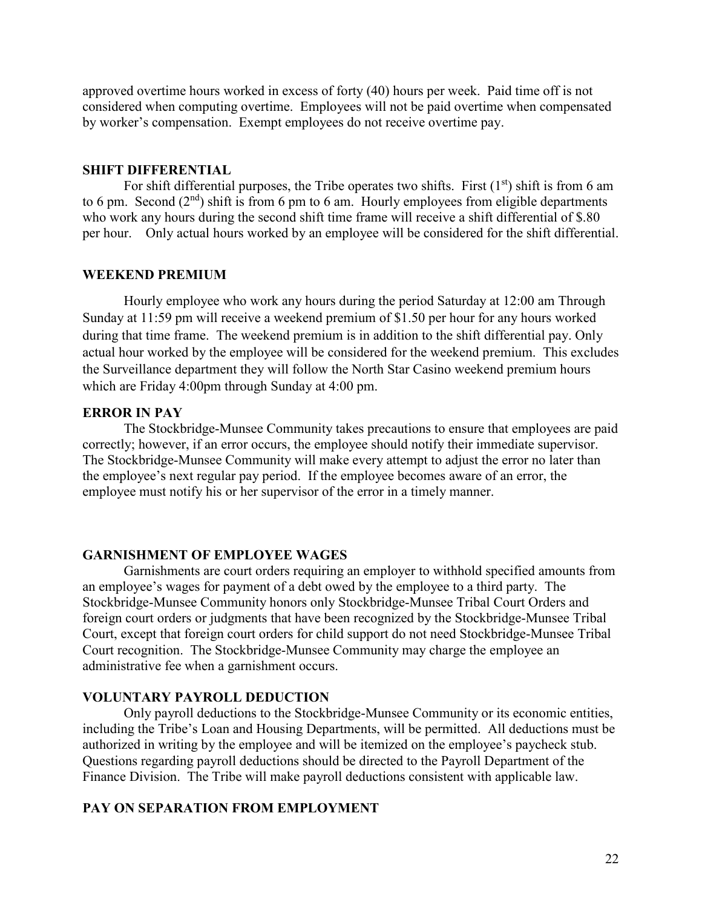approved overtime hours worked in excess of forty (40) hours per week. Paid time off is not considered when computing overtime. Employees will not be paid overtime when compensated by worker's compensation. Exempt employees do not receive overtime pay.

## SHIFT DIFFERENTIAL

For shift differential purposes, the Tribe operates two shifts. First (1st) shift is from 6 am to 6 pm. Second (2nd) shift is from 6 pm to 6 am. Hourly employees from eligible departments who work any hours during the second shift time frame will receive a shift differential of $.80 per hour. Only actual hours worked by an employee will be considered for the shift differential.

## WEEKEND PREMIUM

Hourly employee who work any hours during the period Saturday at 12:00 am Through Sunday at 11:59 pm will receive a weekend premium of $1.50 per hour for any hours worked during that time frame. The weekend premium is in addition to the shift differential pay. Only actual hour worked by the employee will be considered for the weekend premium. This excludes the Surveillance department they will follow the North Star Casino weekend premium hours which are Friday 4:00pm through Sunday at 4:00 pm.

## ERROR IN PAY

The Stockbridge-Munsee Community takes precautions to ensure that employees are paid correctly; however, if an error occurs, the employee should notify their immediate supervisor. The Stockbridge-Munsee Community will make every attempt to adjust the error no later than the employee's next regular pay period. If the employee becomes aware of an error, the employee must notify his or her supervisor of the error in a timely manner.

## GARNISHMENT OF EMPLOYEE WAGES

Garnishments are court orders requiring an employer to withhold specified amounts from an employee's wages for payment of a debt owed by the employee to a third party. The Stockbridge-Munsee Community honors only Stockbridge-Munsee Tribal Court Orders and foreign court orders or judgments that have been recognized by the Stockbridge-Munsee Tribal Court, except that foreign court orders for child support do not need Stockbridge-Munsee Tribal Court recognition. The Stockbridge-Munsee Community may charge the employee an administrative fee when a garnishment occurs.

## VOLUNTARY PAYROLL DEDUCTION

Only payroll deductions to the Stockbridge-Munsee Community or its economic entities, including the Tribe's Loan and Housing Departments, will be permitted. All deductions must be authorized in writing by the employee and will be itemized on the employee's paycheck stub. Questions regarding payroll deductions should be directed to the Payroll Department of the Finance Division. The Tribe will make payroll deductions consistent with applicable law.

## PAY ON SEPARATION FROM EMPLOYMENT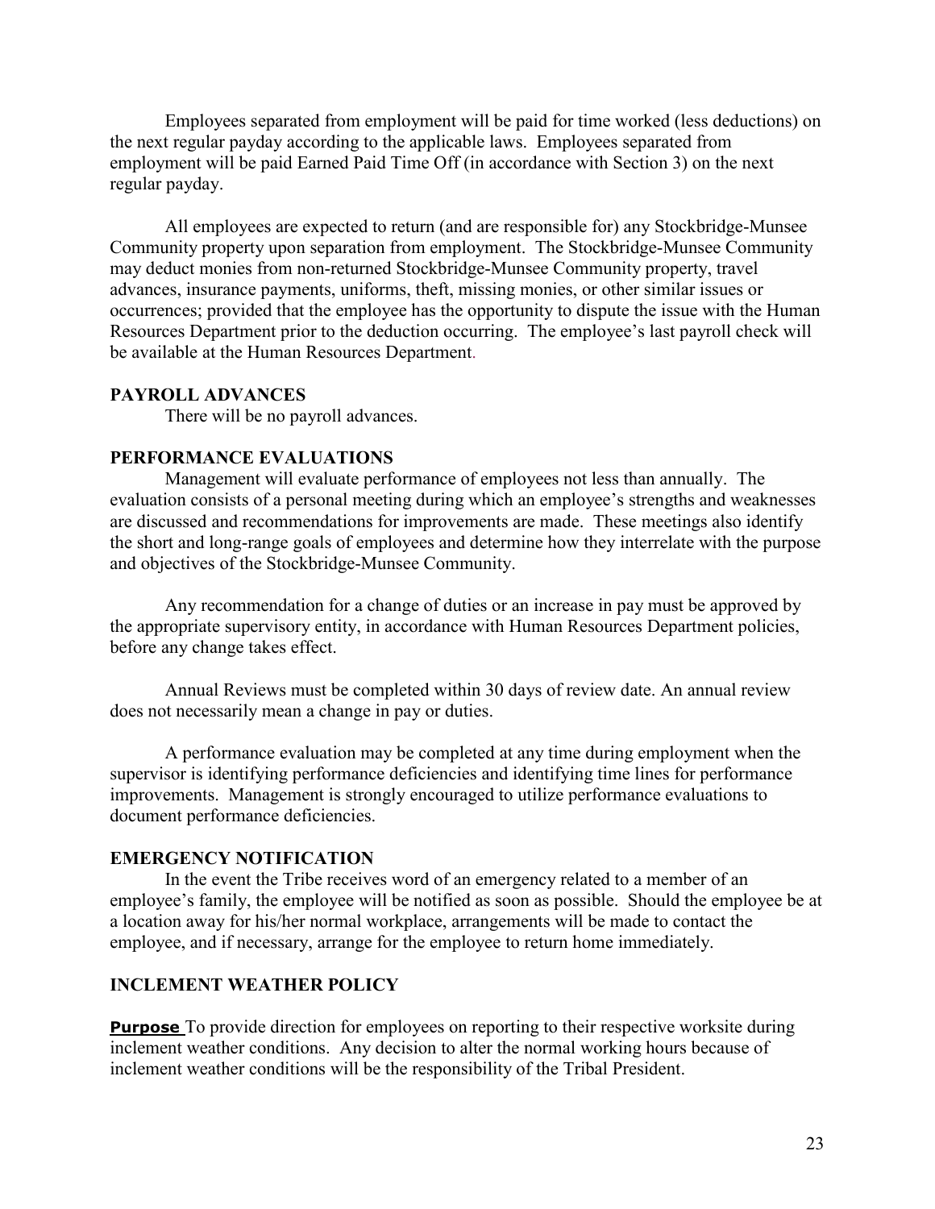Employees separated from employment will be paid for time worked (less deductions) on the next regular payday according to the applicable laws. Employees separated from employment will be paid Earned Paid Time Off (in accordance with Section 3) on the next regular payday.

All employees are expected to return (and are responsible for) any Stockbridge-Munsee Community property upon separation from employment. The Stockbridge-Munsee Community may deduct monies from non-returned Stockbridge-Munsee Community property, travel advances, insurance payments, uniforms, theft, missing monies, or other similar issues or occurrences; provided that the employee has the opportunity to dispute the issue with the Human Resources Department prior to the deduction occurring. The employee's last payroll check will be available at the Human Resources Department.

## PAYROLL ADVANCES

There will be no payroll advances.

## PERFORMANCE EVALUATIONS

Management will evaluate performance of employees not less than annually. The evaluation consists of a personal meeting during which an employee's strengths and weaknesses are discussed and recommendations for improvements are made. These meetings also identify the short and long-range goals of employees and determine how they interrelate with the purpose and objectives of the Stockbridge-Munsee Community.

Any recommendation for a change of duties or an increase in pay must be approved by the appropriate supervisory entity, in accordance with Human Resources Department policies, before any change takes effect.

Annual Reviews must be completed within 30 days of review date. An annual review does not necessarily mean a change in pay or duties.

A performance evaluation may be completed at any time during employment when the supervisor is identifying performance deficiencies and identifying time lines for performance improvements. Management is strongly encouraged to utilize performance evaluations to document performance deficiencies.

## EMERGENCY NOTIFICATION

In the event the Tribe receives word of an emergency related to a member of an employee's family, the employee will be notified as soon as possible. Should the employee be at a location away for his/her normal workplace, arrangements will be made to contact the employee, and if necessary, arrange for the employee to return home immediately.

## INCLEMENT WEATHER POLICY

**Purpose** To provide direction for employees on reporting to their respective worksite during inclement weather conditions. Any decision to alter the normal working hours because of inclement weather conditions will be the responsibility of the Tribal President.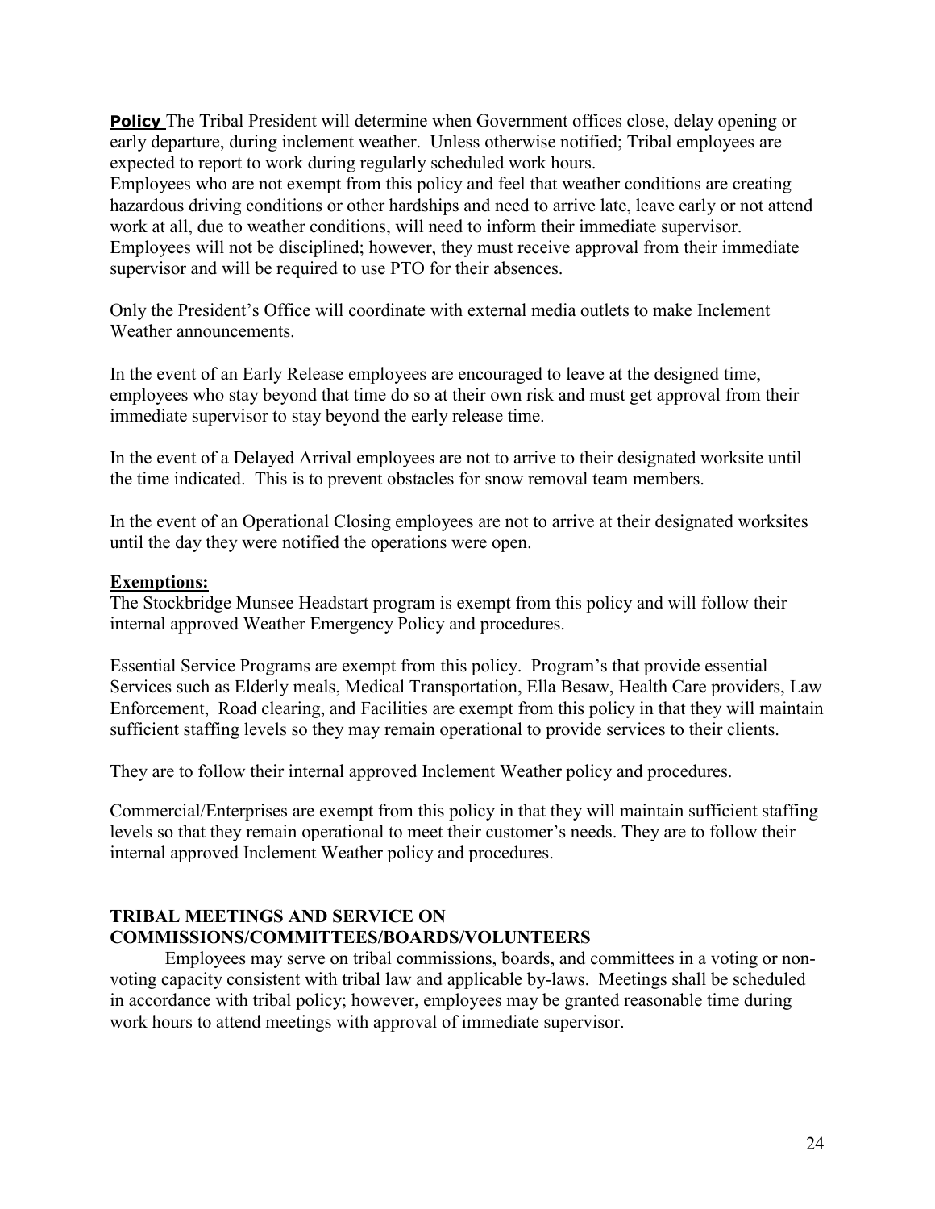**Policy** The Tribal President will determine when Government offices close, delay opening or early departure, during inclement weather. Unless otherwise notified; Tribal employees are expected to report to work during regularly scheduled work hours.
Employees who are not exempt from this policy and feel that weather conditions are creating hazardous driving conditions or other hardships and need to arrive late, leave early or not attend work at all, due to weather conditions, will need to inform their immediate supervisor. Employees will not be disciplined; however, they must receive approval from their immediate supervisor and will be required to use PTO for their absences.

Only the President's Office will coordinate with external media outlets to make Inclement Weather announcements.

In the event of an Early Release employees are encouraged to leave at the designed time, employees who stay beyond that time do so at their own risk and must get approval from their immediate supervisor to stay beyond the early release time.

In the event of a Delayed Arrival employees are not to arrive to their designated worksite until the time indicated. This is to prevent obstacles for snow removal team members.

In the event of an Operational Closing employees are not to arrive at their designated worksites until the day they were notified the operations were open.

**Exemptions:**
The Stockbridge Munsee Headstart program is exempt from this policy and will follow their internal approved Weather Emergency Policy and procedures.

Essential Service Programs are exempt from this policy. Program's that provide essential Services such as Elderly meals, Medical Transportation, Ella Besaw, Health Care providers, Law Enforcement, Road clearing, and Facilities are exempt from this policy in that they will maintain sufficient staffing levels so they may remain operational to provide services to their clients.

They are to follow their internal approved Inclement Weather policy and procedures.

Commercial/Enterprises are exempt from this policy in that they will maintain sufficient staffing levels so that they remain operational to meet their customer's needs. They are to follow their internal approved Inclement Weather policy and procedures.

## TRIBAL MEETINGS AND SERVICE ON COMMISSIONS/COMMITTEES/BOARDS/VOLUNTEERS

Employees may serve on tribal commissions, boards, and committees in a voting or non-voting capacity consistent with tribal law and applicable by-laws. Meetings shall be scheduled in accordance with tribal policy; however, employees may be granted reasonable time during work hours to attend meetings with approval of immediate supervisor.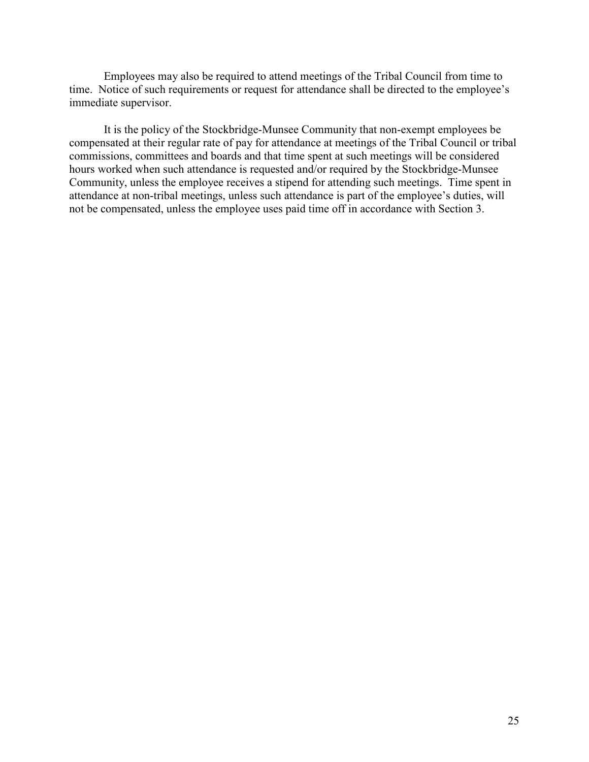Employees may also be required to attend meetings of the Tribal Council from time to time. Notice of such requirements or request for attendance shall be directed to the employee's immediate supervisor.

It is the policy of the Stockbridge-Munsee Community that non-exempt employees be compensated at their regular rate of pay for attendance at meetings of the Tribal Council or tribal commissions, committees and boards and that time spent at such meetings will be considered hours worked when such attendance is requested and/or required by the Stockbridge-Munsee Community, unless the employee receives a stipend for attending such meetings. Time spent in attendance at non-tribal meetings, unless such attendance is part of the employee's duties, will not be compensated, unless the employee uses paid time off in accordance with Section 3.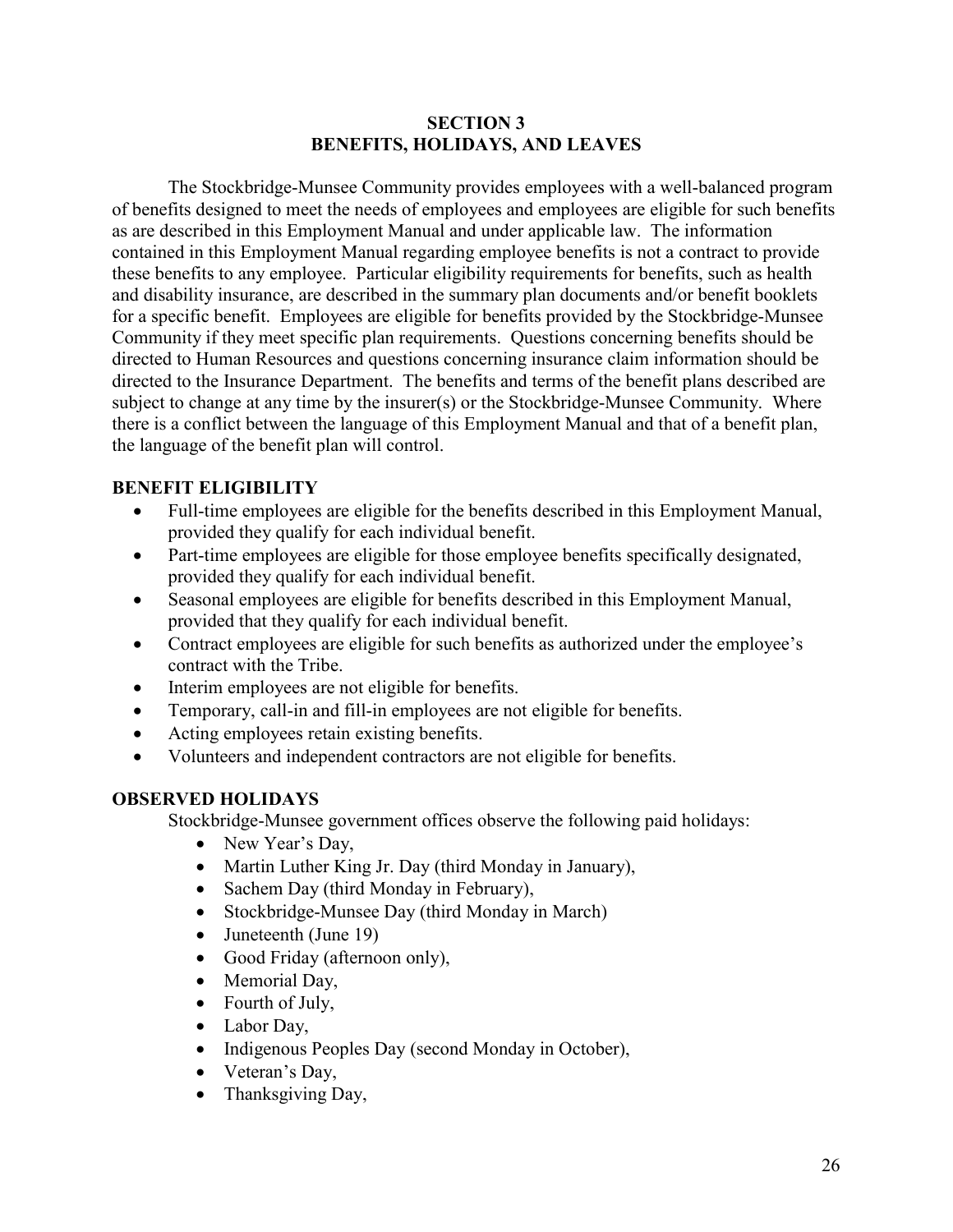## SECTION 3
## BENEFITS, HOLIDAYS, AND LEAVES

The Stockbridge-Munsee Community provides employees with a well-balanced program of benefits designed to meet the needs of employees and employees are eligible for such benefits as are described in this Employment Manual and under applicable law. The information contained in this Employment Manual regarding employee benefits is not a contract to provide these benefits to any employee. Particular eligibility requirements for benefits, such as health and disability insurance, are described in the summary plan documents and/or benefit booklets for a specific benefit. Employees are eligible for benefits provided by the Stockbridge-Munsee Community if they meet specific plan requirements. Questions concerning benefits should be directed to Human Resources and questions concerning insurance claim information should be directed to the Insurance Department. The benefits and terms of the benefit plans described are subject to change at any time by the insurer(s) or the Stockbridge-Munsee Community. Where there is a conflict between the language of this Employment Manual and that of a benefit plan, the language of the benefit plan will control.

### BENEFIT ELIGIBILITY

- Full-time employees are eligible for the benefits described in this Employment Manual, provided they qualify for each individual benefit.
- Part-time employees are eligible for those employee benefits specifically designated, provided they qualify for each individual benefit.
- Seasonal employees are eligible for benefits described in this Employment Manual, provided that they qualify for each individual benefit.
- Contract employees are eligible for such benefits as authorized under the employee's contract with the Tribe.
- Interim employees are not eligible for benefits.
- Temporary, call-in and fill-in employees are not eligible for benefits.
- Acting employees retain existing benefits.
- Volunteers and independent contractors are not eligible for benefits.

### OBSERVED HOLIDAYS

Stockbridge-Munsee government offices observe the following paid holidays:

- New Year's Day,
- Martin Luther King Jr. Day (third Monday in January),
- Sachem Day (third Monday in February),
- Stockbridge-Munsee Day (third Monday in March)
- Juneteenth (June 19)
- Good Friday (afternoon only),
- Memorial Day,
- Fourth of July,
- Labor Day,
- Indigenous Peoples Day (second Monday in October),
- Veteran's Day,
- Thanksgiving Day,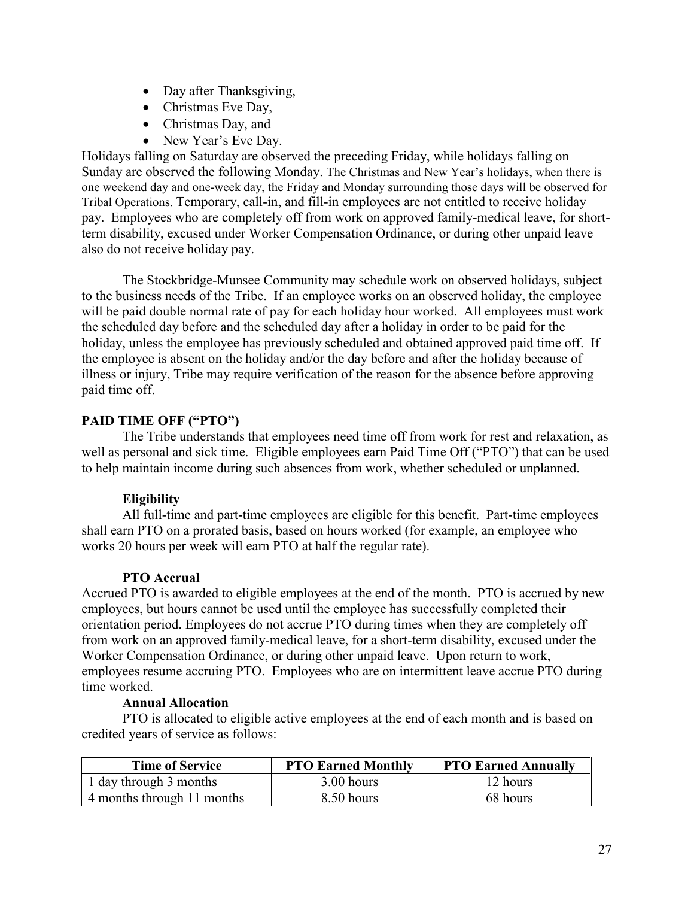- Day after Thanksgiving,
- Christmas Eve Day,
- Christmas Day, and
- New Year's Eve Day.

Holidays falling on Saturday are observed the preceding Friday, while holidays falling on Sunday are observed the following Monday. The Christmas and New Year's holidays, when there is one weekend day and one-week day, the Friday and Monday surrounding those days will be observed for Tribal Operations. Temporary, call-in, and fill-in employees are not entitled to receive holiday pay. Employees who are completely off from work on approved family-medical leave, for short-term disability, excused under Worker Compensation Ordinance, or during other unpaid leave also do not receive holiday pay.

The Stockbridge-Munsee Community may schedule work on observed holidays, subject to the business needs of the Tribe. If an employee works on an observed holiday, the employee will be paid double normal rate of pay for each holiday hour worked. All employees must work the scheduled day before and the scheduled day after a holiday in order to be paid for the holiday, unless the employee has previously scheduled and obtained approved paid time off. If the employee is absent on the holiday and/or the day before and after the holiday because of illness or injury, Tribe may require verification of the reason for the absence before approving paid time off.

**PAID TIME OFF ("PTO")**

The Tribe understands that employees need time off from work for rest and relaxation, as well as personal and sick time. Eligible employees earn Paid Time Off ("PTO") that can be used to help maintain income during such absences from work, whether scheduled or unplanned.

**Eligibility**

All full-time and part-time employees are eligible for this benefit. Part-time employees shall earn PTO on a prorated basis, based on hours worked (for example, an employee who works 20 hours per week will earn PTO at half the regular rate).

**PTO Accrual**

Accrued PTO is awarded to eligible employees at the end of the month. PTO is accrued by new employees, but hours cannot be used until the employee has successfully completed their orientation period. Employees do not accrue PTO during times when they are completely off from work on an approved family-medical leave, for a short-term disability, excused under the Worker Compensation Ordinance, or during other unpaid leave. Upon return to work, employees resume accruing PTO. Employees who are on intermittent leave accrue PTO during time worked.

**Annual Allocation**

PTO is allocated to eligible active employees at the end of each month and is based on credited years of service as follows:

| Time of Service | PTO Earned Monthly | PTO Earned Annually |
|---|---|---|
| 1 day through 3 months | 3.00 hours | 12 hours |
| 4 months through 11 months | 8.50 hours | 68 hours |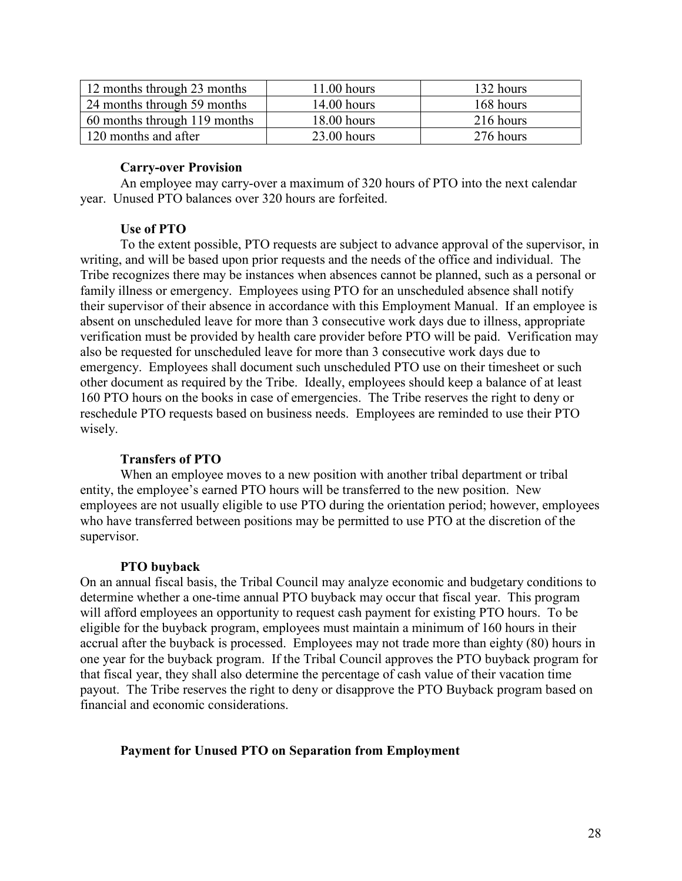| | | |
|---|---|---|
| 12 months through 23 months | 11.00 hours | 132 hours |
| 24 months through 59 months | 14.00 hours | 168 hours |
| 60 months through 119 months | 18.00 hours | 216 hours |
| 120 months and after | 23.00 hours | 276 hours |

**Carry-over Provision**

An employee may carry-over a maximum of 320 hours of PTO into the next calendar year. Unused PTO balances over 320 hours are forfeited.

**Use of PTO**

To the extent possible, PTO requests are subject to advance approval of the supervisor, in writing, and will be based upon prior requests and the needs of the office and individual. The Tribe recognizes there may be instances when absences cannot be planned, such as a personal or family illness or emergency. Employees using PTO for an unscheduled absence shall notify their supervisor of their absence in accordance with this Employment Manual. If an employee is absent on unscheduled leave for more than 3 consecutive work days due to illness, appropriate verification must be provided by health care provider before PTO will be paid. Verification may also be requested for unscheduled leave for more than 3 consecutive work days due to emergency. Employees shall document such unscheduled PTO use on their timesheet or such other document as required by the Tribe. Ideally, employees should keep a balance of at least 160 PTO hours on the books in case of emergencies. The Tribe reserves the right to deny or reschedule PTO requests based on business needs. Employees are reminded to use their PTO wisely.

**Transfers of PTO**

When an employee moves to a new position with another tribal department or tribal entity, the employee's earned PTO hours will be transferred to the new position. New employees are not usually eligible to use PTO during the orientation period; however, employees who have transferred between positions may be permitted to use PTO at the discretion of the supervisor.

**PTO buyback**

On an annual fiscal basis, the Tribal Council may analyze economic and budgetary conditions to determine whether a one-time annual PTO buyback may occur that fiscal year. This program will afford employees an opportunity to request cash payment for existing PTO hours. To be eligible for the buyback program, employees must maintain a minimum of 160 hours in their accrual after the buyback is processed. Employees may not trade more than eighty (80) hours in one year for the buyback program. If the Tribal Council approves the PTO buyback program for that fiscal year, they shall also determine the percentage of cash value of their vacation time payout. The Tribe reserves the right to deny or disapprove the PTO Buyback program based on financial and economic considerations.

**Payment for Unused PTO on Separation from Employment**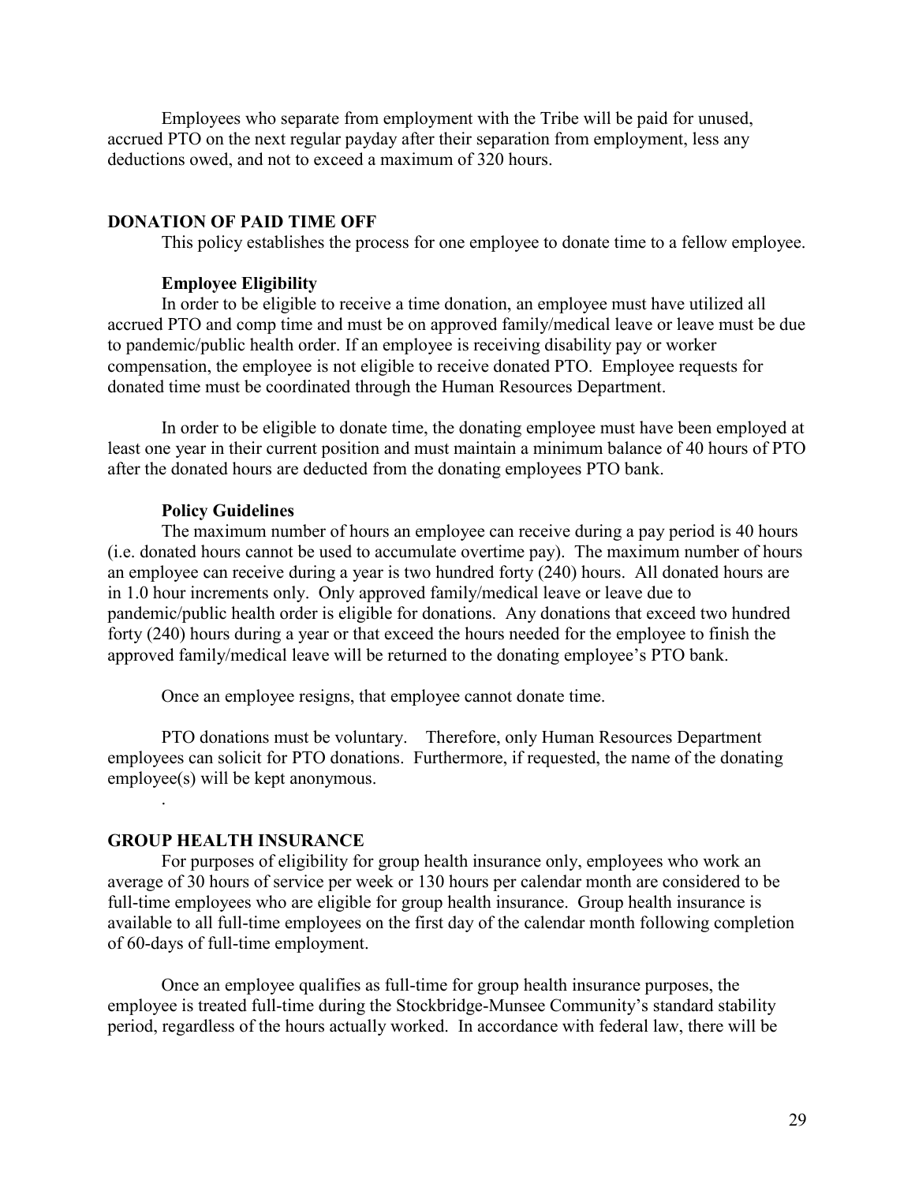Employees who separate from employment with the Tribe will be paid for unused, accrued PTO on the next regular payday after their separation from employment, less any deductions owed, and not to exceed a maximum of 320 hours.

## DONATION OF PAID TIME OFF

This policy establishes the process for one employee to donate time to a fellow employee.

### Employee Eligibility

In order to be eligible to receive a time donation, an employee must have utilized all accrued PTO and comp time and must be on approved family/medical leave or leave must be due to pandemic/public health order. If an employee is receiving disability pay or worker compensation, the employee is not eligible to receive donated PTO. Employee requests for donated time must be coordinated through the Human Resources Department.

In order to be eligible to donate time, the donating employee must have been employed at least one year in their current position and must maintain a minimum balance of 40 hours of PTO after the donated hours are deducted from the donating employees PTO bank.

### Policy Guidelines

The maximum number of hours an employee can receive during a pay period is 40 hours (i.e. donated hours cannot be used to accumulate overtime pay). The maximum number of hours an employee can receive during a year is two hundred forty (240) hours. All donated hours are in 1.0 hour increments only. Only approved family/medical leave or leave due to pandemic/public health order is eligible for donations. Any donations that exceed two hundred forty (240) hours during a year or that exceed the hours needed for the employee to finish the approved family/medical leave will be returned to the donating employee's PTO bank.

Once an employee resigns, that employee cannot donate time.

PTO donations must be voluntary. Therefore, only Human Resources Department employees can solicit for PTO donations. Furthermore, if requested, the name of the donating employee(s) will be kept anonymous.

## GROUP HEALTH INSURANCE

For purposes of eligibility for group health insurance only, employees who work an average of 30 hours of service per week or 130 hours per calendar month are considered to be full-time employees who are eligible for group health insurance. Group health insurance is available to all full-time employees on the first day of the calendar month following completion of 60-days of full-time employment.

Once an employee qualifies as full-time for group health insurance purposes, the employee is treated full-time during the Stockbridge-Munsee Community's standard stability period, regardless of the hours actually worked. In accordance with federal law, there will be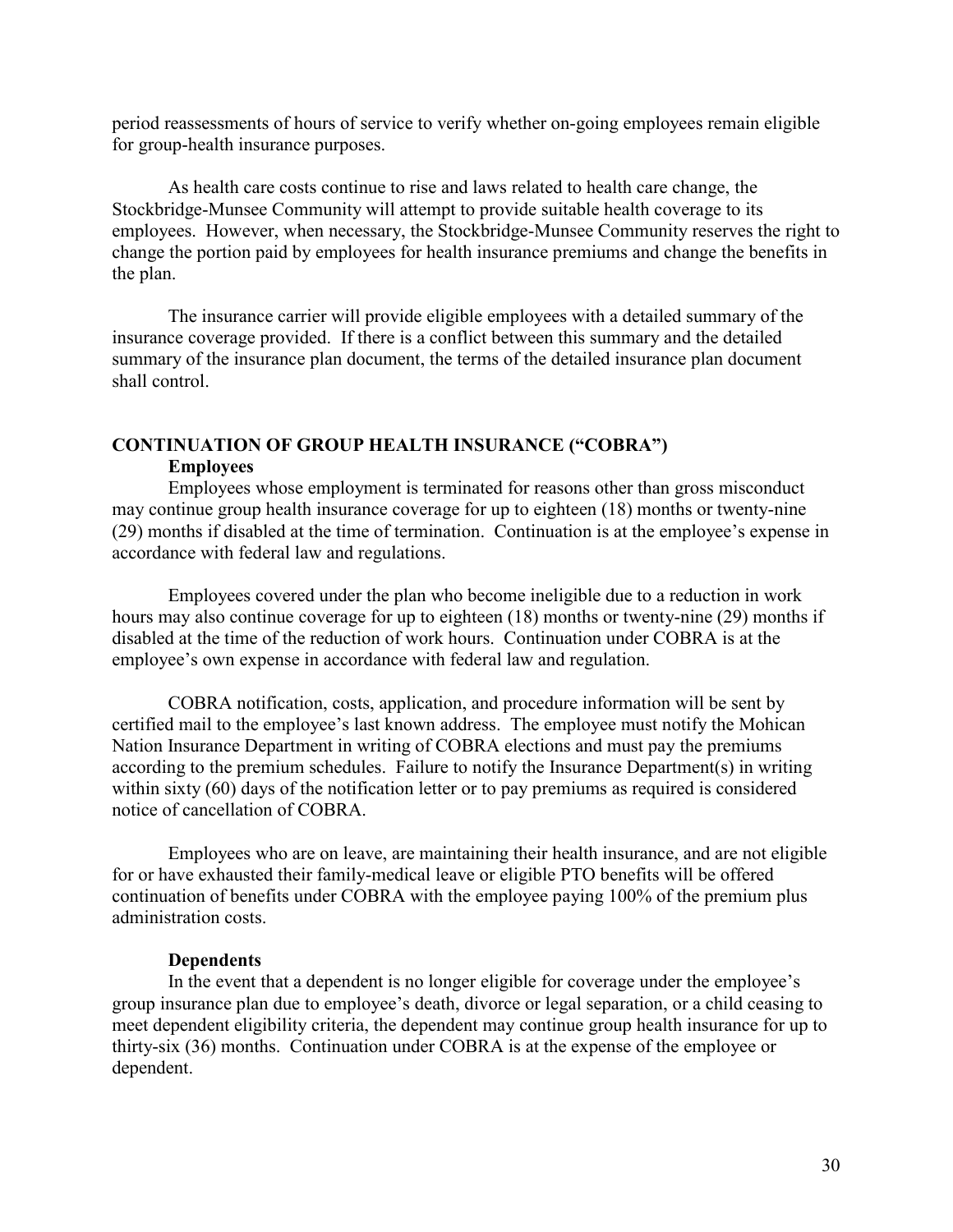period reassessments of hours of service to verify whether on-going employees remain eligible for group-health insurance purposes.

As health care costs continue to rise and laws related to health care change, the Stockbridge-Munsee Community will attempt to provide suitable health coverage to its employees. However, when necessary, the Stockbridge-Munsee Community reserves the right to change the portion paid by employees for health insurance premiums and change the benefits in the plan.

The insurance carrier will provide eligible employees with a detailed summary of the insurance coverage provided. If there is a conflict between this summary and the detailed summary of the insurance plan document, the terms of the detailed insurance plan document shall control.

## CONTINUATION OF GROUP HEALTH INSURANCE ("COBRA")

### Employees

Employees whose employment is terminated for reasons other than gross misconduct may continue group health insurance coverage for up to eighteen (18) months or twenty-nine (29) months if disabled at the time of termination. Continuation is at the employee's expense in accordance with federal law and regulations.

Employees covered under the plan who become ineligible due to a reduction in work hours may also continue coverage for up to eighteen (18) months or twenty-nine (29) months if disabled at the time of the reduction of work hours. Continuation under COBRA is at the employee's own expense in accordance with federal law and regulation.

COBRA notification, costs, application, and procedure information will be sent by certified mail to the employee's last known address. The employee must notify the Mohican Nation Insurance Department in writing of COBRA elections and must pay the premiums according to the premium schedules. Failure to notify the Insurance Department(s) in writing within sixty (60) days of the notification letter or to pay premiums as required is considered notice of cancellation of COBRA.

Employees who are on leave, are maintaining their health insurance, and are not eligible for or have exhausted their family-medical leave or eligible PTO benefits will be offered continuation of benefits under COBRA with the employee paying 100% of the premium plus administration costs.

### Dependents

In the event that a dependent is no longer eligible for coverage under the employee's group insurance plan due to employee's death, divorce or legal separation, or a child ceasing to meet dependent eligibility criteria, the dependent may continue group health insurance for up to thirty-six (36) months. Continuation under COBRA is at the expense of the employee or dependent.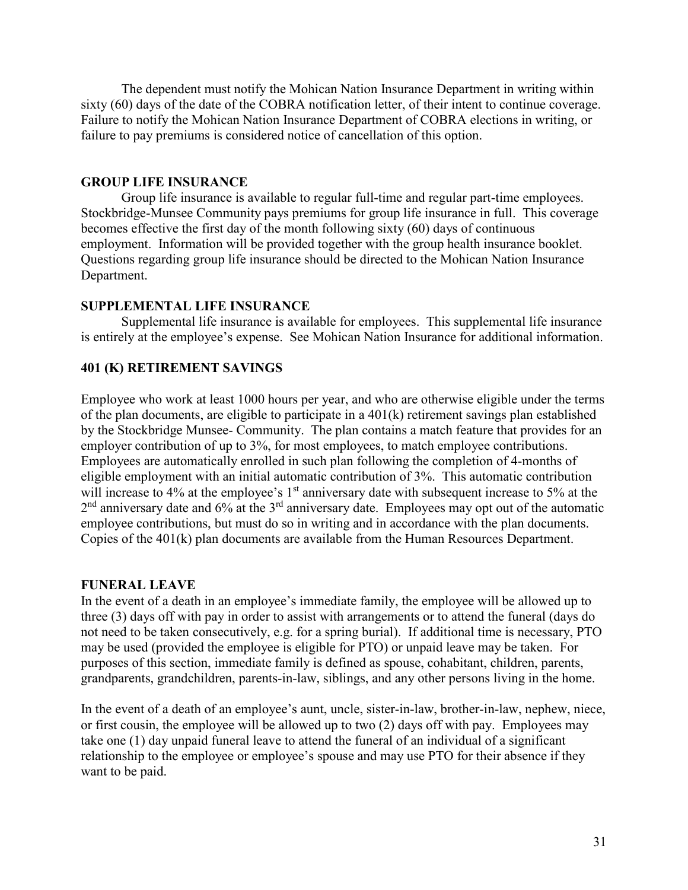The dependent must notify the Mohican Nation Insurance Department in writing within sixty (60) days of the date of the COBRA notification letter, of their intent to continue coverage. Failure to notify the Mohican Nation Insurance Department of COBRA elections in writing, or failure to pay premiums is considered notice of cancellation of this option.

### GROUP LIFE INSURANCE

Group life insurance is available to regular full-time and regular part-time employees. Stockbridge-Munsee Community pays premiums for group life insurance in full. This coverage becomes effective the first day of the month following sixty (60) days of continuous employment. Information will be provided together with the group health insurance booklet. Questions regarding group life insurance should be directed to the Mohican Nation Insurance Department.

### SUPPLEMENTAL LIFE INSURANCE

Supplemental life insurance is available for employees. This supplemental life insurance is entirely at the employee's expense. See Mohican Nation Insurance for additional information.

### 401 (K) RETIREMENT SAVINGS

Employee who work at least 1000 hours per year, and who are otherwise eligible under the terms of the plan documents, are eligible to participate in a 401(k) retirement savings plan established by the Stockbridge Munsee- Community. The plan contains a match feature that provides for an employer contribution of up to 3%, for most employees, to match employee contributions. Employees are automatically enrolled in such plan following the completion of 4-months of eligible employment with an initial automatic contribution of 3%. This automatic contribution will increase to 4% at the employee's 1st anniversary date with subsequent increase to 5% at the 2nd anniversary date and 6% at the 3rd anniversary date. Employees may opt out of the automatic employee contributions, but must do so in writing and in accordance with the plan documents. Copies of the 401(k) plan documents are available from the Human Resources Department.

### FUNERAL LEAVE

In the event of a death in an employee's immediate family, the employee will be allowed up to three (3) days off with pay in order to assist with arrangements or to attend the funeral (days do not need to be taken consecutively, e.g. for a spring burial). If additional time is necessary, PTO may be used (provided the employee is eligible for PTO) or unpaid leave may be taken. For purposes of this section, immediate family is defined as spouse, cohabitant, children, parents, grandparents, grandchildren, parents-in-law, siblings, and any other persons living in the home.

In the event of a death of an employee's aunt, uncle, sister-in-law, brother-in-law, nephew, niece, or first cousin, the employee will be allowed up to two (2) days off with pay. Employees may take one (1) day unpaid funeral leave to attend the funeral of an individual of a significant relationship to the employee or employee's spouse and may use PTO for their absence if they want to be paid.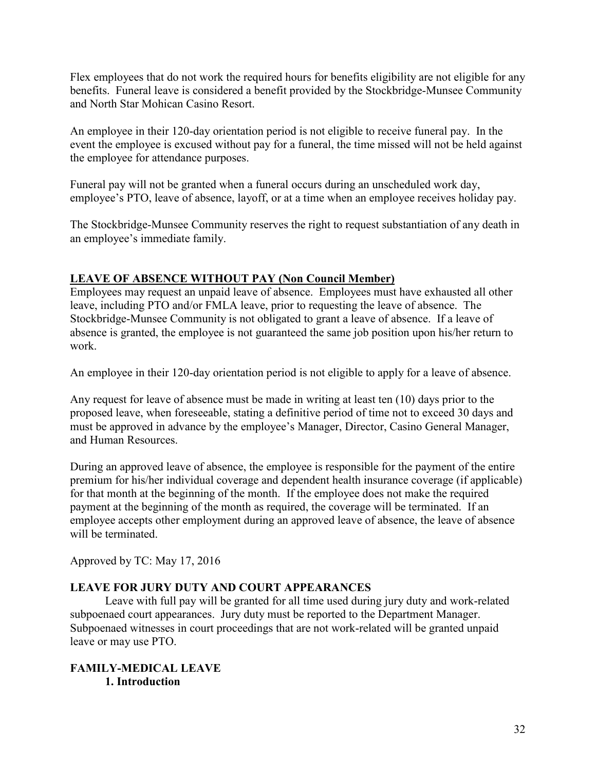Flex employees that do not work the required hours for benefits eligibility are not eligible for any benefits. Funeral leave is considered a benefit provided by the Stockbridge-Munsee Community and North Star Mohican Casino Resort.

An employee in their 120-day orientation period is not eligible to receive funeral pay. In the event the employee is excused without pay for a funeral, the time missed will not be held against the employee for attendance purposes.

Funeral pay will not be granted when a funeral occurs during an unscheduled work day, employee's PTO, leave of absence, layoff, or at a time when an employee receives holiday pay.

The Stockbridge-Munsee Community reserves the right to request substantiation of any death in an employee's immediate family.

## LEAVE OF ABSENCE WITHOUT PAY (Non Council Member)

Employees may request an unpaid leave of absence. Employees must have exhausted all other leave, including PTO and/or FMLA leave, prior to requesting the leave of absence. The Stockbridge-Munsee Community is not obligated to grant a leave of absence. If a leave of absence is granted, the employee is not guaranteed the same job position upon his/her return to work.

An employee in their 120-day orientation period is not eligible to apply for a leave of absence.

Any request for leave of absence must be made in writing at least ten (10) days prior to the proposed leave, when foreseeable, stating a definitive period of time not to exceed 30 days and must be approved in advance by the employee's Manager, Director, Casino General Manager, and Human Resources.

During an approved leave of absence, the employee is responsible for the payment of the entire premium for his/her individual coverage and dependent health insurance coverage (if applicable) for that month at the beginning of the month. If the employee does not make the required payment at the beginning of the month as required, the coverage will be terminated. If an employee accepts other employment during an approved leave of absence, the leave of absence will be terminated.

Approved by TC: May 17, 2016

## LEAVE FOR JURY DUTY AND COURT APPEARANCES

Leave with full pay will be granted for all time used during jury duty and work-related subpoenaed court appearances. Jury duty must be reported to the Department Manager. Subpoenaed witnesses in court proceedings that are not work-related will be granted unpaid leave or may use PTO.

## FAMILY-MEDICAL LEAVE

### 1. Introduction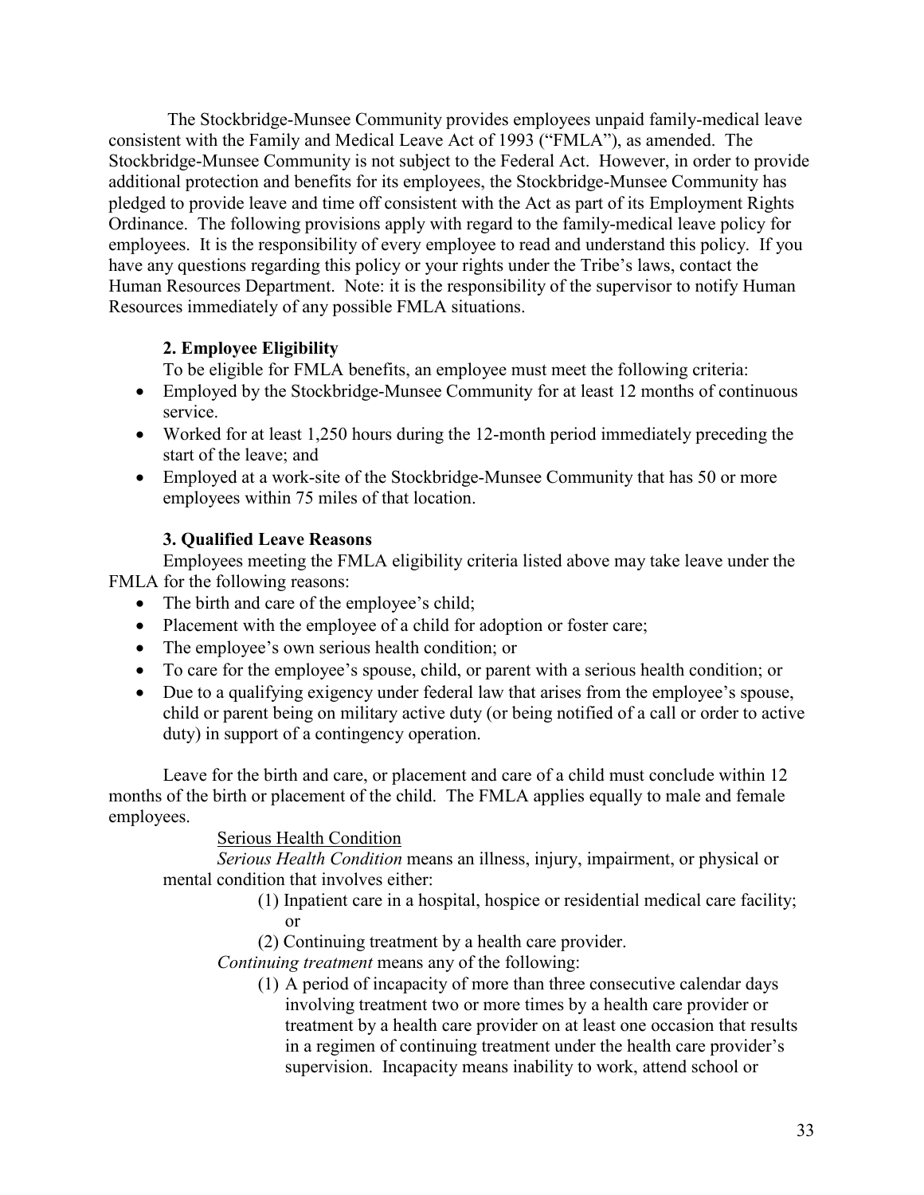The Stockbridge-Munsee Community provides employees unpaid family-medical leave consistent with the Family and Medical Leave Act of 1993 ("FMLA"), as amended. The Stockbridge-Munsee Community is not subject to the Federal Act. However, in order to provide additional protection and benefits for its employees, the Stockbridge-Munsee Community has pledged to provide leave and time off consistent with the Act as part of its Employment Rights Ordinance. The following provisions apply with regard to the family-medical leave policy for employees. It is the responsibility of every employee to read and understand this policy. If you have any questions regarding this policy or your rights under the Tribe's laws, contact the Human Resources Department. Note: it is the responsibility of the supervisor to notify Human Resources immediately of any possible FMLA situations.

### 2. Employee Eligibility

To be eligible for FMLA benefits, an employee must meet the following criteria:

- Employed by the Stockbridge-Munsee Community for at least 12 months of continuous service.
- Worked for at least 1,250 hours during the 12-month period immediately preceding the start of the leave; and
- Employed at a work-site of the Stockbridge-Munsee Community that has 50 or more employees within 75 miles of that location.

### 3. Qualified Leave Reasons

Employees meeting the FMLA eligibility criteria listed above may take leave under the FMLA for the following reasons:

- The birth and care of the employee's child;
- Placement with the employee of a child for adoption or foster care;
- The employee's own serious health condition; or
- To care for the employee's spouse, child, or parent with a serious health condition; or
- Due to a qualifying exigency under federal law that arises from the employee's spouse, child or parent being on military active duty (or being notified of a call or order to active duty) in support of a contingency operation.

Leave for the birth and care, or placement and care of a child must conclude within 12 months of the birth or placement of the child. The FMLA applies equally to male and female employees.

<u>Serious Health Condition</u>

*Serious Health Condition* means an illness, injury, impairment, or physical or mental condition that involves either:

(1) Inpatient care in a hospital, hospice or residential medical care facility; or

(2) Continuing treatment by a health care provider.

*Continuing treatment* means any of the following:

(1) A period of incapacity of more than three consecutive calendar days involving treatment two or more times by a health care provider or treatment by a health care provider on at least one occasion that results in a regimen of continuing treatment under the health care provider's supervision. Incapacity means inability to work, attend school or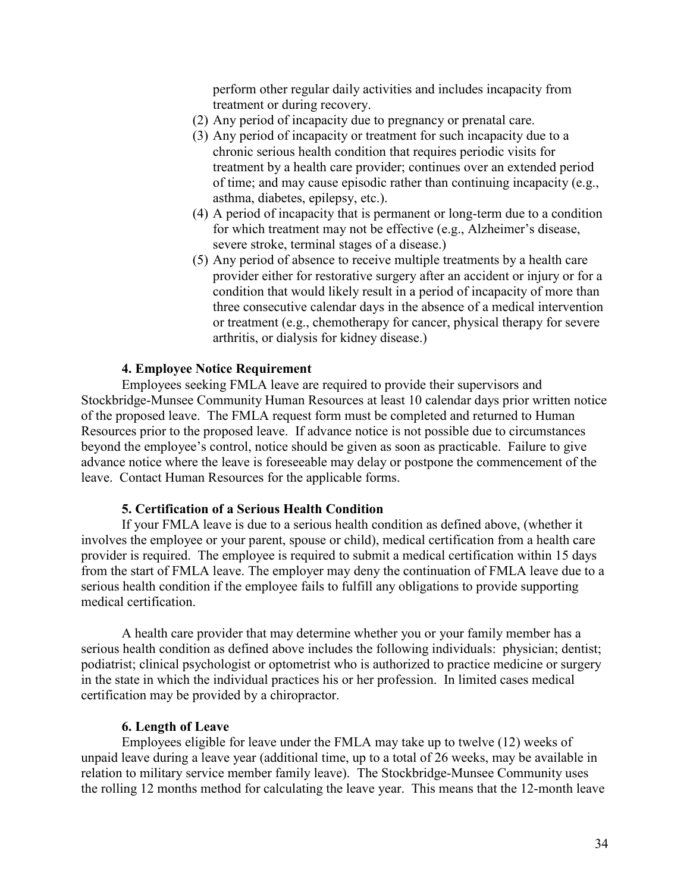perform other regular daily activities and includes incapacity from treatment or during recovery.

(2) Any period of incapacity due to pregnancy or prenatal care.

(3) Any period of incapacity or treatment for such incapacity due to a chronic serious health condition that requires periodic visits for treatment by a health care provider; continues over an extended period of time; and may cause episodic rather than continuing incapacity (e.g., asthma, diabetes, epilepsy, etc.).

(4) A period of incapacity that is permanent or long-term due to a condition for which treatment may not be effective (e.g., Alzheimer's disease, severe stroke, terminal stages of a disease.)

(5) Any period of absence to receive multiple treatments by a health care provider either for restorative surgery after an accident or injury or for a condition that would likely result in a period of incapacity of more than three consecutive calendar days in the absence of a medical intervention or treatment (e.g., chemotherapy for cancer, physical therapy for severe arthritis, or dialysis for kidney disease.)

**4. Employee Notice Requirement**

Employees seeking FMLA leave are required to provide their supervisors and Stockbridge-Munsee Community Human Resources at least 10 calendar days prior written notice of the proposed leave. The FMLA request form must be completed and returned to Human Resources prior to the proposed leave. If advance notice is not possible due to circumstances beyond the employee's control, notice should be given as soon as practicable. Failure to give advance notice where the leave is foreseeable may delay or postpone the commencement of the leave. Contact Human Resources for the applicable forms.

**5. Certification of a Serious Health Condition**

If your FMLA leave is due to a serious health condition as defined above, (whether it involves the employee or your parent, spouse or child), medical certification from a health care provider is required. The employee is required to submit a medical certification within 15 days from the start of FMLA leave. The employer may deny the continuation of FMLA leave due to a serious health condition if the employee fails to fulfill any obligations to provide supporting medical certification.

A health care provider that may determine whether you or your family member has a serious health condition as defined above includes the following individuals: physician; dentist; podiatrist; clinical psychologist or optometrist who is authorized to practice medicine or surgery in the state in which the individual practices his or her profession. In limited cases medical certification may be provided by a chiropractor.

**6. Length of Leave**

Employees eligible for leave under the FMLA may take up to twelve (12) weeks of unpaid leave during a leave year (additional time, up to a total of 26 weeks, may be available in relation to military service member family leave). The Stockbridge-Munsee Community uses the rolling 12 months method for calculating the leave year. This means that the 12-month leave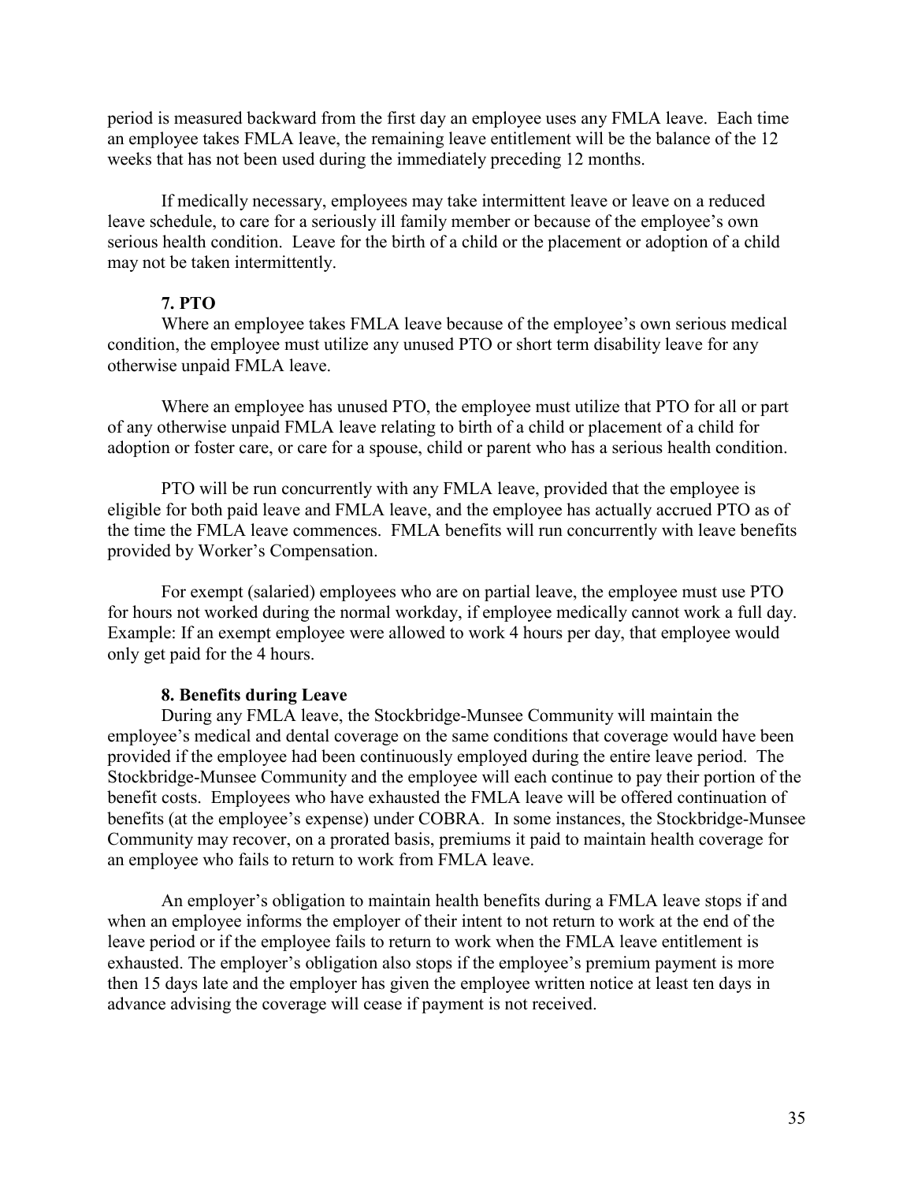period is measured backward from the first day an employee uses any FMLA leave. Each time an employee takes FMLA leave, the remaining leave entitlement will be the balance of the 12 weeks that has not been used during the immediately preceding 12 months.

If medically necessary, employees may take intermittent leave or leave on a reduced leave schedule, to care for a seriously ill family member or because of the employee's own serious health condition. Leave for the birth of a child or the placement or adoption of a child may not be taken intermittently.

**7. PTO**

Where an employee takes FMLA leave because of the employee's own serious medical condition, the employee must utilize any unused PTO or short term disability leave for any otherwise unpaid FMLA leave.

Where an employee has unused PTO, the employee must utilize that PTO for all or part of any otherwise unpaid FMLA leave relating to birth of a child or placement of a child for adoption or foster care, or care for a spouse, child or parent who has a serious health condition.

PTO will be run concurrently with any FMLA leave, provided that the employee is eligible for both paid leave and FMLA leave, and the employee has actually accrued PTO as of the time the FMLA leave commences. FMLA benefits will run concurrently with leave benefits provided by Worker's Compensation.

For exempt (salaried) employees who are on partial leave, the employee must use PTO for hours not worked during the normal workday, if employee medically cannot work a full day. Example: If an exempt employee were allowed to work 4 hours per day, that employee would only get paid for the 4 hours.

**8. Benefits during Leave**

During any FMLA leave, the Stockbridge-Munsee Community will maintain the employee's medical and dental coverage on the same conditions that coverage would have been provided if the employee had been continuously employed during the entire leave period. The Stockbridge-Munsee Community and the employee will each continue to pay their portion of the benefit costs. Employees who have exhausted the FMLA leave will be offered continuation of benefits (at the employee's expense) under COBRA. In some instances, the Stockbridge-Munsee Community may recover, on a prorated basis, premiums it paid to maintain health coverage for an employee who fails to return to work from FMLA leave.

An employer's obligation to maintain health benefits during a FMLA leave stops if and when an employee informs the employer of their intent to not return to work at the end of the leave period or if the employee fails to return to work when the FMLA leave entitlement is exhausted. The employer's obligation also stops if the employee's premium payment is more then 15 days late and the employer has given the employee written notice at least ten days in advance advising the coverage will cease if payment is not received.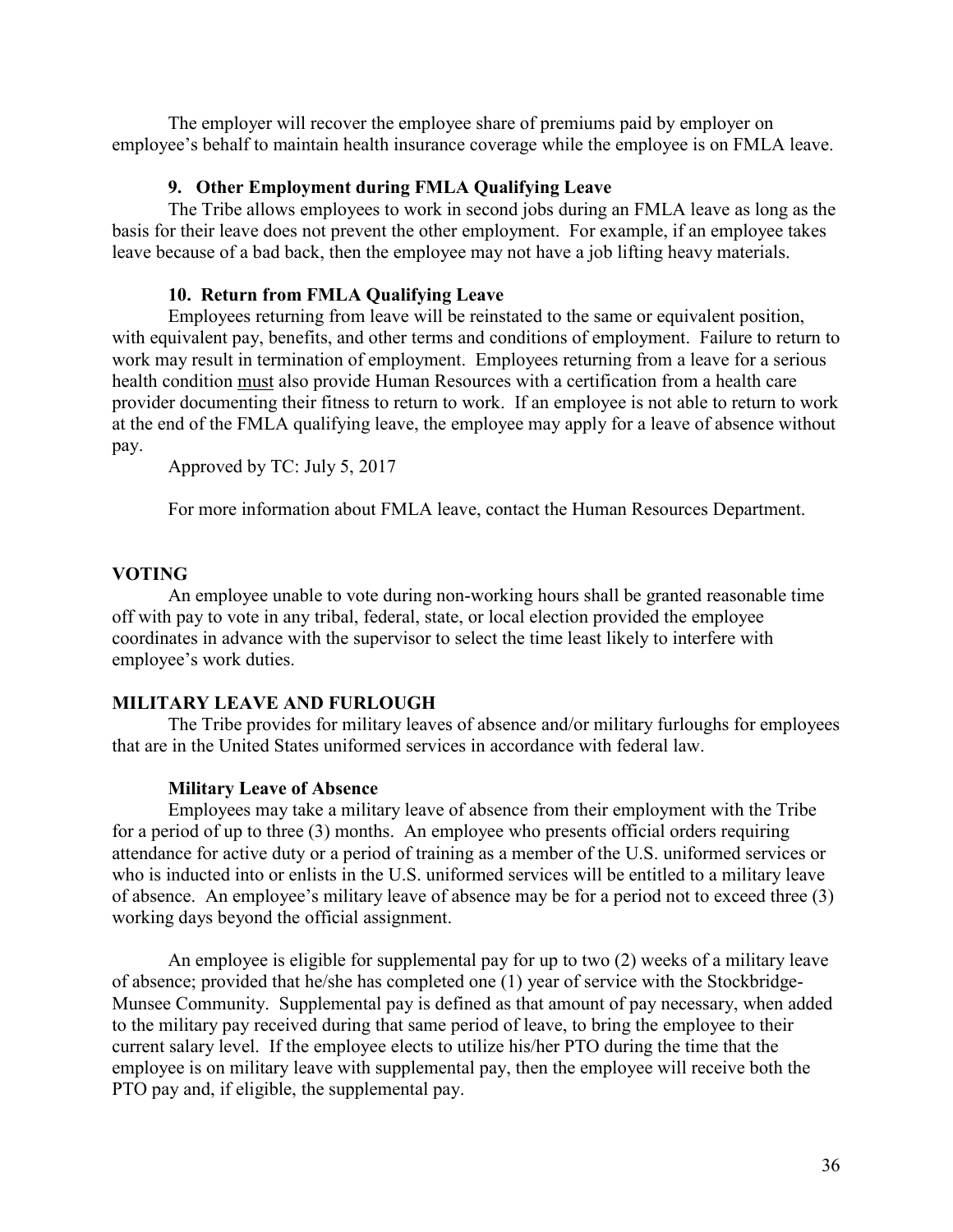The employer will recover the employee share of premiums paid by employer on employee's behalf to maintain health insurance coverage while the employee is on FMLA leave.

### 9. Other Employment during FMLA Qualifying Leave

The Tribe allows employees to work in second jobs during an FMLA leave as long as the basis for their leave does not prevent the other employment. For example, if an employee takes leave because of a bad back, then the employee may not have a job lifting heavy materials.

### 10. Return from FMLA Qualifying Leave

Employees returning from leave will be reinstated to the same or equivalent position, with equivalent pay, benefits, and other terms and conditions of employment. Failure to return to work may result in termination of employment. Employees returning from a leave for a serious health condition <u>must</u> also provide Human Resources with a certification from a health care provider documenting their fitness to return to work. If an employee is not able to return to work at the end of the FMLA qualifying leave, the employee may apply for a leave of absence without pay.

Approved by TC: July 5, 2017

For more information about FMLA leave, contact the Human Resources Department.

## VOTING

An employee unable to vote during non-working hours shall be granted reasonable time off with pay to vote in any tribal, federal, state, or local election provided the employee coordinates in advance with the supervisor to select the time least likely to interfere with employee's work duties.

## MILITARY LEAVE AND FURLOUGH

The Tribe provides for military leaves of absence and/or military furloughs for employees that are in the United States uniformed services in accordance with federal law.

### Military Leave of Absence

Employees may take a military leave of absence from their employment with the Tribe for a period of up to three (3) months. An employee who presents official orders requiring attendance for active duty or a period of training as a member of the U.S. uniformed services or who is inducted into or enlists in the U.S. uniformed services will be entitled to a military leave of absence. An employee's military leave of absence may be for a period not to exceed three (3) working days beyond the official assignment.

An employee is eligible for supplemental pay for up to two (2) weeks of a military leave of absence; provided that he/she has completed one (1) year of service with the Stockbridge-Munsee Community. Supplemental pay is defined as that amount of pay necessary, when added to the military pay received during that same period of leave, to bring the employee to their current salary level. If the employee elects to utilize his/her PTO during the time that the employee is on military leave with supplemental pay, then the employee will receive both the PTO pay and, if eligible, the supplemental pay.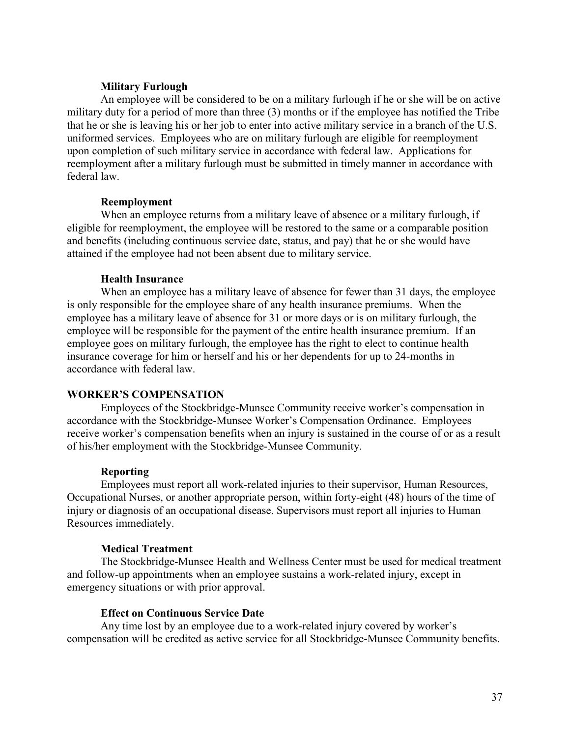### Military Furlough

An employee will be considered to be on a military furlough if he or she will be on active military duty for a period of more than three (3) months or if the employee has notified the Tribe that he or she is leaving his or her job to enter into active military service in a branch of the U.S. uniformed services. Employees who are on military furlough are eligible for reemployment upon completion of such military service in accordance with federal law. Applications for reemployment after a military furlough must be submitted in timely manner in accordance with federal law.

### Reemployment

When an employee returns from a military leave of absence or a military furlough, if eligible for reemployment, the employee will be restored to the same or a comparable position and benefits (including continuous service date, status, and pay) that he or she would have attained if the employee had not been absent due to military service.

### Health Insurance

When an employee has a military leave of absence for fewer than 31 days, the employee is only responsible for the employee share of any health insurance premiums. When the employee has a military leave of absence for 31 or more days or is on military furlough, the employee will be responsible for the payment of the entire health insurance premium. If an employee goes on military furlough, the employee has the right to elect to continue health insurance coverage for him or herself and his or her dependents for up to 24-months in accordance with federal law.

## WORKER'S COMPENSATION

Employees of the Stockbridge-Munsee Community receive worker's compensation in accordance with the Stockbridge-Munsee Worker's Compensation Ordinance. Employees receive worker's compensation benefits when an injury is sustained in the course of or as a result of his/her employment with the Stockbridge-Munsee Community.

### Reporting

Employees must report all work-related injuries to their supervisor, Human Resources, Occupational Nurses, or another appropriate person, within forty-eight (48) hours of the time of injury or diagnosis of an occupational disease. Supervisors must report all injuries to Human Resources immediately.

### Medical Treatment

The Stockbridge-Munsee Health and Wellness Center must be used for medical treatment and follow-up appointments when an employee sustains a work-related injury, except in emergency situations or with prior approval.

### Effect on Continuous Service Date

Any time lost by an employee due to a work-related injury covered by worker's compensation will be credited as active service for all Stockbridge-Munsee Community benefits.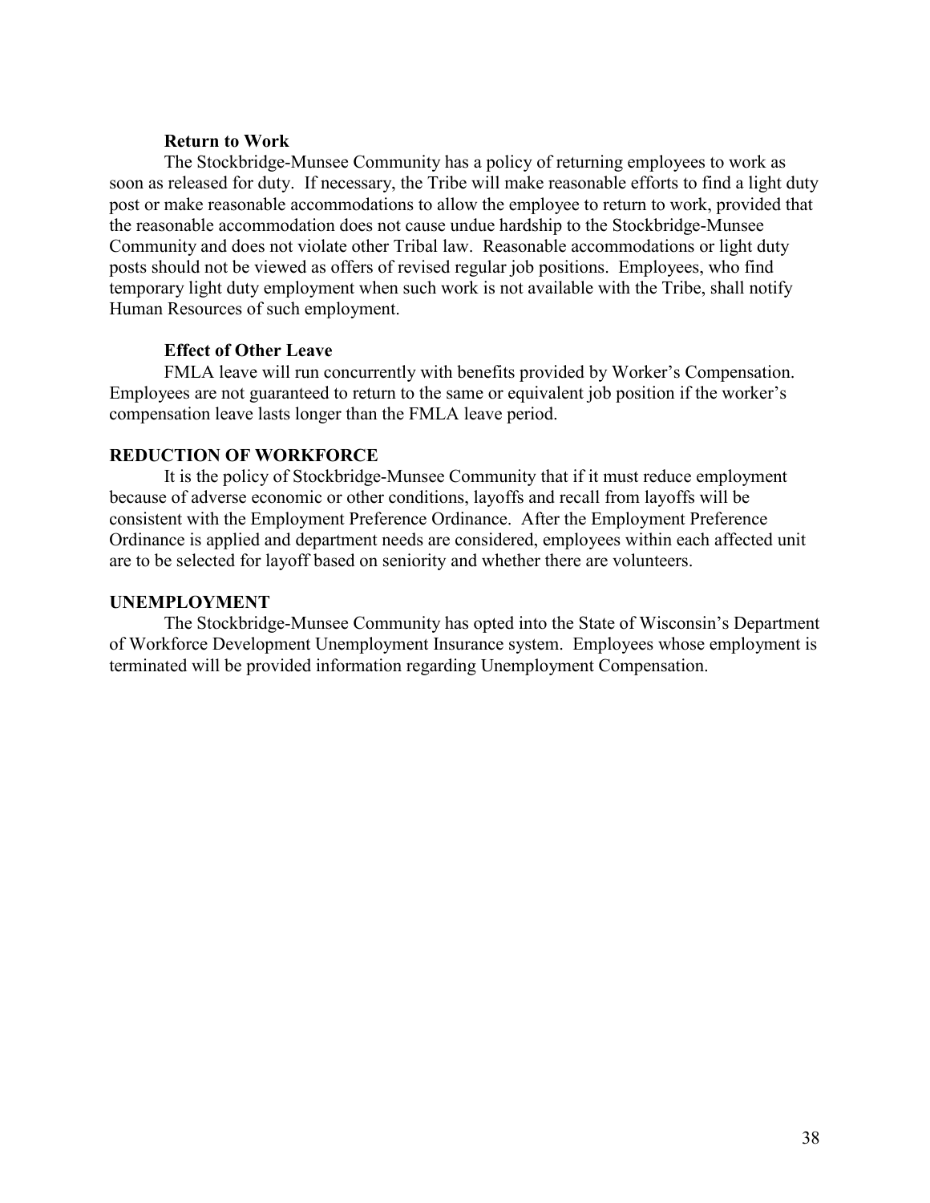### Return to Work

The Stockbridge-Munsee Community has a policy of returning employees to work as soon as released for duty. If necessary, the Tribe will make reasonable efforts to find a light duty post or make reasonable accommodations to allow the employee to return to work, provided that the reasonable accommodation does not cause undue hardship to the Stockbridge-Munsee Community and does not violate other Tribal law. Reasonable accommodations or light duty posts should not be viewed as offers of revised regular job positions. Employees, who find temporary light duty employment when such work is not available with the Tribe, shall notify Human Resources of such employment.

### Effect of Other Leave

FMLA leave will run concurrently with benefits provided by Worker's Compensation. Employees are not guaranteed to return to the same or equivalent job position if the worker's compensation leave lasts longer than the FMLA leave period.

## REDUCTION OF WORKFORCE

It is the policy of Stockbridge-Munsee Community that if it must reduce employment because of adverse economic or other conditions, layoffs and recall from layoffs will be consistent with the Employment Preference Ordinance. After the Employment Preference Ordinance is applied and department needs are considered, employees within each affected unit are to be selected for layoff based on seniority and whether there are volunteers.

## UNEMPLOYMENT

The Stockbridge-Munsee Community has opted into the State of Wisconsin's Department of Workforce Development Unemployment Insurance system. Employees whose employment is terminated will be provided information regarding Unemployment Compensation.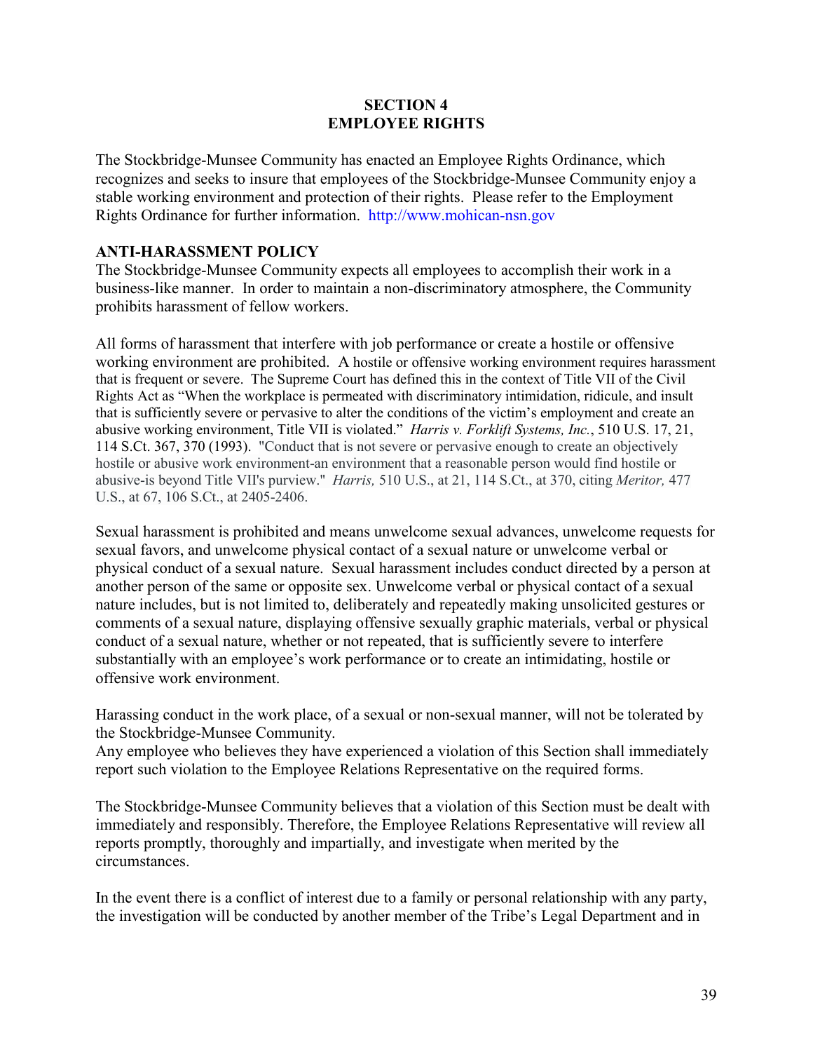## SECTION 4
## EMPLOYEE RIGHTS

The Stockbridge-Munsee Community has enacted an Employee Rights Ordinance, which recognizes and seeks to insure that employees of the Stockbridge-Munsee Community enjoy a stable working environment and protection of their rights. Please refer to the Employment Rights Ordinance for further information. http://www.mohican-nsn.gov

### ANTI-HARASSMENT POLICY

The Stockbridge-Munsee Community expects all employees to accomplish their work in a business-like manner. In order to maintain a non-discriminatory atmosphere, the Community prohibits harassment of fellow workers.

All forms of harassment that interfere with job performance or create a hostile or offensive working environment are prohibited. A hostile or offensive working environment requires harassment that is frequent or severe. The Supreme Court has defined this in the context of Title VII of the Civil Rights Act as "When the workplace is permeated with discriminatory intimidation, ridicule, and insult that is sufficiently severe or pervasive to alter the conditions of the victim's employment and create an abusive working environment, Title VII is violated." *Harris v. Forklift Systems, Inc.*, 510 U.S. 17, 21, 114 S.Ct. 367, 370 (1993). "Conduct that is not severe or pervasive enough to create an objectively hostile or abusive work environment-an environment that a reasonable person would find hostile or abusive-is beyond Title VII's purview." *Harris,* 510 U.S., at 21, 114 S.Ct., at 370, citing *Meritor,* 477 U.S., at 67, 106 S.Ct., at 2405-2406.

Sexual harassment is prohibited and means unwelcome sexual advances, unwelcome requests for sexual favors, and unwelcome physical contact of a sexual nature or unwelcome verbal or physical conduct of a sexual nature. Sexual harassment includes conduct directed by a person at another person of the same or opposite sex. Unwelcome verbal or physical contact of a sexual nature includes, but is not limited to, deliberately and repeatedly making unsolicited gestures or comments of a sexual nature, displaying offensive sexually graphic materials, verbal or physical conduct of a sexual nature, whether or not repeated, that is sufficiently severe to interfere substantially with an employee's work performance or to create an intimidating, hostile or offensive work environment.

Harassing conduct in the work place, of a sexual or non-sexual manner, will not be tolerated by the Stockbridge-Munsee Community.
Any employee who believes they have experienced a violation of this Section shall immediately report such violation to the Employee Relations Representative on the required forms.

The Stockbridge-Munsee Community believes that a violation of this Section must be dealt with immediately and responsibly. Therefore, the Employee Relations Representative will review all reports promptly, thoroughly and impartially, and investigate when merited by the circumstances.

In the event there is a conflict of interest due to a family or personal relationship with any party, the investigation will be conducted by another member of the Tribe's Legal Department and in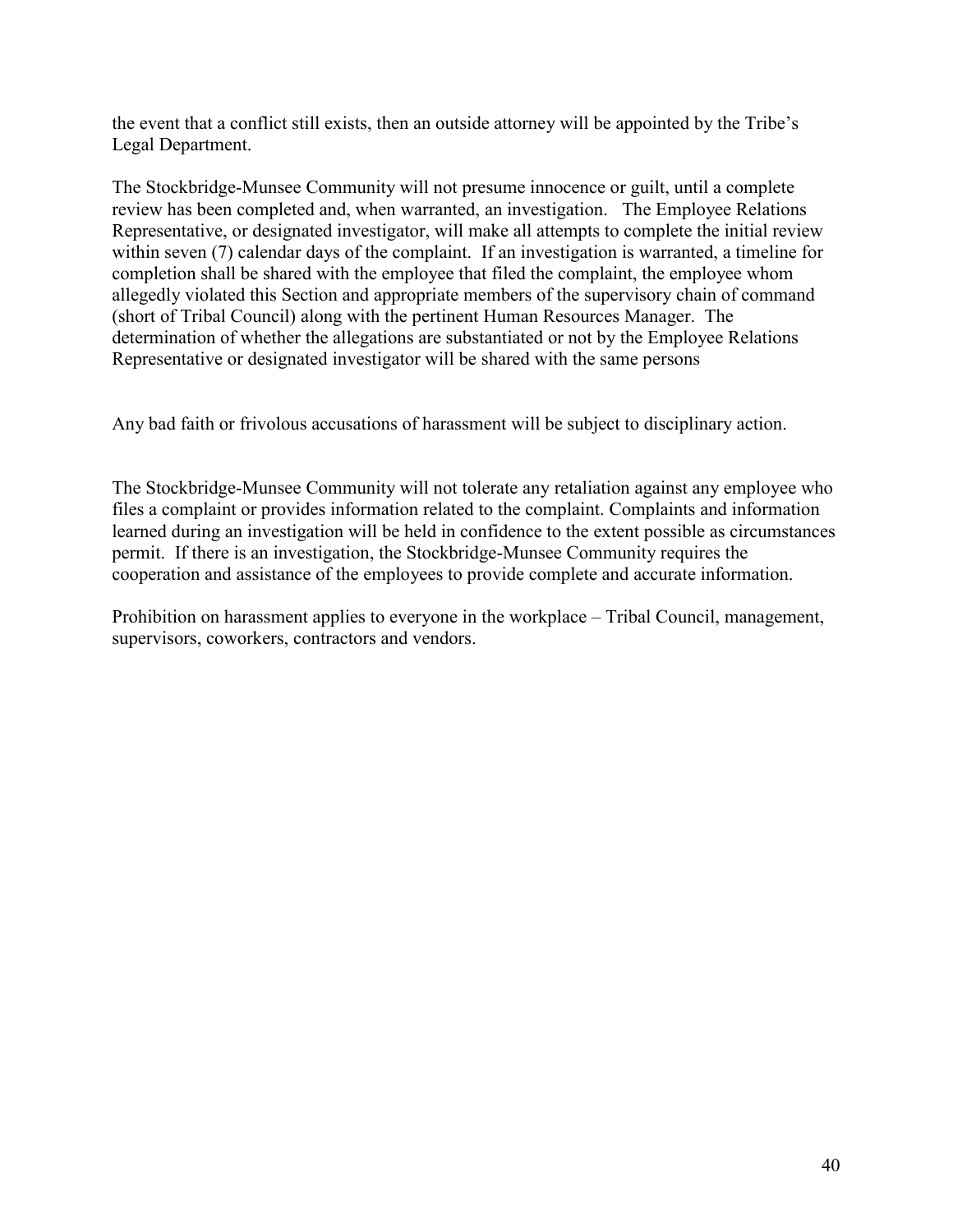the event that a conflict still exists, then an outside attorney will be appointed by the Tribe's Legal Department.

The Stockbridge-Munsee Community will not presume innocence or guilt, until a complete review has been completed and, when warranted, an investigation. The Employee Relations Representative, or designated investigator, will make all attempts to complete the initial review within seven (7) calendar days of the complaint. If an investigation is warranted, a timeline for completion shall be shared with the employee that filed the complaint, the employee whom allegedly violated this Section and appropriate members of the supervisory chain of command (short of Tribal Council) along with the pertinent Human Resources Manager. The determination of whether the allegations are substantiated or not by the Employee Relations Representative or designated investigator will be shared with the same persons

Any bad faith or frivolous accusations of harassment will be subject to disciplinary action.

The Stockbridge-Munsee Community will not tolerate any retaliation against any employee who files a complaint or provides information related to the complaint. Complaints and information learned during an investigation will be held in confidence to the extent possible as circumstances permit. If there is an investigation, the Stockbridge-Munsee Community requires the cooperation and assistance of the employees to provide complete and accurate information.

Prohibition on harassment applies to everyone in the workplace – Tribal Council, management, supervisors, coworkers, contractors and vendors.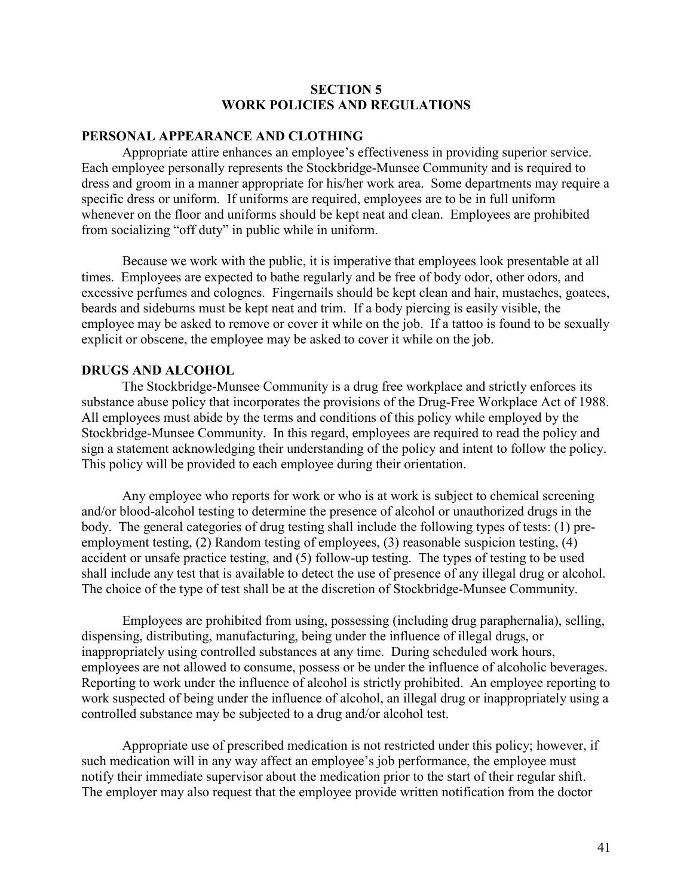# SECTION 5
# WORK POLICIES AND REGULATIONS

## PERSONAL APPEARANCE AND CLOTHING

Appropriate attire enhances an employee's effectiveness in providing superior service. Each employee personally represents the Stockbridge-Munsee Community and is required to dress and groom in a manner appropriate for his/her work area. Some departments may require a specific dress or uniform. If uniforms are required, employees are to be in full uniform whenever on the floor and uniforms should be kept neat and clean. Employees are prohibited from socializing "off duty" in public while in uniform.

Because we work with the public, it is imperative that employees look presentable at all times. Employees are expected to bathe regularly and be free of body odor, other odors, and excessive perfumes and colognes. Fingernails should be kept clean and hair, mustaches, goatees, beards and sideburns must be kept neat and trim. If a body piercing is easily visible, the employee may be asked to remove or cover it while on the job. If a tattoo is found to be sexually explicit or obscene, the employee may be asked to cover it while on the job.

## DRUGS AND ALCOHOL

The Stockbridge-Munsee Community is a drug free workplace and strictly enforces its substance abuse policy that incorporates the provisions of the Drug-Free Workplace Act of 1988. All employees must abide by the terms and conditions of this policy while employed by the Stockbridge-Munsee Community. In this regard, employees are required to read the policy and sign a statement acknowledging their understanding of the policy and intent to follow the policy. This policy will be provided to each employee during their orientation.

Any employee who reports for work or who is at work is subject to chemical screening and/or blood-alcohol testing to determine the presence of alcohol or unauthorized drugs in the body. The general categories of drug testing shall include the following types of tests: (1) pre-employment testing, (2) Random testing of employees, (3) reasonable suspicion testing, (4) accident or unsafe practice testing, and (5) follow-up testing. The types of testing to be used shall include any test that is available to detect the use of presence of any illegal drug or alcohol. The choice of the type of test shall be at the discretion of Stockbridge-Munsee Community.

Employees are prohibited from using, possessing (including drug paraphernalia), selling, dispensing, distributing, manufacturing, being under the influence of illegal drugs, or inappropriately using controlled substances at any time. During scheduled work hours, employees are not allowed to consume, possess or be under the influence of alcoholic beverages. Reporting to work under the influence of alcohol is strictly prohibited. An employee reporting to work suspected of being under the influence of alcohol, an illegal drug or inappropriately using a controlled substance may be subjected to a drug and/or alcohol test.

Appropriate use of prescribed medication is not restricted under this policy; however, if such medication will in any way affect an employee's job performance, the employee must notify their immediate supervisor about the medication prior to the start of their regular shift. The employer may also request that the employee provide written notification from the doctor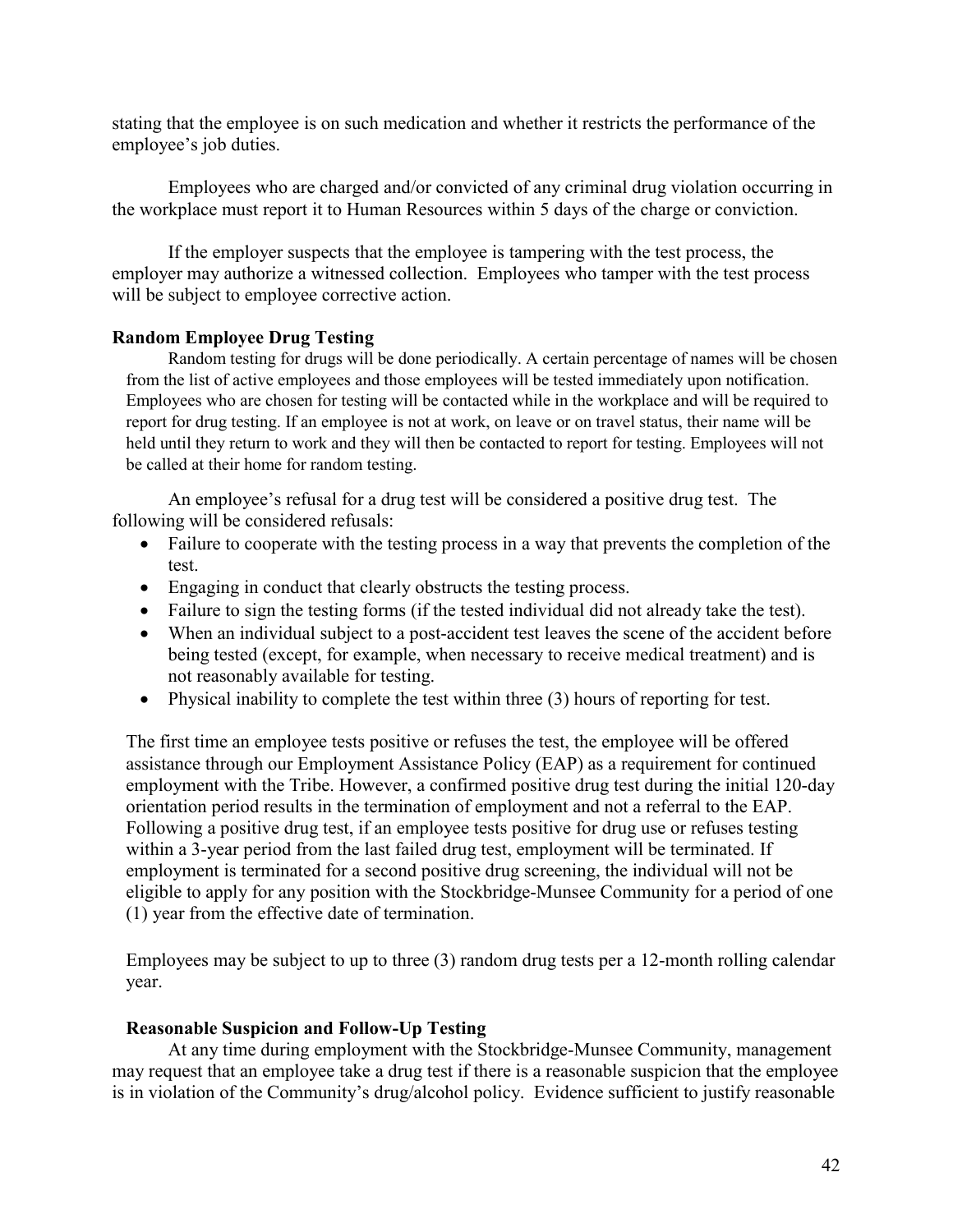stating that the employee is on such medication and whether it restricts the performance of the employee's job duties.

Employees who are charged and/or convicted of any criminal drug violation occurring in the workplace must report it to Human Resources within 5 days of the charge or conviction.

If the employer suspects that the employee is tampering with the test process, the employer may authorize a witnessed collection. Employees who tamper with the test process will be subject to employee corrective action.

**Random Employee Drug Testing**

Random testing for drugs will be done periodically. A certain percentage of names will be chosen from the list of active employees and those employees will be tested immediately upon notification. Employees who are chosen for testing will be contacted while in the workplace and will be required to report for drug testing. If an employee is not at work, on leave or on travel status, their name will be held until they return to work and they will then be contacted to report for testing. Employees will not be called at their home for random testing.

An employee's refusal for a drug test will be considered a positive drug test. The following will be considered refusals:

- Failure to cooperate with the testing process in a way that prevents the completion of the test.
- Engaging in conduct that clearly obstructs the testing process.
- Failure to sign the testing forms (if the tested individual did not already take the test).
- When an individual subject to a post-accident test leaves the scene of the accident before being tested (except, for example, when necessary to receive medical treatment) and is not reasonably available for testing.
- Physical inability to complete the test within three (3) hours of reporting for test.

The first time an employee tests positive or refuses the test, the employee will be offered assistance through our Employment Assistance Policy (EAP) as a requirement for continued employment with the Tribe. However, a confirmed positive drug test during the initial 120-day orientation period results in the termination of employment and not a referral to the EAP. Following a positive drug test, if an employee tests positive for drug use or refuses testing within a 3-year period from the last failed drug test, employment will be terminated. If employment is terminated for a second positive drug screening, the individual will not be eligible to apply for any position with the Stockbridge-Munsee Community for a period of one (1) year from the effective date of termination.

Employees may be subject to up to three (3) random drug tests per a 12-month rolling calendar year.

**Reasonable Suspicion and Follow-Up Testing**

At any time during employment with the Stockbridge-Munsee Community, management may request that an employee take a drug test if there is a reasonable suspicion that the employee is in violation of the Community's drug/alcohol policy. Evidence sufficient to justify reasonable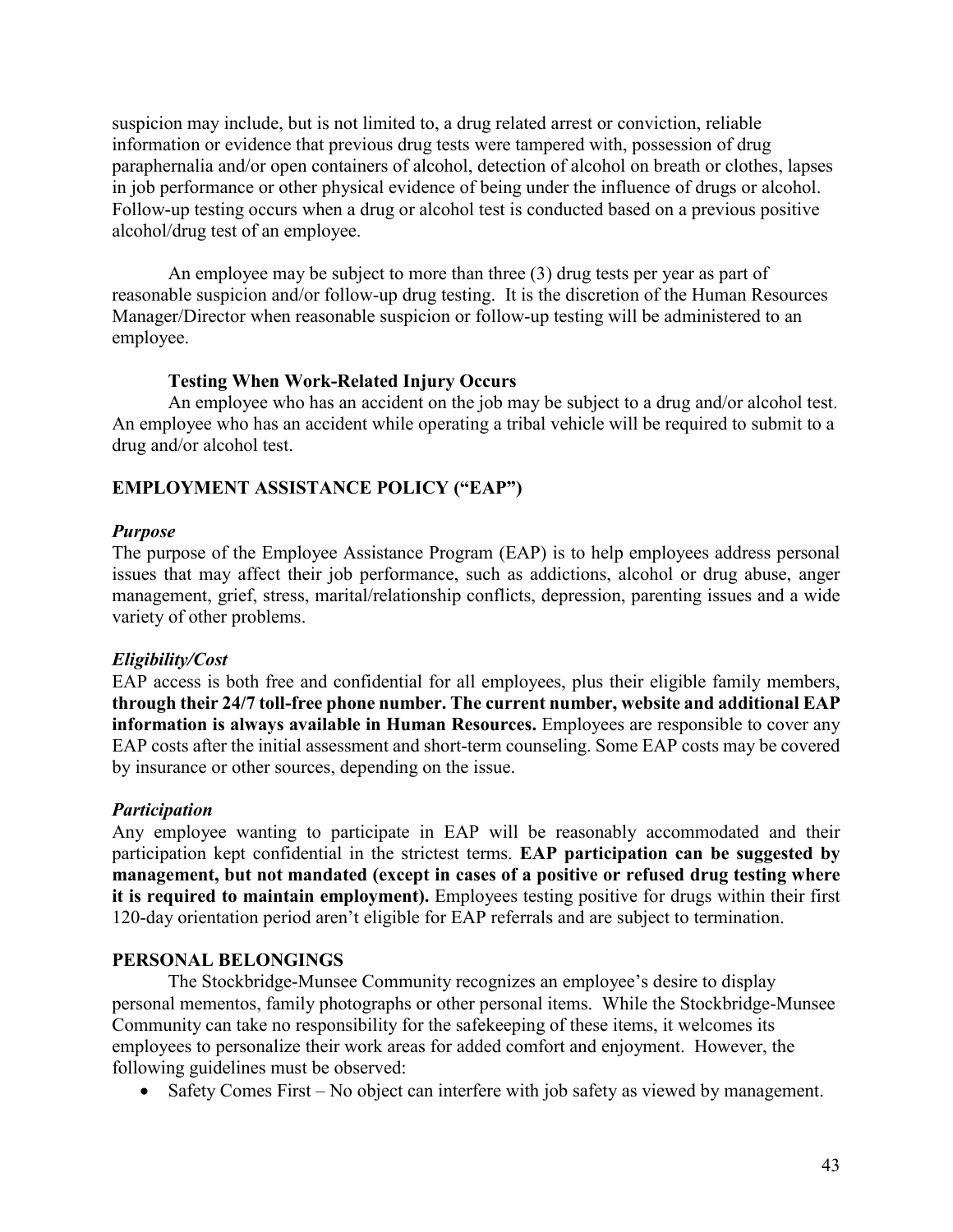suspicion may include, but is not limited to, a drug related arrest or conviction, reliable information or evidence that previous drug tests were tampered with, possession of drug paraphernalia and/or open containers of alcohol, detection of alcohol on breath or clothes, lapses in job performance or other physical evidence of being under the influence of drugs or alcohol. Follow-up testing occurs when a drug or alcohol test is conducted based on a previous positive alcohol/drug test of an employee.

An employee may be subject to more than three (3) drug tests per year as part of reasonable suspicion and/or follow-up drug testing. It is the discretion of the Human Resources Manager/Director when reasonable suspicion or follow-up testing will be administered to an employee.

**Testing When Work-Related Injury Occurs**

An employee who has an accident on the job may be subject to a drug and/or alcohol test. An employee who has an accident while operating a tribal vehicle will be required to submit to a drug and/or alcohol test.

## EMPLOYMENT ASSISTANCE POLICY ("EAP")

### *Purpose*

The purpose of the Employee Assistance Program (EAP) is to help employees address personal issues that may affect their job performance, such as addictions, alcohol or drug abuse, anger management, grief, stress, marital/relationship conflicts, depression, parenting issues and a wide variety of other problems.

### *Eligibility/Cost*

EAP access is both free and confidential for all employees, plus their eligible family members, **through their 24/7 toll-free phone number. The current number, website and additional EAP information is always available in Human Resources.** Employees are responsible to cover any EAP costs after the initial assessment and short-term counseling. Some EAP costs may be covered by insurance or other sources, depending on the issue.

### *Participation*

Any employee wanting to participate in EAP will be reasonably accommodated and their participation kept confidential in the strictest terms. **EAP participation can be suggested by management, but not mandated (except in cases of a positive or refused drug testing where it is required to maintain employment).** Employees testing positive for drugs within their first 120-day orientation period aren't eligible for EAP referrals and are subject to termination.

## PERSONAL BELONGINGS

The Stockbridge-Munsee Community recognizes an employee's desire to display personal mementos, family photographs or other personal items. While the Stockbridge-Munsee Community can take no responsibility for the safekeeping of these items, it welcomes its employees to personalize their work areas for added comfort and enjoyment. However, the following guidelines must be observed:

- Safety Comes First – No object can interfere with job safety as viewed by management.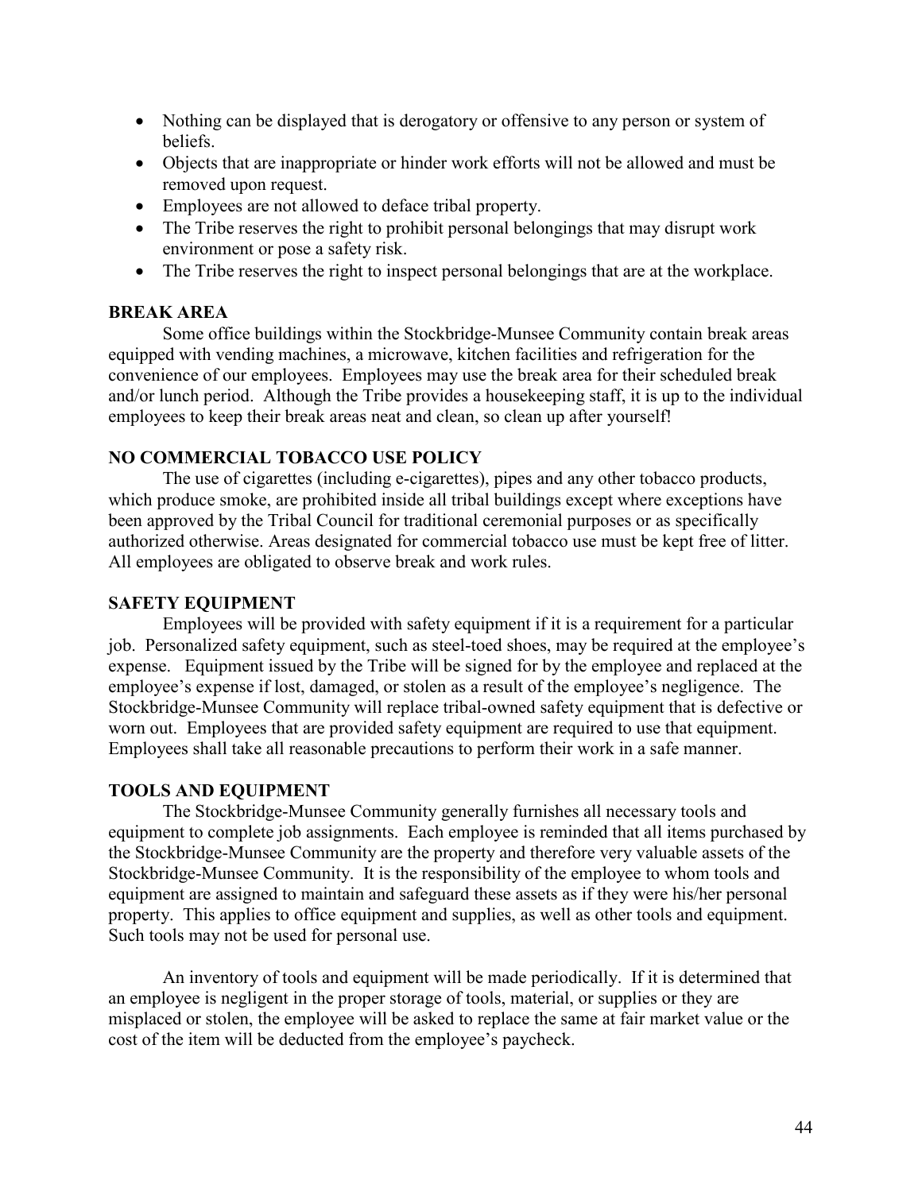- Nothing can be displayed that is derogatory or offensive to any person or system of beliefs.
- Objects that are inappropriate or hinder work efforts will not be allowed and must be removed upon request.
- Employees are not allowed to deface tribal property.
- The Tribe reserves the right to prohibit personal belongings that may disrupt work environment or pose a safety risk.
- The Tribe reserves the right to inspect personal belongings that are at the workplace.

**BREAK AREA**

Some office buildings within the Stockbridge-Munsee Community contain break areas equipped with vending machines, a microwave, kitchen facilities and refrigeration for the convenience of our employees. Employees may use the break area for their scheduled break and/or lunch period. Although the Tribe provides a housekeeping staff, it is up to the individual employees to keep their break areas neat and clean, so clean up after yourself!

**NO COMMERCIAL TOBACCO USE POLICY**

The use of cigarettes (including e-cigarettes), pipes and any other tobacco products, which produce smoke, are prohibited inside all tribal buildings except where exceptions have been approved by the Tribal Council for traditional ceremonial purposes or as specifically authorized otherwise. Areas designated for commercial tobacco use must be kept free of litter. All employees are obligated to observe break and work rules.

**SAFETY EQUIPMENT**

Employees will be provided with safety equipment if it is a requirement for a particular job. Personalized safety equipment, such as steel-toed shoes, may be required at the employee's expense. Equipment issued by the Tribe will be signed for by the employee and replaced at the employee's expense if lost, damaged, or stolen as a result of the employee's negligence. The Stockbridge-Munsee Community will replace tribal-owned safety equipment that is defective or worn out. Employees that are provided safety equipment are required to use that equipment. Employees shall take all reasonable precautions to perform their work in a safe manner.

**TOOLS AND EQUIPMENT**

The Stockbridge-Munsee Community generally furnishes all necessary tools and equipment to complete job assignments. Each employee is reminded that all items purchased by the Stockbridge-Munsee Community are the property and therefore very valuable assets of the Stockbridge-Munsee Community. It is the responsibility of the employee to whom tools and equipment are assigned to maintain and safeguard these assets as if they were his/her personal property. This applies to office equipment and supplies, as well as other tools and equipment. Such tools may not be used for personal use.

An inventory of tools and equipment will be made periodically. If it is determined that an employee is negligent in the proper storage of tools, material, or supplies or they are misplaced or stolen, the employee will be asked to replace the same at fair market value or the cost of the item will be deducted from the employee's paycheck.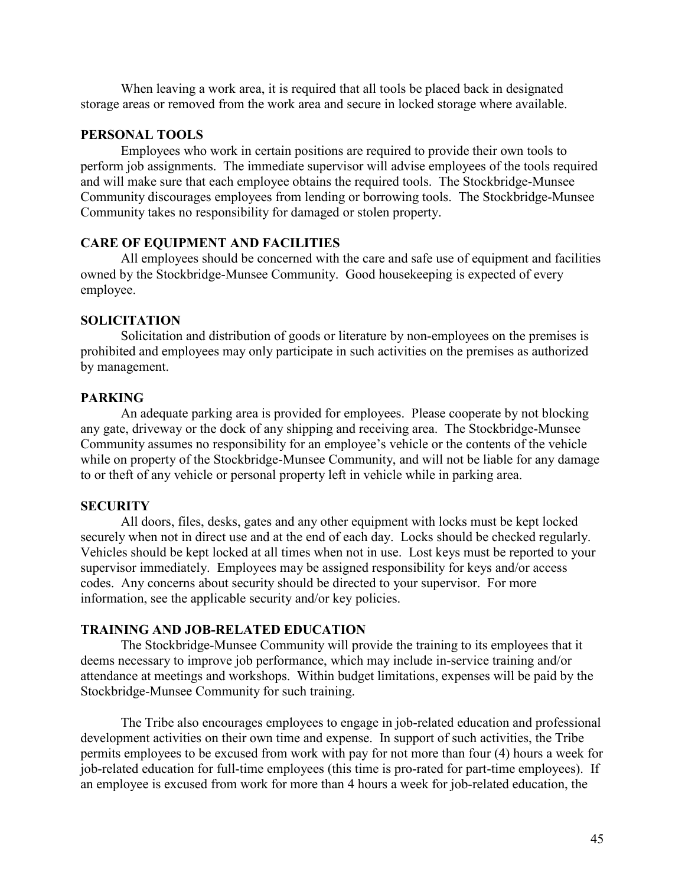When leaving a work area, it is required that all tools be placed back in designated storage areas or removed from the work area and secure in locked storage where available.

### PERSONAL TOOLS

Employees who work in certain positions are required to provide their own tools to perform job assignments. The immediate supervisor will advise employees of the tools required and will make sure that each employee obtains the required tools. The Stockbridge-Munsee Community discourages employees from lending or borrowing tools. The Stockbridge-Munsee Community takes no responsibility for damaged or stolen property.

### CARE OF EQUIPMENT AND FACILITIES

All employees should be concerned with the care and safe use of equipment and facilities owned by the Stockbridge-Munsee Community. Good housekeeping is expected of every employee.

### SOLICITATION

Solicitation and distribution of goods or literature by non-employees on the premises is prohibited and employees may only participate in such activities on the premises as authorized by management.

### PARKING

An adequate parking area is provided for employees. Please cooperate by not blocking any gate, driveway or the dock of any shipping and receiving area. The Stockbridge-Munsee Community assumes no responsibility for an employee's vehicle or the contents of the vehicle while on property of the Stockbridge-Munsee Community, and will not be liable for any damage to or theft of any vehicle or personal property left in vehicle while in parking area.

### SECURITY

All doors, files, desks, gates and any other equipment with locks must be kept locked securely when not in direct use and at the end of each day. Locks should be checked regularly. Vehicles should be kept locked at all times when not in use. Lost keys must be reported to your supervisor immediately. Employees may be assigned responsibility for keys and/or access codes. Any concerns about security should be directed to your supervisor. For more information, see the applicable security and/or key policies.

### TRAINING AND JOB-RELATED EDUCATION

The Stockbridge-Munsee Community will provide the training to its employees that it deems necessary to improve job performance, which may include in-service training and/or attendance at meetings and workshops. Within budget limitations, expenses will be paid by the Stockbridge-Munsee Community for such training.

The Tribe also encourages employees to engage in job-related education and professional development activities on their own time and expense. In support of such activities, the Tribe permits employees to be excused from work with pay for not more than four (4) hours a week for job-related education for full-time employees (this time is pro-rated for part-time employees). If an employee is excused from work for more than 4 hours a week for job-related education, the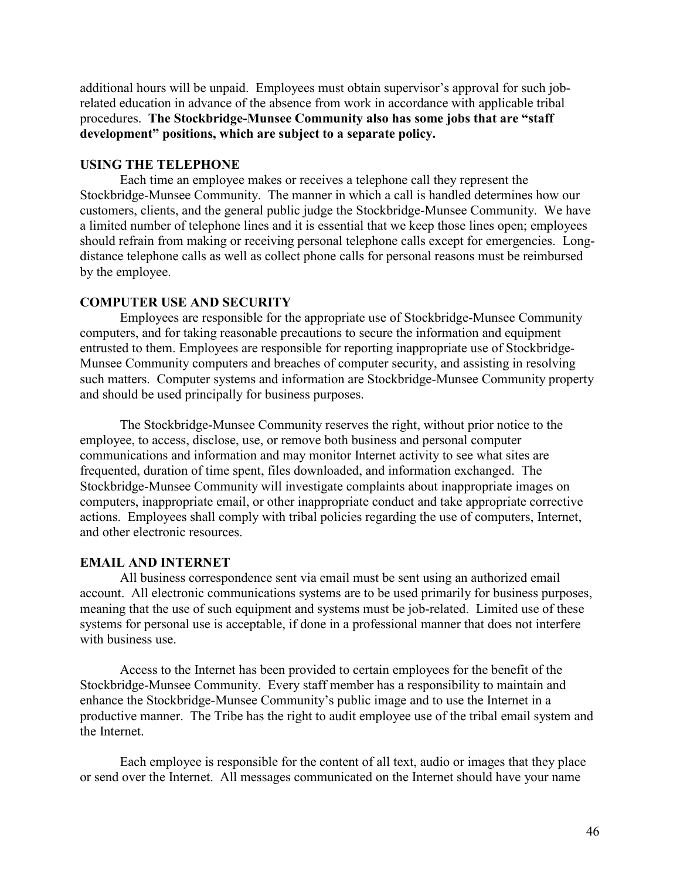additional hours will be unpaid. Employees must obtain supervisor's approval for such job-related education in advance of the absence from work in accordance with applicable tribal procedures. **The Stockbridge-Munsee Community also has some jobs that are "staff development" positions, which are subject to a separate policy.**

### USING THE TELEPHONE

Each time an employee makes or receives a telephone call they represent the Stockbridge-Munsee Community. The manner in which a call is handled determines how our customers, clients, and the general public judge the Stockbridge-Munsee Community. We have a limited number of telephone lines and it is essential that we keep those lines open; employees should refrain from making or receiving personal telephone calls except for emergencies. Long-distance telephone calls as well as collect phone calls for personal reasons must be reimbursed by the employee.

### COMPUTER USE AND SECURITY

Employees are responsible for the appropriate use of Stockbridge-Munsee Community computers, and for taking reasonable precautions to secure the information and equipment entrusted to them. Employees are responsible for reporting inappropriate use of Stockbridge-Munsee Community computers and breaches of computer security, and assisting in resolving such matters. Computer systems and information are Stockbridge-Munsee Community property and should be used principally for business purposes.

The Stockbridge-Munsee Community reserves the right, without prior notice to the employee, to access, disclose, use, or remove both business and personal computer communications and information and may monitor Internet activity to see what sites are frequented, duration of time spent, files downloaded, and information exchanged. The Stockbridge-Munsee Community will investigate complaints about inappropriate images on computers, inappropriate email, or other inappropriate conduct and take appropriate corrective actions. Employees shall comply with tribal policies regarding the use of computers, Internet, and other electronic resources.

### EMAIL AND INTERNET

All business correspondence sent via email must be sent using an authorized email account. All electronic communications systems are to be used primarily for business purposes, meaning that the use of such equipment and systems must be job-related. Limited use of these systems for personal use is acceptable, if done in a professional manner that does not interfere with business use.

Access to the Internet has been provided to certain employees for the benefit of the Stockbridge-Munsee Community. Every staff member has a responsibility to maintain and enhance the Stockbridge-Munsee Community's public image and to use the Internet in a productive manner. The Tribe has the right to audit employee use of the tribal email system and the Internet.

Each employee is responsible for the content of all text, audio or images that they place or send over the Internet. All messages communicated on the Internet should have your name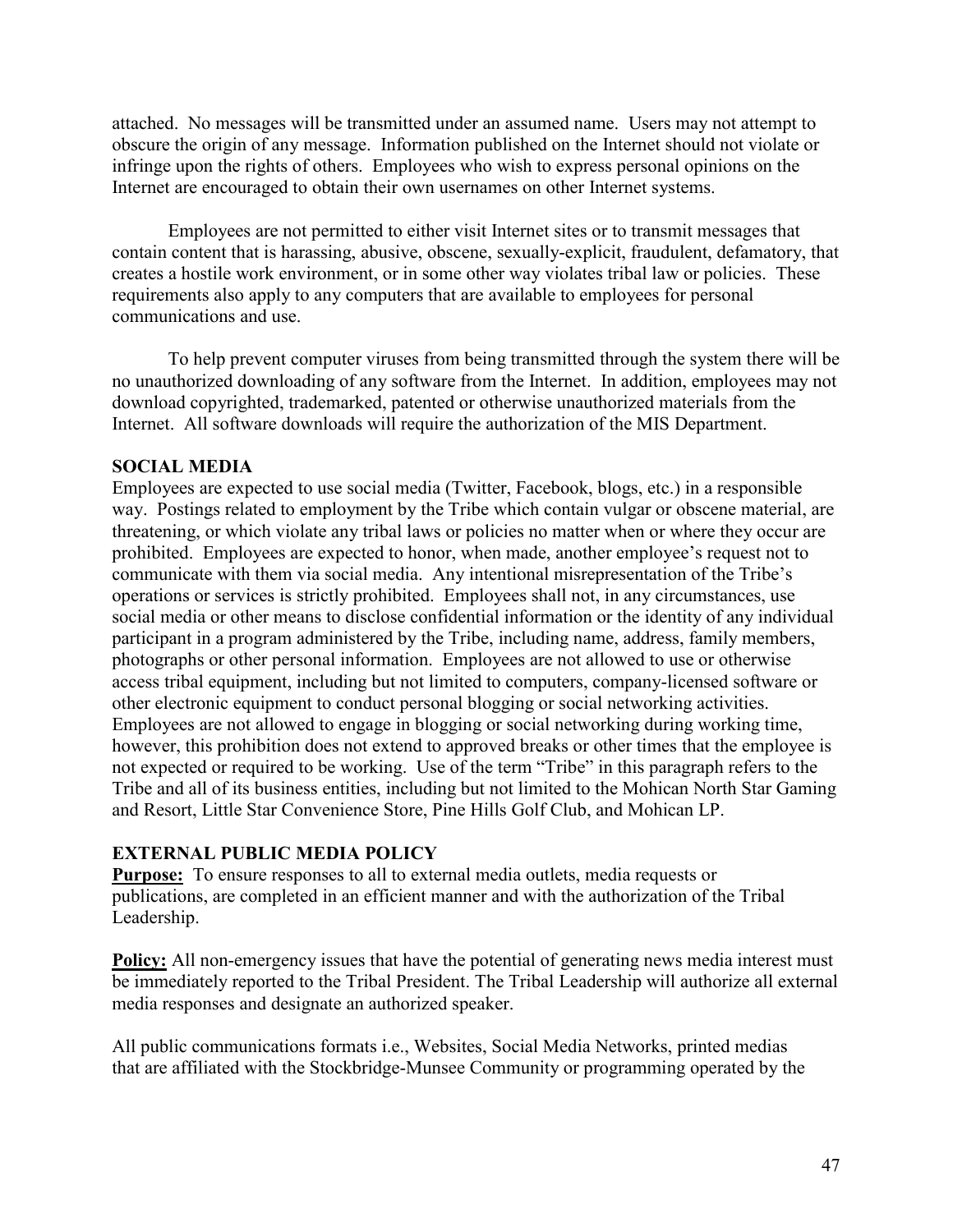attached. No messages will be transmitted under an assumed name. Users may not attempt to obscure the origin of any message. Information published on the Internet should not violate or infringe upon the rights of others. Employees who wish to express personal opinions on the Internet are encouraged to obtain their own usernames on other Internet systems.

Employees are not permitted to either visit Internet sites or to transmit messages that contain content that is harassing, abusive, obscene, sexually-explicit, fraudulent, defamatory, that creates a hostile work environment, or in some other way violates tribal law or policies. These requirements also apply to any computers that are available to employees for personal communications and use.

To help prevent computer viruses from being transmitted through the system there will be no unauthorized downloading of any software from the Internet. In addition, employees may not download copyrighted, trademarked, patented or otherwise unauthorized materials from the Internet. All software downloads will require the authorization of the MIS Department.

**SOCIAL MEDIA**

Employees are expected to use social media (Twitter, Facebook, blogs, etc.) in a responsible way. Postings related to employment by the Tribe which contain vulgar or obscene material, are threatening, or which violate any tribal laws or policies no matter when or where they occur are prohibited. Employees are expected to honor, when made, another employee's request not to communicate with them via social media. Any intentional misrepresentation of the Tribe's operations or services is strictly prohibited. Employees shall not, in any circumstances, use social media or other means to disclose confidential information or the identity of any individual participant in a program administered by the Tribe, including name, address, family members, photographs or other personal information. Employees are not allowed to use or otherwise access tribal equipment, including but not limited to computers, company-licensed software or other electronic equipment to conduct personal blogging or social networking activities. Employees are not allowed to engage in blogging or social networking during working time, however, this prohibition does not extend to approved breaks or other times that the employee is not expected or required to be working. Use of the term "Tribe" in this paragraph refers to the Tribe and all of its business entities, including but not limited to the Mohican North Star Gaming and Resort, Little Star Convenience Store, Pine Hills Golf Club, and Mohican LP.

**EXTERNAL PUBLIC MEDIA POLICY**

**Purpose:** To ensure responses to all to external media outlets, media requests or publications, are completed in an efficient manner and with the authorization of the Tribal Leadership.

**Policy:** All non-emergency issues that have the potential of generating news media interest must be immediately reported to the Tribal President. The Tribal Leadership will authorize all external media responses and designate an authorized speaker.

All public communications formats i.e., Websites, Social Media Networks, printed medias that are affiliated with the Stockbridge-Munsee Community or programming operated by the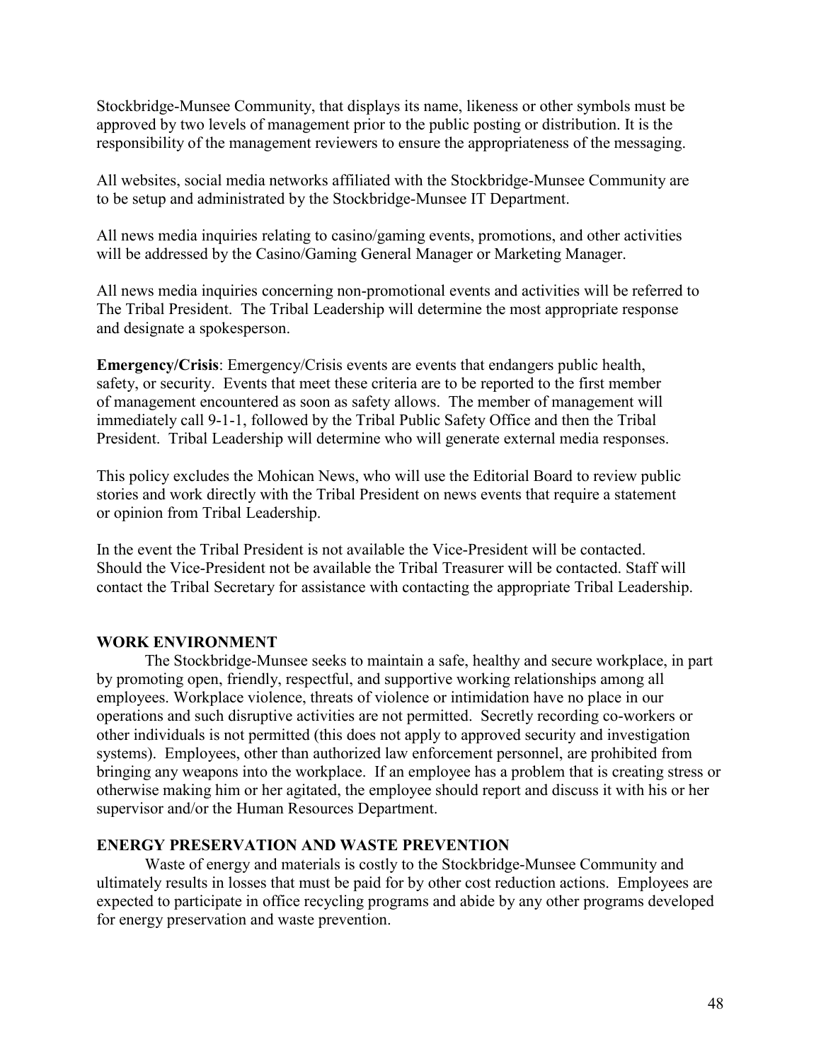Stockbridge-Munsee Community, that displays its name, likeness or other symbols must be approved by two levels of management prior to the public posting or distribution. It is the responsibility of the management reviewers to ensure the appropriateness of the messaging.

All websites, social media networks affiliated with the Stockbridge-Munsee Community are to be setup and administrated by the Stockbridge-Munsee IT Department.

All news media inquiries relating to casino/gaming events, promotions, and other activities will be addressed by the Casino/Gaming General Manager or Marketing Manager.

All news media inquiries concerning non-promotional events and activities will be referred to The Tribal President. The Tribal Leadership will determine the most appropriate response and designate a spokesperson.

**Emergency/Crisis**: Emergency/Crisis events are events that endangers public health, safety, or security. Events that meet these criteria are to be reported to the first member of management encountered as soon as safety allows. The member of management will immediately call 9-1-1, followed by the Tribal Public Safety Office and then the Tribal President. Tribal Leadership will determine who will generate external media responses.

This policy excludes the Mohican News, who will use the Editorial Board to review public stories and work directly with the Tribal President on news events that require a statement or opinion from Tribal Leadership.

In the event the Tribal President is not available the Vice-President will be contacted. Should the Vice-President not be available the Tribal Treasurer will be contacted. Staff will contact the Tribal Secretary for assistance with contacting the appropriate Tribal Leadership.

## WORK ENVIRONMENT

The Stockbridge-Munsee seeks to maintain a safe, healthy and secure workplace, in part by promoting open, friendly, respectful, and supportive working relationships among all employees. Workplace violence, threats of violence or intimidation have no place in our operations and such disruptive activities are not permitted. Secretly recording co-workers or other individuals is not permitted (this does not apply to approved security and investigation systems). Employees, other than authorized law enforcement personnel, are prohibited from bringing any weapons into the workplace. If an employee has a problem that is creating stress or otherwise making him or her agitated, the employee should report and discuss it with his or her supervisor and/or the Human Resources Department.

## ENERGY PRESERVATION AND WASTE PREVENTION

Waste of energy and materials is costly to the Stockbridge-Munsee Community and ultimately results in losses that must be paid for by other cost reduction actions. Employees are expected to participate in office recycling programs and abide by any other programs developed for energy preservation and waste prevention.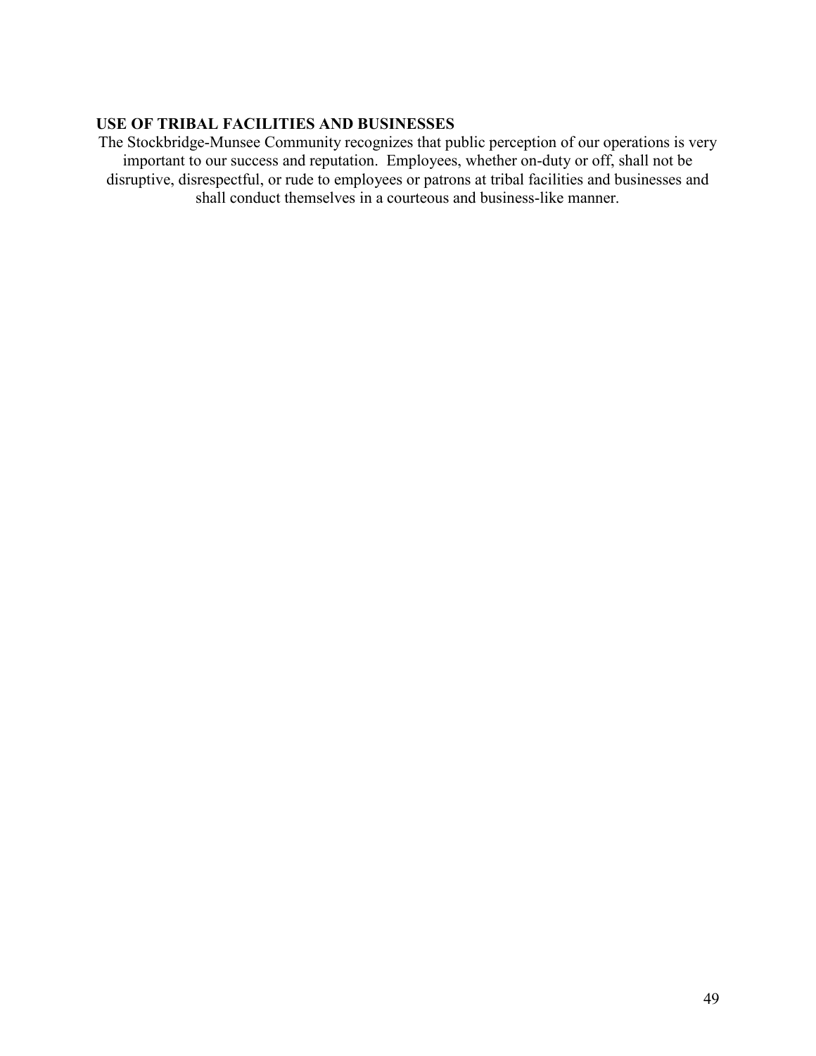**USE OF TRIBAL FACILITIES AND BUSINESSES**

The Stockbridge-Munsee Community recognizes that public perception of our operations is very important to our success and reputation. Employees, whether on-duty or off, shall not be disruptive, disrespectful, or rude to employees or patrons at tribal facilities and businesses and shall conduct themselves in a courteous and business-like manner.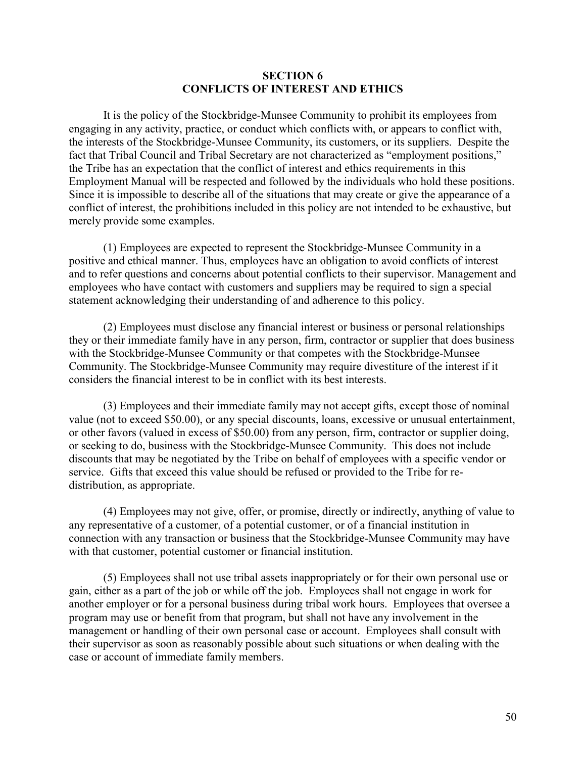## SECTION 6
## CONFLICTS OF INTEREST AND ETHICS

It is the policy of the Stockbridge-Munsee Community to prohibit its employees from engaging in any activity, practice, or conduct which conflicts with, or appears to conflict with, the interests of the Stockbridge-Munsee Community, its customers, or its suppliers. Despite the fact that Tribal Council and Tribal Secretary are not characterized as "employment positions," the Tribe has an expectation that the conflict of interest and ethics requirements in this Employment Manual will be respected and followed by the individuals who hold these positions. Since it is impossible to describe all of the situations that may create or give the appearance of a conflict of interest, the prohibitions included in this policy are not intended to be exhaustive, but merely provide some examples.

(1) Employees are expected to represent the Stockbridge-Munsee Community in a positive and ethical manner. Thus, employees have an obligation to avoid conflicts of interest and to refer questions and concerns about potential conflicts to their supervisor. Management and employees who have contact with customers and suppliers may be required to sign a special statement acknowledging their understanding of and adherence to this policy.

(2) Employees must disclose any financial interest or business or personal relationships they or their immediate family have in any person, firm, contractor or supplier that does business with the Stockbridge-Munsee Community or that competes with the Stockbridge-Munsee Community. The Stockbridge-Munsee Community may require divestiture of the interest if it considers the financial interest to be in conflict with its best interests.

(3) Employees and their immediate family may not accept gifts, except those of nominal value (not to exceed $50.00), or any special discounts, loans, excessive or unusual entertainment, or other favors (valued in excess of $50.00) from any person, firm, contractor or supplier doing, or seeking to do, business with the Stockbridge-Munsee Community. This does not include discounts that may be negotiated by the Tribe on behalf of employees with a specific vendor or service. Gifts that exceed this value should be refused or provided to the Tribe for re-distribution, as appropriate.

(4) Employees may not give, offer, or promise, directly or indirectly, anything of value to any representative of a customer, of a potential customer, or of a financial institution in connection with any transaction or business that the Stockbridge-Munsee Community may have with that customer, potential customer or financial institution.

(5) Employees shall not use tribal assets inappropriately or for their own personal use or gain, either as a part of the job or while off the job. Employees shall not engage in work for another employer or for a personal business during tribal work hours. Employees that oversee a program may use or benefit from that program, but shall not have any involvement in the management or handling of their own personal case or account. Employees shall consult with their supervisor as soon as reasonably possible about such situations or when dealing with the case or account of immediate family members.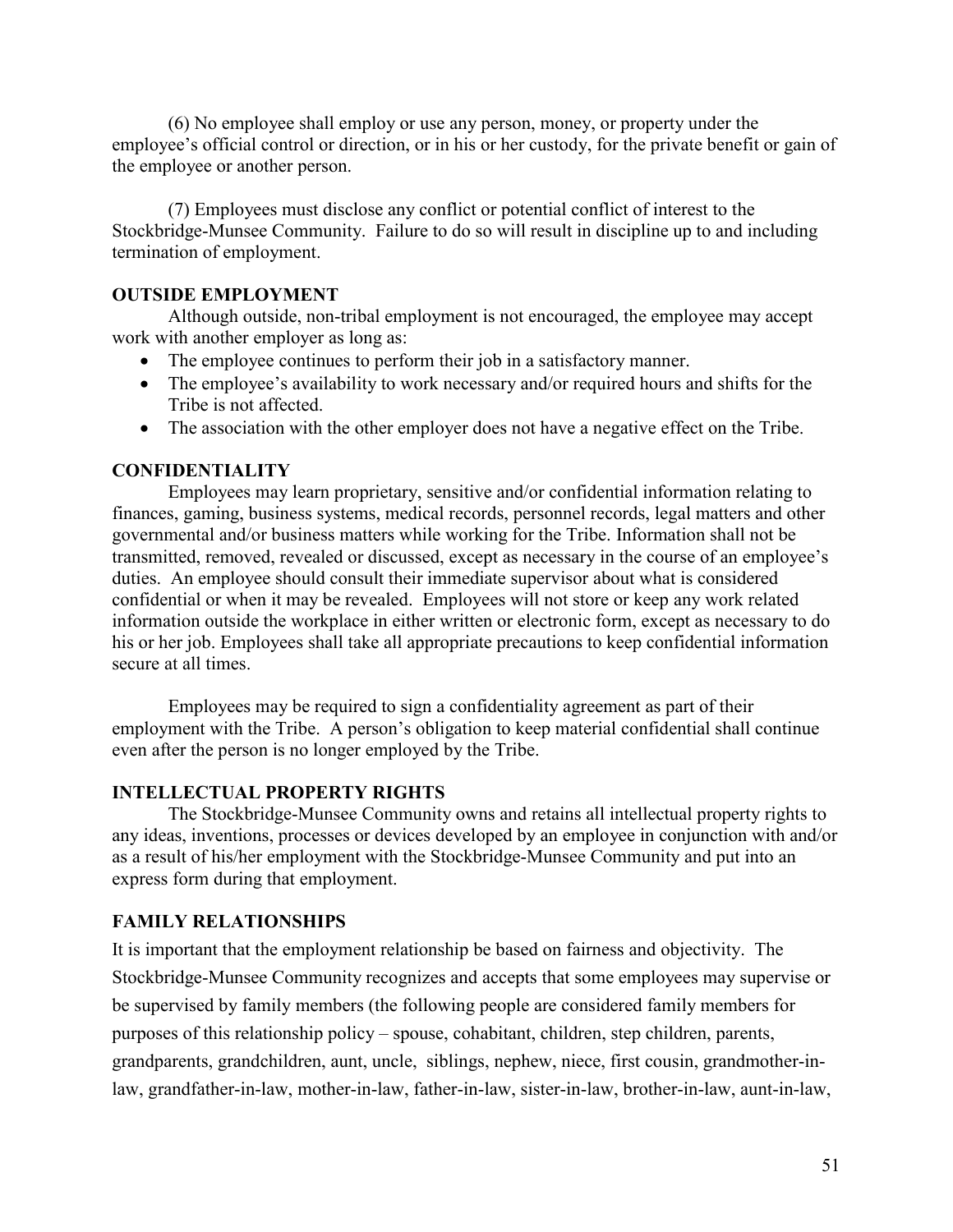(6) No employee shall employ or use any person, money, or property under the employee's official control or direction, or in his or her custody, for the private benefit or gain of the employee or another person.

(7) Employees must disclose any conflict or potential conflict of interest to the Stockbridge-Munsee Community. Failure to do so will result in discipline up to and including termination of employment.

**OUTSIDE EMPLOYMENT**

Although outside, non-tribal employment is not encouraged, the employee may accept work with another employer as long as:

- The employee continues to perform their job in a satisfactory manner.
- The employee's availability to work necessary and/or required hours and shifts for the Tribe is not affected.
- The association with the other employer does not have a negative effect on the Tribe.

**CONFIDENTIALITY**

Employees may learn proprietary, sensitive and/or confidential information relating to finances, gaming, business systems, medical records, personnel records, legal matters and other governmental and/or business matters while working for the Tribe. Information shall not be transmitted, removed, revealed or discussed, except as necessary in the course of an employee's duties. An employee should consult their immediate supervisor about what is considered confidential or when it may be revealed. Employees will not store or keep any work related information outside the workplace in either written or electronic form, except as necessary to do his or her job. Employees shall take all appropriate precautions to keep confidential information secure at all times.

Employees may be required to sign a confidentiality agreement as part of their employment with the Tribe. A person's obligation to keep material confidential shall continue even after the person is no longer employed by the Tribe.

**INTELLECTUAL PROPERTY RIGHTS**

The Stockbridge-Munsee Community owns and retains all intellectual property rights to any ideas, inventions, processes or devices developed by an employee in conjunction with and/or as a result of his/her employment with the Stockbridge-Munsee Community and put into an express form during that employment.

**FAMILY RELATIONSHIPS**

It is important that the employment relationship be based on fairness and objectivity. The Stockbridge-Munsee Community recognizes and accepts that some employees may supervise or be supervised by family members (the following people are considered family members for purposes of this relationship policy – spouse, cohabitant, children, step children, parents, grandparents, grandchildren, aunt, uncle, siblings, nephew, niece, first cousin, grandmother-in-law, grandfather-in-law, mother-in-law, father-in-law, sister-in-law, brother-in-law, aunt-in-law,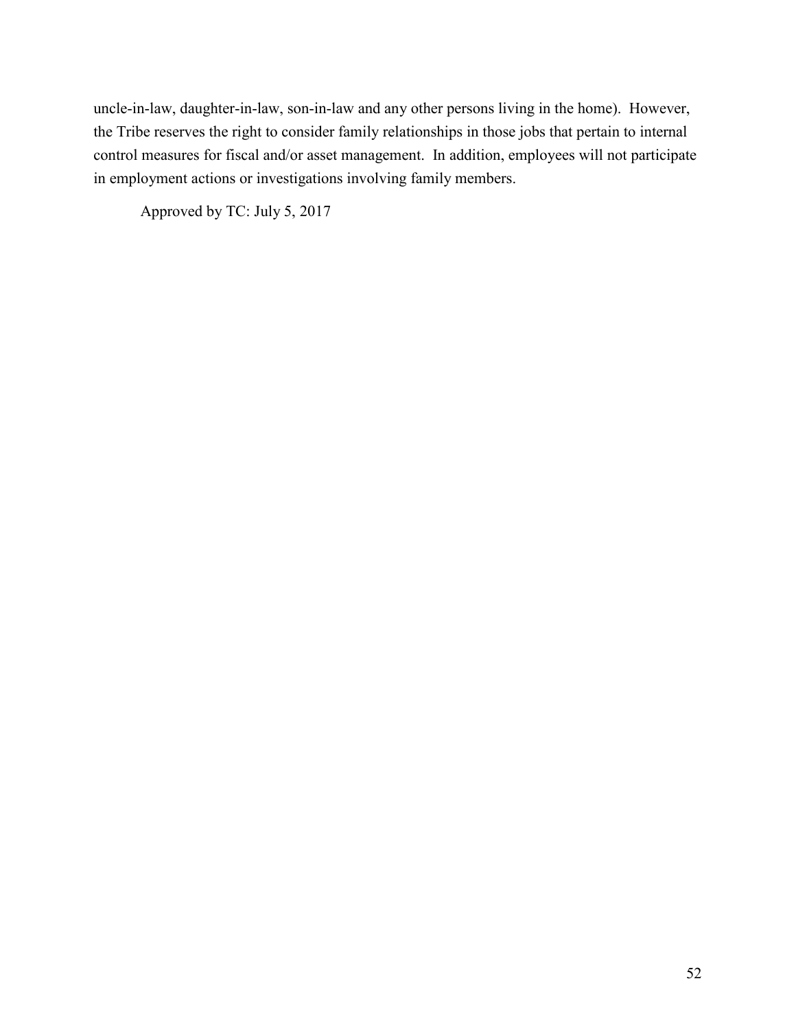uncle-in-law, daughter-in-law, son-in-law and any other persons living in the home). However, the Tribe reserves the right to consider family relationships in those jobs that pertain to internal control measures for fiscal and/or asset management. In addition, employees will not participate in employment actions or investigations involving family members.

Approved by TC: July 5, 2017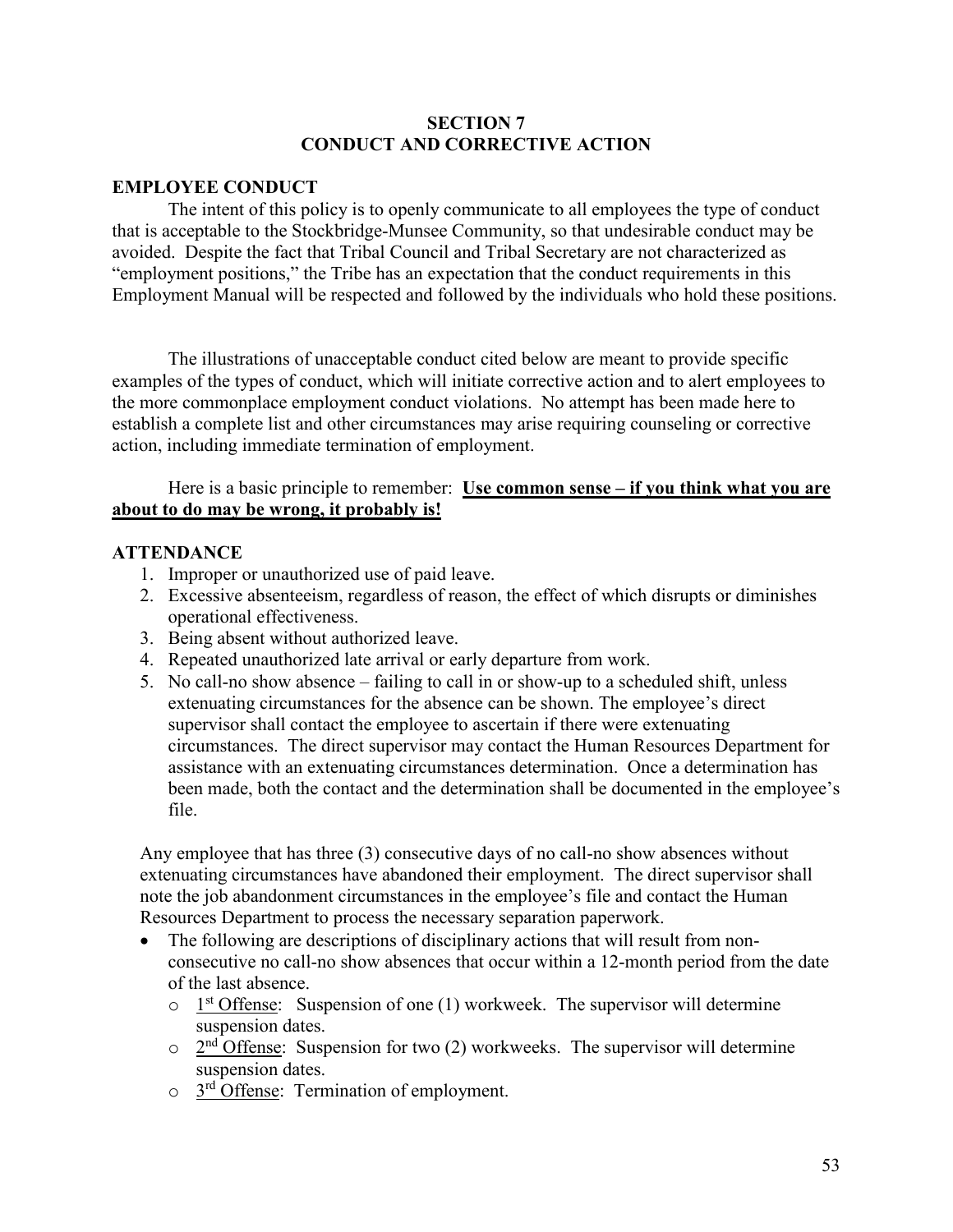# SECTION 7
# CONDUCT AND CORRECTIVE ACTION

## EMPLOYEE CONDUCT

The intent of this policy is to openly communicate to all employees the type of conduct that is acceptable to the Stockbridge-Munsee Community, so that undesirable conduct may be avoided. Despite the fact that Tribal Council and Tribal Secretary are not characterized as "employment positions," the Tribe has an expectation that the conduct requirements in this Employment Manual will be respected and followed by the individuals who hold these positions.

The illustrations of unacceptable conduct cited below are meant to provide specific examples of the types of conduct, which will initiate corrective action and to alert employees to the more commonplace employment conduct violations. No attempt has been made here to establish a complete list and other circumstances may arise requiring counseling or corrective action, including immediate termination of employment.

Here is a basic principle to remember: **Use common sense – if you think what you are about to do may be wrong, it probably is!**

## ATTENDANCE

1. Improper or unauthorized use of paid leave.
2. Excessive absenteeism, regardless of reason, the effect of which disrupts or diminishes operational effectiveness.
3. Being absent without authorized leave.
4. Repeated unauthorized late arrival or early departure from work.
5. No call-no show absence – failing to call in or show-up to a scheduled shift, unless extenuating circumstances for the absence can be shown. The employee's direct supervisor shall contact the employee to ascertain if there were extenuating circumstances. The direct supervisor may contact the Human Resources Department for assistance with an extenuating circumstances determination. Once a determination has been made, both the contact and the determination shall be documented in the employee's file.

Any employee that has three (3) consecutive days of no call-no show absences without extenuating circumstances have abandoned their employment. The direct supervisor shall note the job abandonment circumstances in the employee's file and contact the Human Resources Department to process the necessary separation paperwork.

- The following are descriptions of disciplinary actions that will result from non-consecutive no call-no show absences that occur within a 12-month period from the date of the last absence.
  - 1st Offense: Suspension of one (1) workweek. The supervisor will determine suspension dates.
  - 2nd Offense: Suspension for two (2) workweeks. The supervisor will determine suspension dates.
  - 3rd Offense: Termination of employment.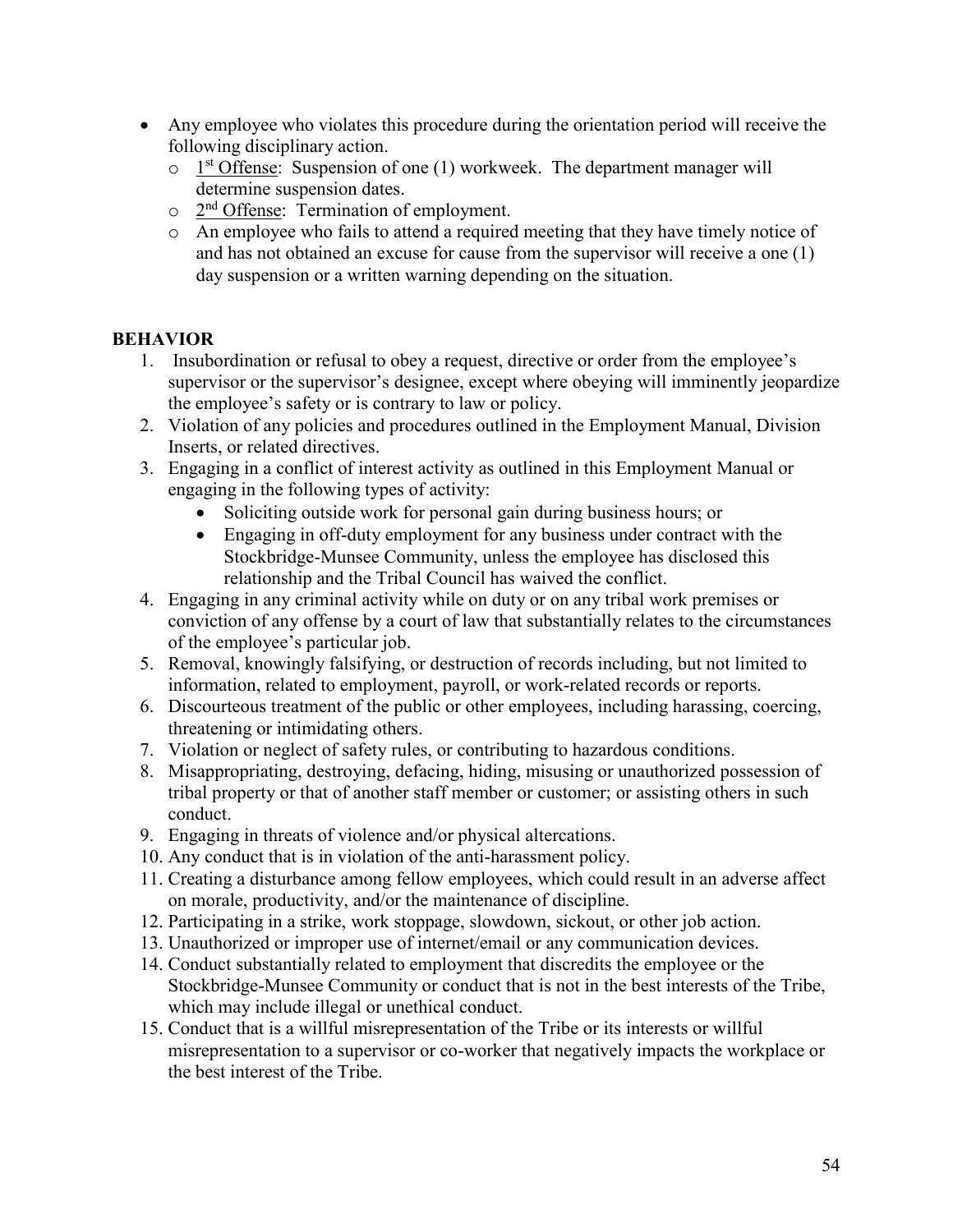- Any employee who violates this procedure during the orientation period will receive the following disciplinary action.
  - 1st Offense: Suspension of one (1) workweek. The department manager will determine suspension dates.
  - 2nd Offense: Termination of employment.
  - An employee who fails to attend a required meeting that they have timely notice of and has not obtained an excuse for cause from the supervisor will receive a one (1) day suspension or a written warning depending on the situation.

**BEHAVIOR**

1. Insubordination or refusal to obey a request, directive or order from the employee's supervisor or the supervisor's designee, except where obeying will imminently jeopardize the employee's safety or is contrary to law or policy.
2. Violation of any policies and procedures outlined in the Employment Manual, Division Inserts, or related directives.
3. Engaging in a conflict of interest activity as outlined in this Employment Manual or engaging in the following types of activity:
   - Soliciting outside work for personal gain during business hours; or
   - Engaging in off-duty employment for any business under contract with the Stockbridge-Munsee Community, unless the employee has disclosed this relationship and the Tribal Council has waived the conflict.
4. Engaging in any criminal activity while on duty or on any tribal work premises or conviction of any offense by a court of law that substantially relates to the circumstances of the employee's particular job.
5. Removal, knowingly falsifying, or destruction of records including, but not limited to information, related to employment, payroll, or work-related records or reports.
6. Discourteous treatment of the public or other employees, including harassing, coercing, threatening or intimidating others.
7. Violation or neglect of safety rules, or contributing to hazardous conditions.
8. Misappropriating, destroying, defacing, hiding, misusing or unauthorized possession of tribal property or that of another staff member or customer; or assisting others in such conduct.
9. Engaging in threats of violence and/or physical altercations.
10. Any conduct that is in violation of the anti-harassment policy.
11. Creating a disturbance among fellow employees, which could result in an adverse affect on morale, productivity, and/or the maintenance of discipline.
12. Participating in a strike, work stoppage, slowdown, sickout, or other job action.
13. Unauthorized or improper use of internet/email or any communication devices.
14. Conduct substantially related to employment that discredits the employee or the Stockbridge-Munsee Community or conduct that is not in the best interests of the Tribe, which may include illegal or unethical conduct.
15. Conduct that is a willful misrepresentation of the Tribe or its interests or willful misrepresentation to a supervisor or co-worker that negatively impacts the workplace or the best interest of the Tribe.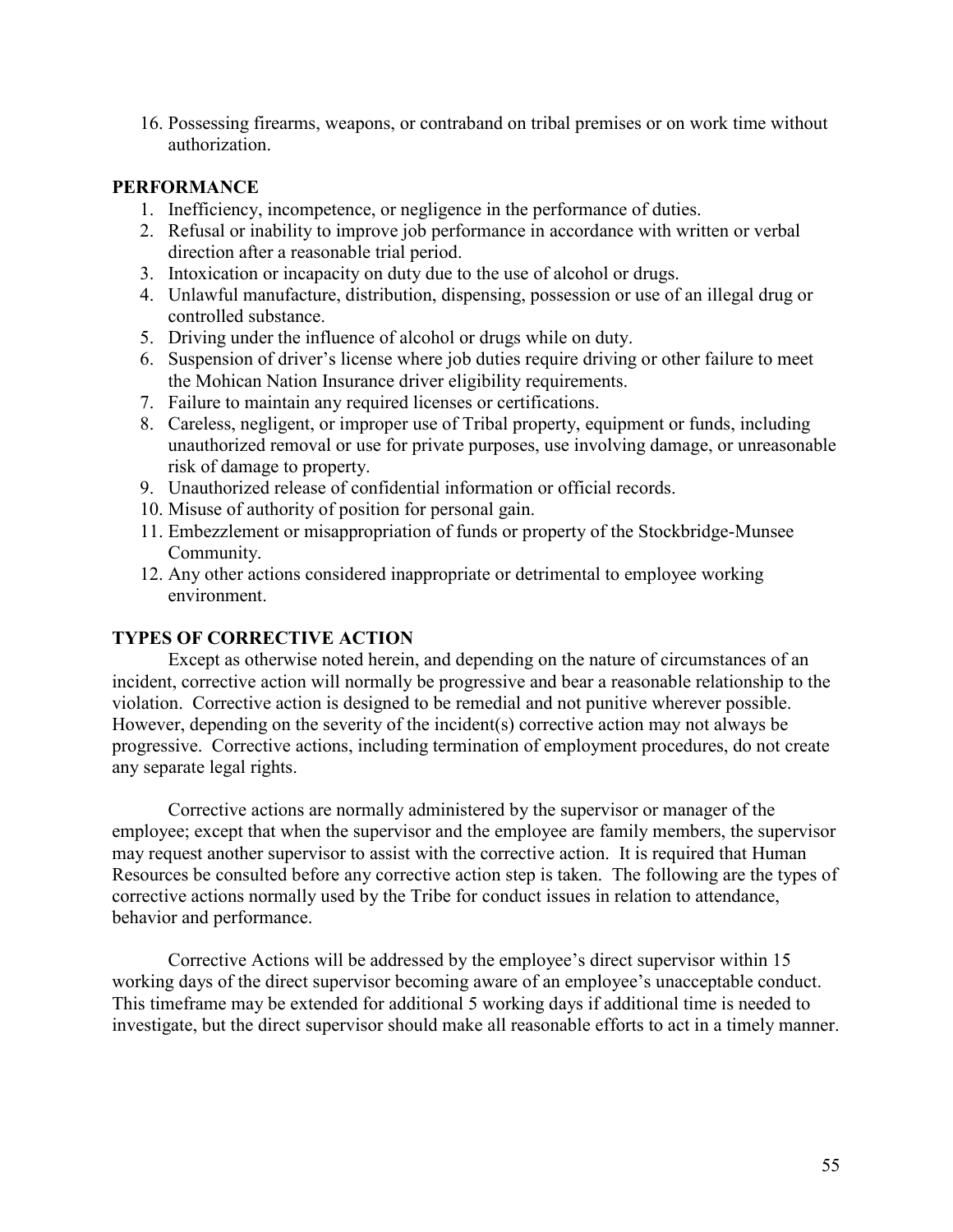16. Possessing firearms, weapons, or contraband on tribal premises or on work time without authorization.

**PERFORMANCE**

1. Inefficiency, incompetence, or negligence in the performance of duties.
2. Refusal or inability to improve job performance in accordance with written or verbal direction after a reasonable trial period.
3. Intoxication or incapacity on duty due to the use of alcohol or drugs.
4. Unlawful manufacture, distribution, dispensing, possession or use of an illegal drug or controlled substance.
5. Driving under the influence of alcohol or drugs while on duty.
6. Suspension of driver's license where job duties require driving or other failure to meet the Mohican Nation Insurance driver eligibility requirements.
7. Failure to maintain any required licenses or certifications.
8. Careless, negligent, or improper use of Tribal property, equipment or funds, including unauthorized removal or use for private purposes, use involving damage, or unreasonable risk of damage to property.
9. Unauthorized release of confidential information or official records.
10. Misuse of authority of position for personal gain.
11. Embezzlement or misappropriation of funds or property of the Stockbridge-Munsee Community.
12. Any other actions considered inappropriate or detrimental to employee working environment.

**TYPES OF CORRECTIVE ACTION**

Except as otherwise noted herein, and depending on the nature of circumstances of an incident, corrective action will normally be progressive and bear a reasonable relationship to the violation. Corrective action is designed to be remedial and not punitive wherever possible. However, depending on the severity of the incident(s) corrective action may not always be progressive. Corrective actions, including termination of employment procedures, do not create any separate legal rights.

Corrective actions are normally administered by the supervisor or manager of the employee; except that when the supervisor and the employee are family members, the supervisor may request another supervisor to assist with the corrective action. It is required that Human Resources be consulted before any corrective action step is taken. The following are the types of corrective actions normally used by the Tribe for conduct issues in relation to attendance, behavior and performance.

Corrective Actions will be addressed by the employee's direct supervisor within 15 working days of the direct supervisor becoming aware of an employee's unacceptable conduct. This timeframe may be extended for additional 5 working days if additional time is needed to investigate, but the direct supervisor should make all reasonable efforts to act in a timely manner.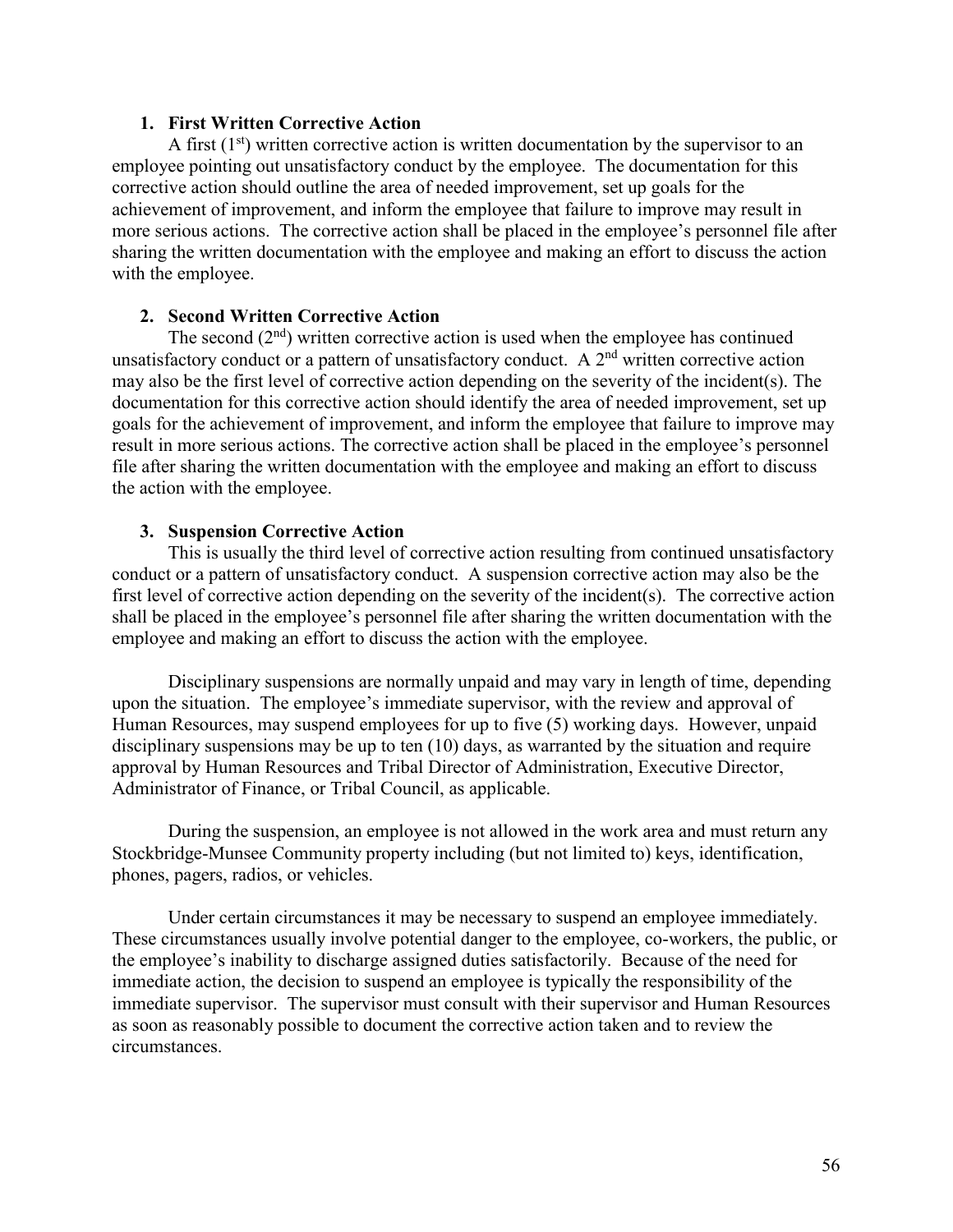### 1. First Written Corrective Action

A first (1st) written corrective action is written documentation by the supervisor to an employee pointing out unsatisfactory conduct by the employee. The documentation for this corrective action should outline the area of needed improvement, set up goals for the achievement of improvement, and inform the employee that failure to improve may result in more serious actions. The corrective action shall be placed in the employee's personnel file after sharing the written documentation with the employee and making an effort to discuss the action with the employee.

### 2. Second Written Corrective Action

The second (2nd) written corrective action is used when the employee has continued unsatisfactory conduct or a pattern of unsatisfactory conduct. A 2nd written corrective action may also be the first level of corrective action depending on the severity of the incident(s). The documentation for this corrective action should identify the area of needed improvement, set up goals for the achievement of improvement, and inform the employee that failure to improve may result in more serious actions. The corrective action shall be placed in the employee's personnel file after sharing the written documentation with the employee and making an effort to discuss the action with the employee.

### 3. Suspension Corrective Action

This is usually the third level of corrective action resulting from continued unsatisfactory conduct or a pattern of unsatisfactory conduct. A suspension corrective action may also be the first level of corrective action depending on the severity of the incident(s). The corrective action shall be placed in the employee's personnel file after sharing the written documentation with the employee and making an effort to discuss the action with the employee.

Disciplinary suspensions are normally unpaid and may vary in length of time, depending upon the situation. The employee's immediate supervisor, with the review and approval of Human Resources, may suspend employees for up to five (5) working days. However, unpaid disciplinary suspensions may be up to ten (10) days, as warranted by the situation and require approval by Human Resources and Tribal Director of Administration, Executive Director, Administrator of Finance, or Tribal Council, as applicable.

During the suspension, an employee is not allowed in the work area and must return any Stockbridge-Munsee Community property including (but not limited to) keys, identification, phones, pagers, radios, or vehicles.

Under certain circumstances it may be necessary to suspend an employee immediately. These circumstances usually involve potential danger to the employee, co-workers, the public, or the employee's inability to discharge assigned duties satisfactorily. Because of the need for immediate action, the decision to suspend an employee is typically the responsibility of the immediate supervisor. The supervisor must consult with their supervisor and Human Resources as soon as reasonably possible to document the corrective action taken and to review the circumstances.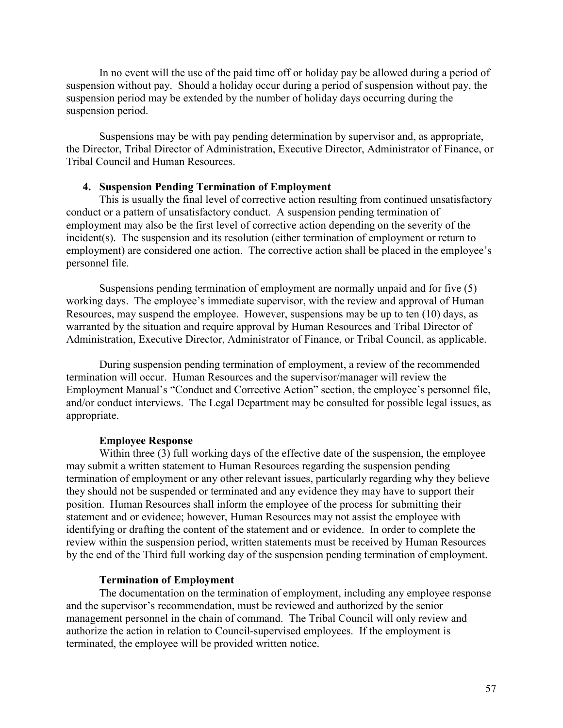In no event will the use of the paid time off or holiday pay be allowed during a period of suspension without pay. Should a holiday occur during a period of suspension without pay, the suspension period may be extended by the number of holiday days occurring during the suspension period.

Suspensions may be with pay pending determination by supervisor and, as appropriate, the Director, Tribal Director of Administration, Executive Director, Administrator of Finance, or Tribal Council and Human Resources.

**4. Suspension Pending Termination of Employment**

This is usually the final level of corrective action resulting from continued unsatisfactory conduct or a pattern of unsatisfactory conduct. A suspension pending termination of employment may also be the first level of corrective action depending on the severity of the incident(s). The suspension and its resolution (either termination of employment or return to employment) are considered one action. The corrective action shall be placed in the employee's personnel file.

Suspensions pending termination of employment are normally unpaid and for five (5) working days. The employee's immediate supervisor, with the review and approval of Human Resources, may suspend the employee. However, suspensions may be up to ten (10) days, as warranted by the situation and require approval by Human Resources and Tribal Director of Administration, Executive Director, Administrator of Finance, or Tribal Council, as applicable.

During suspension pending termination of employment, a review of the recommended termination will occur. Human Resources and the supervisor/manager will review the Employment Manual's "Conduct and Corrective Action" section, the employee's personnel file, and/or conduct interviews. The Legal Department may be consulted for possible legal issues, as appropriate.

**Employee Response**

Within three (3) full working days of the effective date of the suspension, the employee may submit a written statement to Human Resources regarding the suspension pending termination of employment or any other relevant issues, particularly regarding why they believe they should not be suspended or terminated and any evidence they may have to support their position. Human Resources shall inform the employee of the process for submitting their statement and or evidence; however, Human Resources may not assist the employee with identifying or drafting the content of the statement and or evidence. In order to complete the review within the suspension period, written statements must be received by Human Resources by the end of the Third full working day of the suspension pending termination of employment.

**Termination of Employment**

The documentation on the termination of employment, including any employee response and the supervisor's recommendation, must be reviewed and authorized by the senior management personnel in the chain of command. The Tribal Council will only review and authorize the action in relation to Council-supervised employees. If the employment is terminated, the employee will be provided written notice.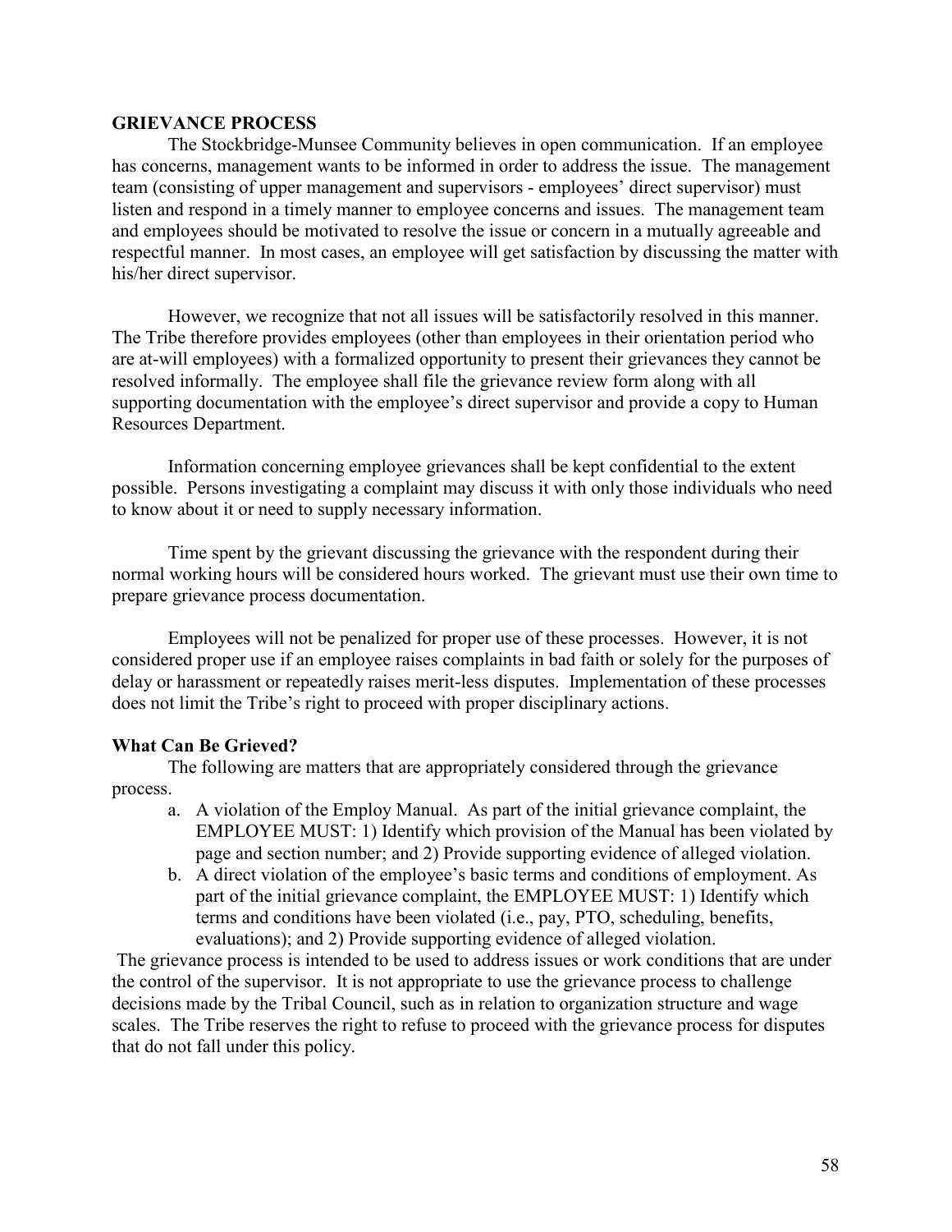## GRIEVANCE PROCESS

The Stockbridge-Munsee Community believes in open communication. If an employee has concerns, management wants to be informed in order to address the issue. The management team (consisting of upper management and supervisors - employees' direct supervisor) must listen and respond in a timely manner to employee concerns and issues. The management team and employees should be motivated to resolve the issue or concern in a mutually agreeable and respectful manner. In most cases, an employee will get satisfaction by discussing the matter with his/her direct supervisor.

However, we recognize that not all issues will be satisfactorily resolved in this manner. The Tribe therefore provides employees (other than employees in their orientation period who are at-will employees) with a formalized opportunity to present their grievances they cannot be resolved informally. The employee shall file the grievance review form along with all supporting documentation with the employee's direct supervisor and provide a copy to Human Resources Department.

Information concerning employee grievances shall be kept confidential to the extent possible. Persons investigating a complaint may discuss it with only those individuals who need to know about it or need to supply necessary information.

Time spent by the grievant discussing the grievance with the respondent during their normal working hours will be considered hours worked. The grievant must use their own time to prepare grievance process documentation.

Employees will not be penalized for proper use of these processes. However, it is not considered proper use if an employee raises complaints in bad faith or solely for the purposes of delay or harassment or repeatedly raises merit-less disputes. Implementation of these processes does not limit the Tribe's right to proceed with proper disciplinary actions.

### What Can Be Grieved?

The following are matters that are appropriately considered through the grievance process.

a. A violation of the Employ Manual. As part of the initial grievance complaint, the EMPLOYEE MUST: 1) Identify which provision of the Manual has been violated by page and section number; and 2) Provide supporting evidence of alleged violation.
b. A direct violation of the employee's basic terms and conditions of employment. As part of the initial grievance complaint, the EMPLOYEE MUST: 1) Identify which terms and conditions have been violated (i.e., pay, PTO, scheduling, benefits, evaluations); and 2) Provide supporting evidence of alleged violation.

The grievance process is intended to be used to address issues or work conditions that are under the control of the supervisor. It is not appropriate to use the grievance process to challenge decisions made by the Tribal Council, such as in relation to organization structure and wage scales. The Tribe reserves the right to refuse to proceed with the grievance process for disputes that do not fall under this policy.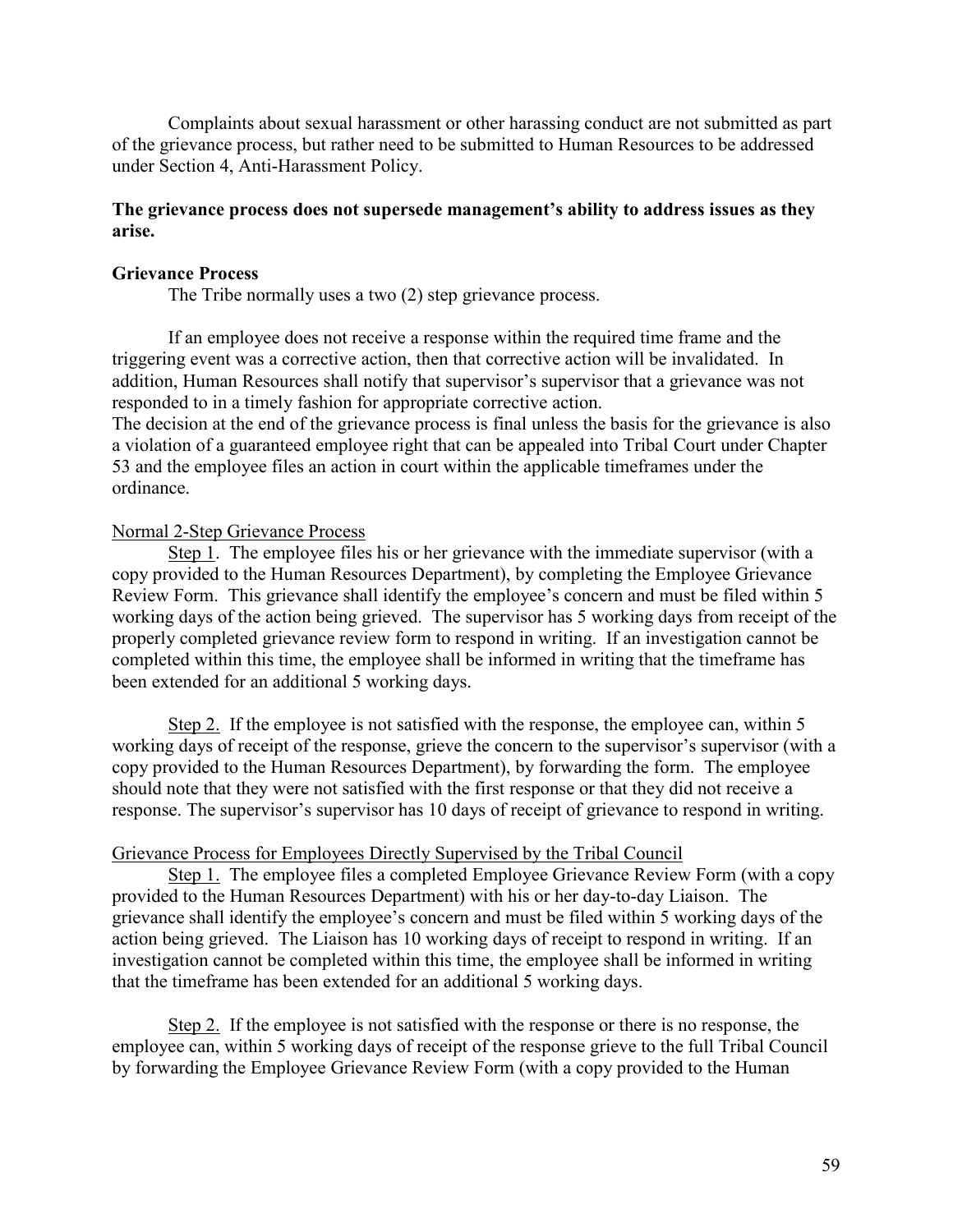Complaints about sexual harassment or other harassing conduct are not submitted as part of the grievance process, but rather need to be submitted to Human Resources to be addressed under Section 4, Anti-Harassment Policy.

**The grievance process does not supersede management's ability to address issues as they arise.**

**Grievance Process**

The Tribe normally uses a two (2) step grievance process.

If an employee does not receive a response within the required time frame and the triggering event was a corrective action, then that corrective action will be invalidated. In addition, Human Resources shall notify that supervisor's supervisor that a grievance was not responded to in a timely fashion for appropriate corrective action.
The decision at the end of the grievance process is final unless the basis for the grievance is also a violation of a guaranteed employee right that can be appealed into Tribal Court under Chapter 53 and the employee files an action in court within the applicable timeframes under the ordinance.

Normal 2-Step Grievance Process

Step 1. The employee files his or her grievance with the immediate supervisor (with a copy provided to the Human Resources Department), by completing the Employee Grievance Review Form. This grievance shall identify the employee's concern and must be filed within 5 working days of the action being grieved. The supervisor has 5 working days from receipt of the properly completed grievance review form to respond in writing. If an investigation cannot be completed within this time, the employee shall be informed in writing that the timeframe has been extended for an additional 5 working days.

Step 2. If the employee is not satisfied with the response, the employee can, within 5 working days of receipt of the response, grieve the concern to the supervisor's supervisor (with a copy provided to the Human Resources Department), by forwarding the form. The employee should note that they were not satisfied with the first response or that they did not receive a response. The supervisor's supervisor has 10 days of receipt of grievance to respond in writing.

Grievance Process for Employees Directly Supervised by the Tribal Council

Step 1. The employee files a completed Employee Grievance Review Form (with a copy provided to the Human Resources Department) with his or her day-to-day Liaison. The grievance shall identify the employee's concern and must be filed within 5 working days of the action being grieved. The Liaison has 10 working days of receipt to respond in writing. If an investigation cannot be completed within this time, the employee shall be informed in writing that the timeframe has been extended for an additional 5 working days.

Step 2. If the employee is not satisfied with the response or there is no response, the employee can, within 5 working days of receipt of the response grieve to the full Tribal Council by forwarding the Employee Grievance Review Form (with a copy provided to the Human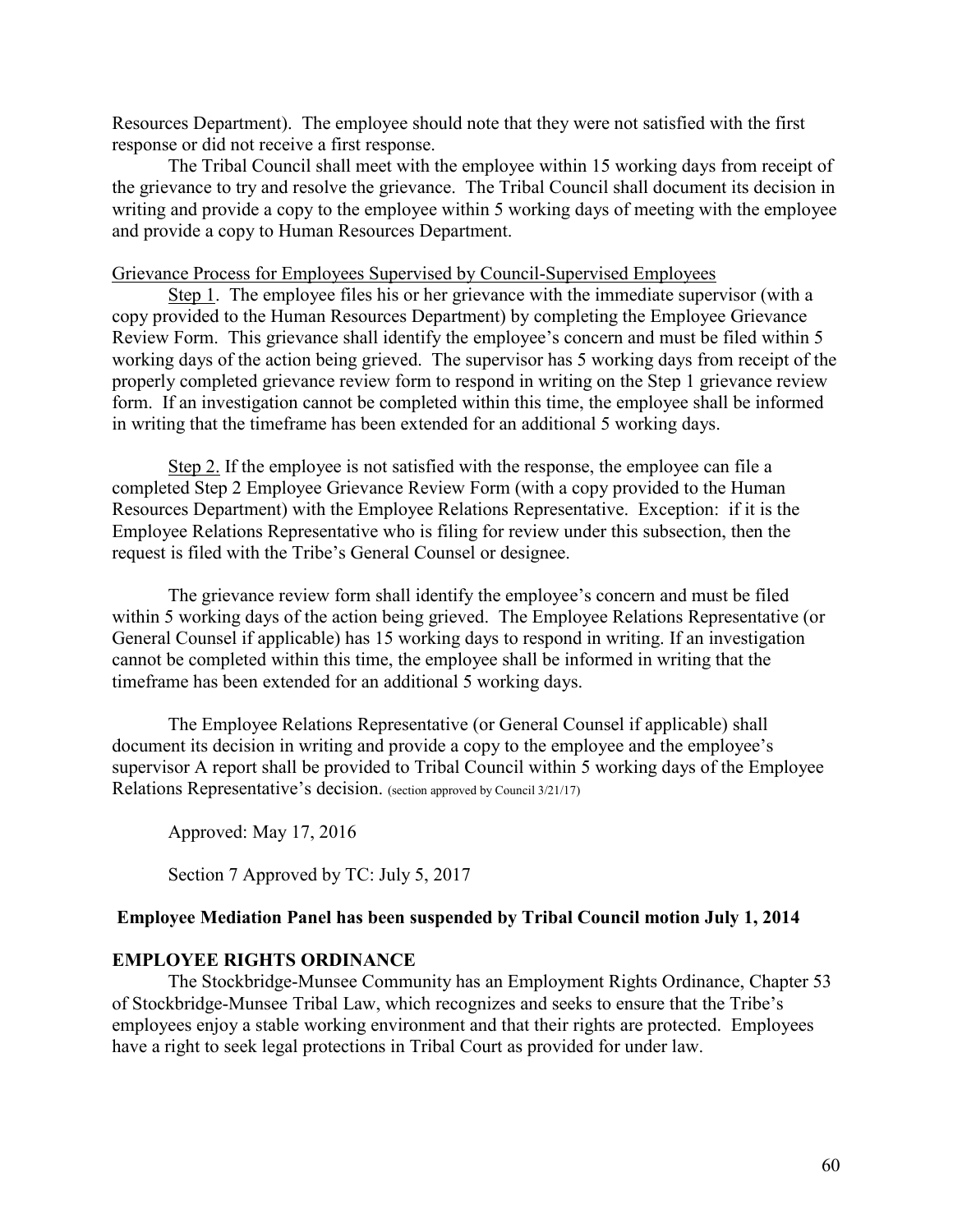Resources Department). The employee should note that they were not satisfied with the first response or did not receive a first response.

The Tribal Council shall meet with the employee within 15 working days from receipt of the grievance to try and resolve the grievance. The Tribal Council shall document its decision in writing and provide a copy to the employee within 5 working days of meeting with the employee and provide a copy to Human Resources Department.

<u>Grievance Process for Employees Supervised by Council-Supervised Employees</u>

<u>Step 1</u>. The employee files his or her grievance with the immediate supervisor (with a copy provided to the Human Resources Department) by completing the Employee Grievance Review Form. This grievance shall identify the employee's concern and must be filed within 5 working days of the action being grieved. The supervisor has 5 working days from receipt of the properly completed grievance review form to respond in writing on the Step 1 grievance review form. If an investigation cannot be completed within this time, the employee shall be informed in writing that the timeframe has been extended for an additional 5 working days.

<u>Step 2.</u> If the employee is not satisfied with the response, the employee can file a completed Step 2 Employee Grievance Review Form (with a copy provided to the Human Resources Department) with the Employee Relations Representative. Exception: if it is the Employee Relations Representative who is filing for review under this subsection, then the request is filed with the Tribe's General Counsel or designee.

The grievance review form shall identify the employee's concern and must be filed within 5 working days of the action being grieved. The Employee Relations Representative (or General Counsel if applicable) has 15 working days to respond in writing. If an investigation cannot be completed within this time, the employee shall be informed in writing that the timeframe has been extended for an additional 5 working days.

The Employee Relations Representative (or General Counsel if applicable) shall document its decision in writing and provide a copy to the employee and the employee's supervisor A report shall be provided to Tribal Council within 5 working days of the Employee Relations Representative's decision. (section approved by Council 3/21/17)

Approved: May 17, 2016

Section 7 Approved by TC: July 5, 2017

**Employee Mediation Panel has been suspended by Tribal Council motion July 1, 2014**

### EMPLOYEE RIGHTS ORDINANCE

The Stockbridge-Munsee Community has an Employment Rights Ordinance, Chapter 53 of Stockbridge-Munsee Tribal Law, which recognizes and seeks to ensure that the Tribe's employees enjoy a stable working environment and that their rights are protected. Employees have a right to seek legal protections in Tribal Court as provided for under law.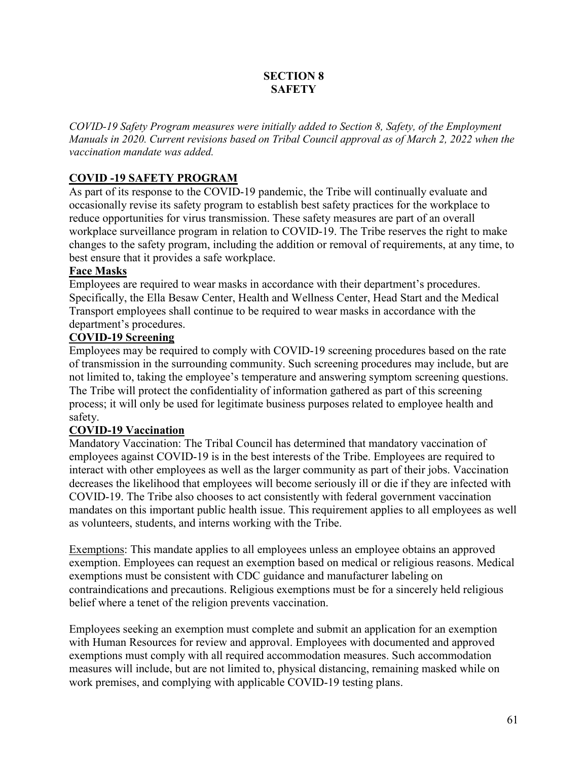# SECTION 8
# SAFETY

*COVID-19 Safety Program measures were initially added to Section 8, Safety, of the Employment Manuals in 2020. Current revisions based on Tribal Council approval as of March 2, 2022 when the vaccination mandate was added.*

## COVID -19 SAFETY PROGRAM

As part of its response to the COVID-19 pandemic, the Tribe will continually evaluate and occasionally revise its safety program to establish best safety practices for the workplace to reduce opportunities for virus transmission. These safety measures are part of an overall workplace surveillance program in relation to COVID-19. The Tribe reserves the right to make changes to the safety program, including the addition or removal of requirements, at any time, to best ensure that it provides a safe workplace.

### Face Masks

Employees are required to wear masks in accordance with their department's procedures. Specifically, the Ella Besaw Center, Health and Wellness Center, Head Start and the Medical Transport employees shall continue to be required to wear masks in accordance with the department's procedures.

### COVID-19 Screening

Employees may be required to comply with COVID-19 screening procedures based on the rate of transmission in the surrounding community. Such screening procedures may include, but are not limited to, taking the employee's temperature and answering symptom screening questions. The Tribe will protect the confidentiality of information gathered as part of this screening process; it will only be used for legitimate business purposes related to employee health and safety.

### COVID-19 Vaccination

Mandatory Vaccination: The Tribal Council has determined that mandatory vaccination of employees against COVID-19 is in the best interests of the Tribe. Employees are required to interact with other employees as well as the larger community as part of their jobs. Vaccination decreases the likelihood that employees will become seriously ill or die if they are infected with COVID-19. The Tribe also chooses to act consistently with federal government vaccination mandates on this important public health issue. This requirement applies to all employees as well as volunteers, students, and interns working with the Tribe.

Exemptions: This mandate applies to all employees unless an employee obtains an approved exemption. Employees can request an exemption based on medical or religious reasons. Medical exemptions must be consistent with CDC guidance and manufacturer labeling on contraindications and precautions. Religious exemptions must be for a sincerely held religious belief where a tenet of the religion prevents vaccination.

Employees seeking an exemption must complete and submit an application for an exemption with Human Resources for review and approval. Employees with documented and approved exemptions must comply with all required accommodation measures. Such accommodation measures will include, but are not limited to, physical distancing, remaining masked while on work premises, and complying with applicable COVID-19 testing plans.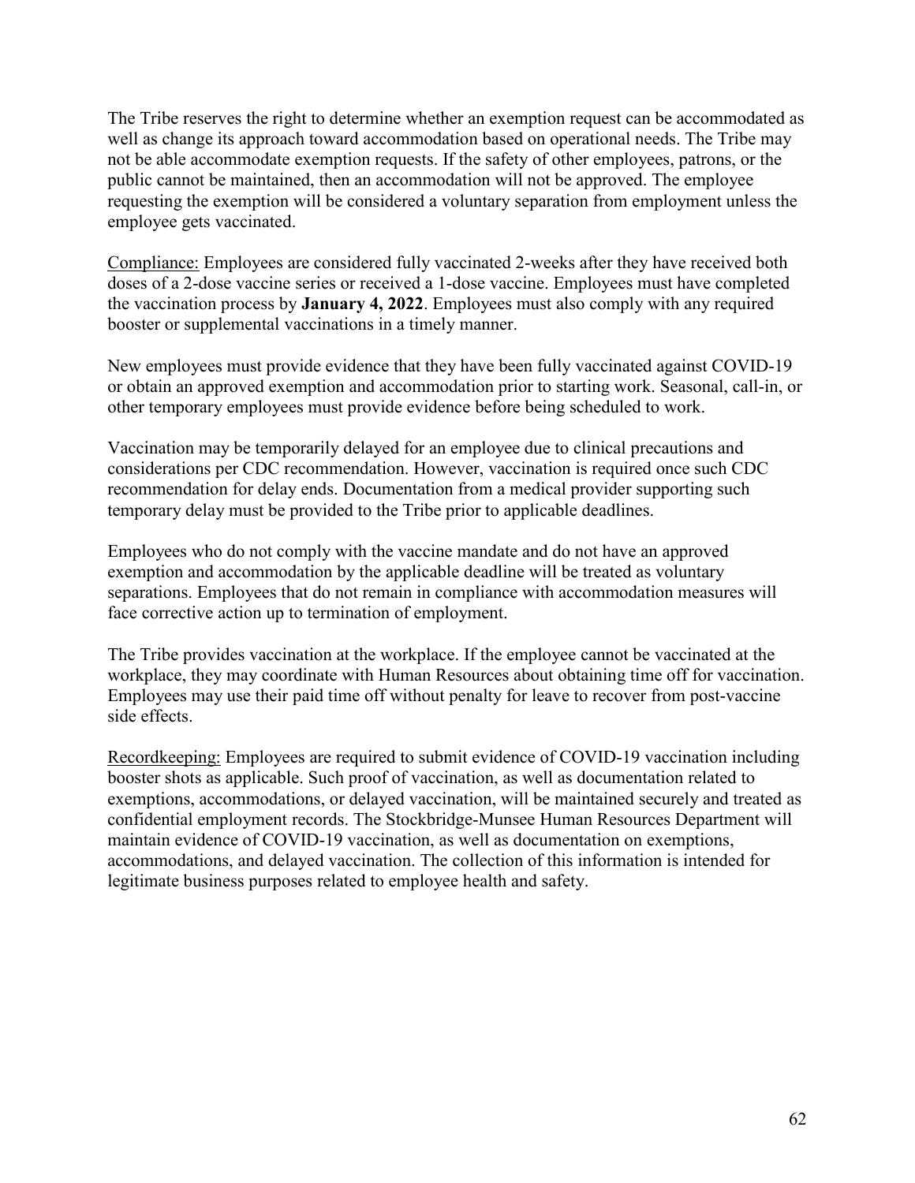The Tribe reserves the right to determine whether an exemption request can be accommodated as well as change its approach toward accommodation based on operational needs. The Tribe may not be able accommodate exemption requests. If the safety of other employees, patrons, or the public cannot be maintained, then an accommodation will not be approved. The employee requesting the exemption will be considered a voluntary separation from employment unless the employee gets vaccinated.

<u>Compliance:</u> Employees are considered fully vaccinated 2-weeks after they have received both doses of a 2-dose vaccine series or received a 1-dose vaccine. Employees must have completed the vaccination process by **January 4, 2022**. Employees must also comply with any required booster or supplemental vaccinations in a timely manner.

New employees must provide evidence that they have been fully vaccinated against COVID-19 or obtain an approved exemption and accommodation prior to starting work. Seasonal, call-in, or other temporary employees must provide evidence before being scheduled to work.

Vaccination may be temporarily delayed for an employee due to clinical precautions and considerations per CDC recommendation. However, vaccination is required once such CDC recommendation for delay ends. Documentation from a medical provider supporting such temporary delay must be provided to the Tribe prior to applicable deadlines.

Employees who do not comply with the vaccine mandate and do not have an approved exemption and accommodation by the applicable deadline will be treated as voluntary separations. Employees that do not remain in compliance with accommodation measures will face corrective action up to termination of employment.

The Tribe provides vaccination at the workplace. If the employee cannot be vaccinated at the workplace, they may coordinate with Human Resources about obtaining time off for vaccination. Employees may use their paid time off without penalty for leave to recover from post-vaccine side effects.

<u>Recordkeeping:</u> Employees are required to submit evidence of COVID-19 vaccination including booster shots as applicable. Such proof of vaccination, as well as documentation related to exemptions, accommodations, or delayed vaccination, will be maintained securely and treated as confidential employment records. The Stockbridge-Munsee Human Resources Department will maintain evidence of COVID-19 vaccination, as well as documentation on exemptions, accommodations, and delayed vaccination. The collection of this information is intended for legitimate business purposes related to employee health and safety.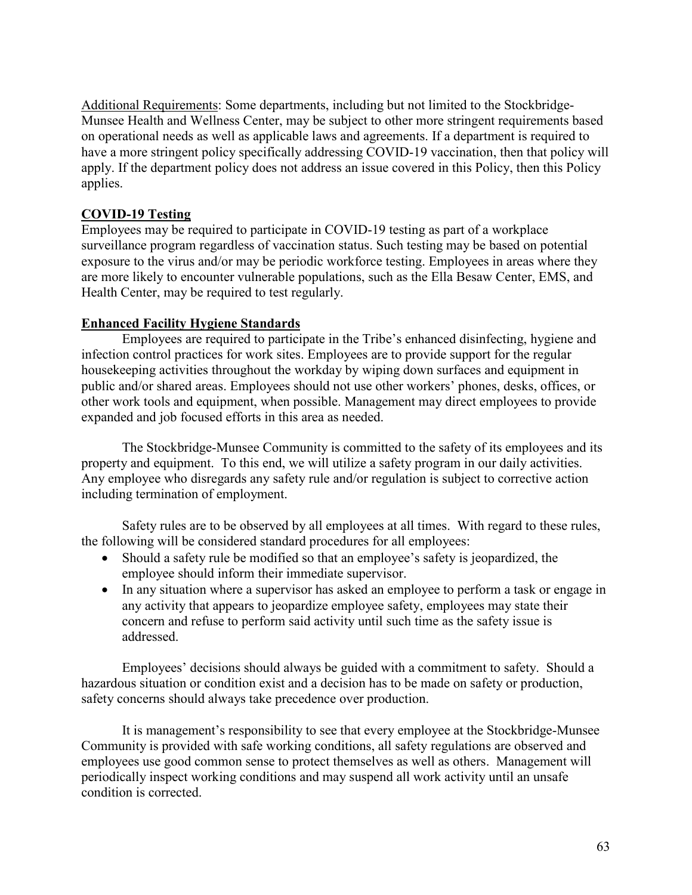Additional Requirements: Some departments, including but not limited to the Stockbridge-Munsee Health and Wellness Center, may be subject to other more stringent requirements based on operational needs as well as applicable laws and agreements. If a department is required to have a more stringent policy specifically addressing COVID-19 vaccination, then that policy will apply. If the department policy does not address an issue covered in this Policy, then this Policy applies.

## COVID-19 Testing

Employees may be required to participate in COVID-19 testing as part of a workplace surveillance program regardless of vaccination status. Such testing may be based on potential exposure to the virus and/or may be periodic workforce testing. Employees in areas where they are more likely to encounter vulnerable populations, such as the Ella Besaw Center, EMS, and Health Center, may be required to test regularly.

## Enhanced Facility Hygiene Standards

Employees are required to participate in the Tribe's enhanced disinfecting, hygiene and infection control practices for work sites. Employees are to provide support for the regular housekeeping activities throughout the workday by wiping down surfaces and equipment in public and/or shared areas. Employees should not use other workers' phones, desks, offices, or other work tools and equipment, when possible. Management may direct employees to provide expanded and job focused efforts in this area as needed.

The Stockbridge-Munsee Community is committed to the safety of its employees and its property and equipment. To this end, we will utilize a safety program in our daily activities. Any employee who disregards any safety rule and/or regulation is subject to corrective action including termination of employment.

Safety rules are to be observed by all employees at all times. With regard to these rules, the following will be considered standard procedures for all employees:

- Should a safety rule be modified so that an employee's safety is jeopardized, the employee should inform their immediate supervisor.
- In any situation where a supervisor has asked an employee to perform a task or engage in any activity that appears to jeopardize employee safety, employees may state their concern and refuse to perform said activity until such time as the safety issue is addressed.

Employees' decisions should always be guided with a commitment to safety. Should a hazardous situation or condition exist and a decision has to be made on safety or production, safety concerns should always take precedence over production.

It is management's responsibility to see that every employee at the Stockbridge-Munsee Community is provided with safe working conditions, all safety regulations are observed and employees use good common sense to protect themselves as well as others. Management will periodically inspect working conditions and may suspend all work activity until an unsafe condition is corrected.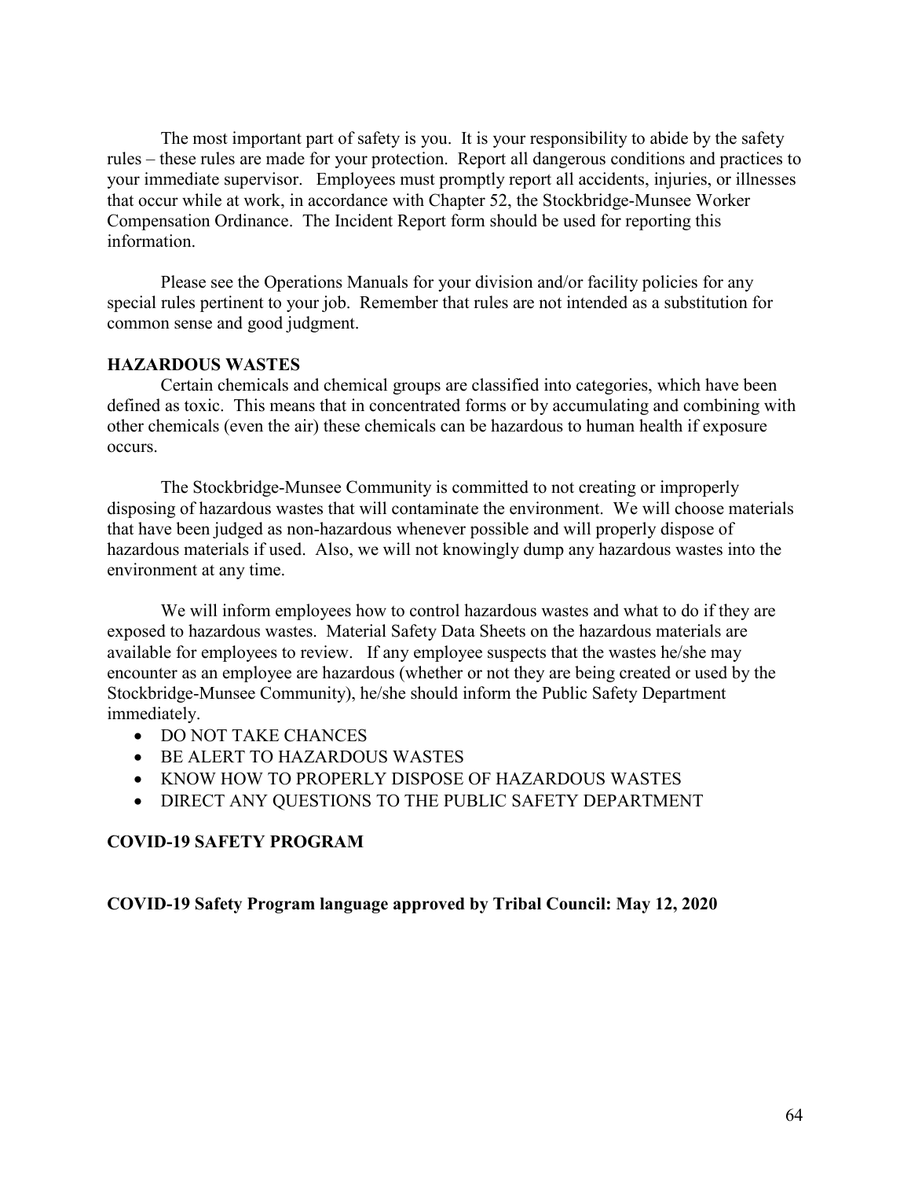The most important part of safety is you. It is your responsibility to abide by the safety rules – these rules are made for your protection. Report all dangerous conditions and practices to your immediate supervisor. Employees must promptly report all accidents, injuries, or illnesses that occur while at work, in accordance with Chapter 52, the Stockbridge-Munsee Worker Compensation Ordinance. The Incident Report form should be used for reporting this information.

Please see the Operations Manuals for your division and/or facility policies for any special rules pertinent to your job. Remember that rules are not intended as a substitution for common sense and good judgment.

**HAZARDOUS WASTES**

Certain chemicals and chemical groups are classified into categories, which have been defined as toxic. This means that in concentrated forms or by accumulating and combining with other chemicals (even the air) these chemicals can be hazardous to human health if exposure occurs.

The Stockbridge-Munsee Community is committed to not creating or improperly disposing of hazardous wastes that will contaminate the environment. We will choose materials that have been judged as non-hazardous whenever possible and will properly dispose of hazardous materials if used. Also, we will not knowingly dump any hazardous wastes into the environment at any time.

We will inform employees how to control hazardous wastes and what to do if they are exposed to hazardous wastes. Material Safety Data Sheets on the hazardous materials are available for employees to review. If any employee suspects that the wastes he/she may encounter as an employee are hazardous (whether or not they are being created or used by the Stockbridge-Munsee Community), he/she should inform the Public Safety Department immediately.

- DO NOT TAKE CHANCES
- BE ALERT TO HAZARDOUS WASTES
- KNOW HOW TO PROPERLY DISPOSE OF HAZARDOUS WASTES
- DIRECT ANY QUESTIONS TO THE PUBLIC SAFETY DEPARTMENT

**COVID-19 SAFETY PROGRAM**

**COVID-19 Safety Program language approved by Tribal Council: May 12, 2020**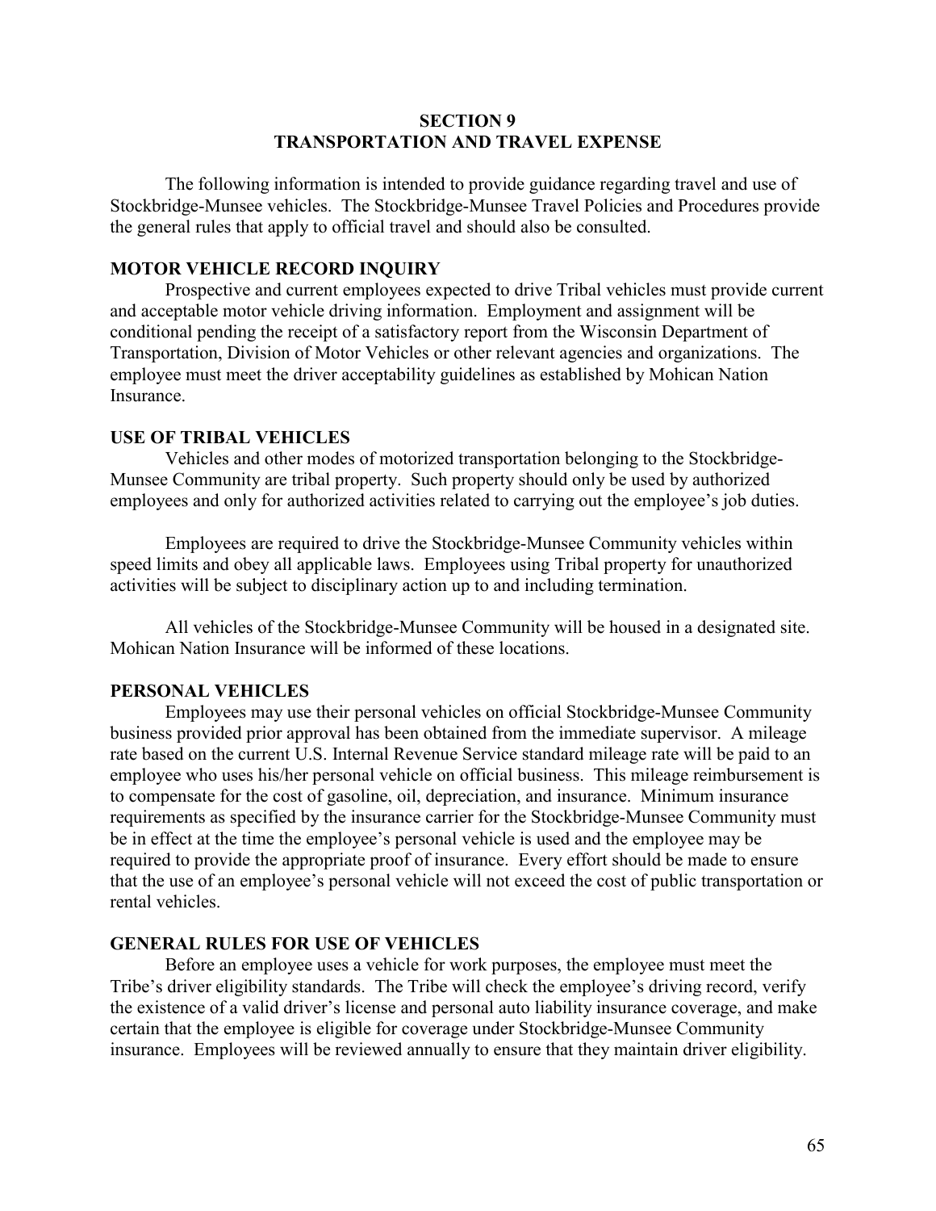## SECTION 9
## TRANSPORTATION AND TRAVEL EXPENSE

The following information is intended to provide guidance regarding travel and use of Stockbridge-Munsee vehicles. The Stockbridge-Munsee Travel Policies and Procedures provide the general rules that apply to official travel and should also be consulted.

### MOTOR VEHICLE RECORD INQUIRY

Prospective and current employees expected to drive Tribal vehicles must provide current and acceptable motor vehicle driving information. Employment and assignment will be conditional pending the receipt of a satisfactory report from the Wisconsin Department of Transportation, Division of Motor Vehicles or other relevant agencies and organizations. The employee must meet the driver acceptability guidelines as established by Mohican Nation Insurance.

### USE OF TRIBAL VEHICLES

Vehicles and other modes of motorized transportation belonging to the Stockbridge-Munsee Community are tribal property. Such property should only be used by authorized employees and only for authorized activities related to carrying out the employee's job duties.

Employees are required to drive the Stockbridge-Munsee Community vehicles within speed limits and obey all applicable laws. Employees using Tribal property for unauthorized activities will be subject to disciplinary action up to and including termination.

All vehicles of the Stockbridge-Munsee Community will be housed in a designated site. Mohican Nation Insurance will be informed of these locations.

### PERSONAL VEHICLES

Employees may use their personal vehicles on official Stockbridge-Munsee Community business provided prior approval has been obtained from the immediate supervisor. A mileage rate based on the current U.S. Internal Revenue Service standard mileage rate will be paid to an employee who uses his/her personal vehicle on official business. This mileage reimbursement is to compensate for the cost of gasoline, oil, depreciation, and insurance. Minimum insurance requirements as specified by the insurance carrier for the Stockbridge-Munsee Community must be in effect at the time the employee's personal vehicle is used and the employee may be required to provide the appropriate proof of insurance. Every effort should be made to ensure that the use of an employee's personal vehicle will not exceed the cost of public transportation or rental vehicles.

### GENERAL RULES FOR USE OF VEHICLES

Before an employee uses a vehicle for work purposes, the employee must meet the Tribe's driver eligibility standards. The Tribe will check the employee's driving record, verify the existence of a valid driver's license and personal auto liability insurance coverage, and make certain that the employee is eligible for coverage under Stockbridge-Munsee Community insurance. Employees will be reviewed annually to ensure that they maintain driver eligibility.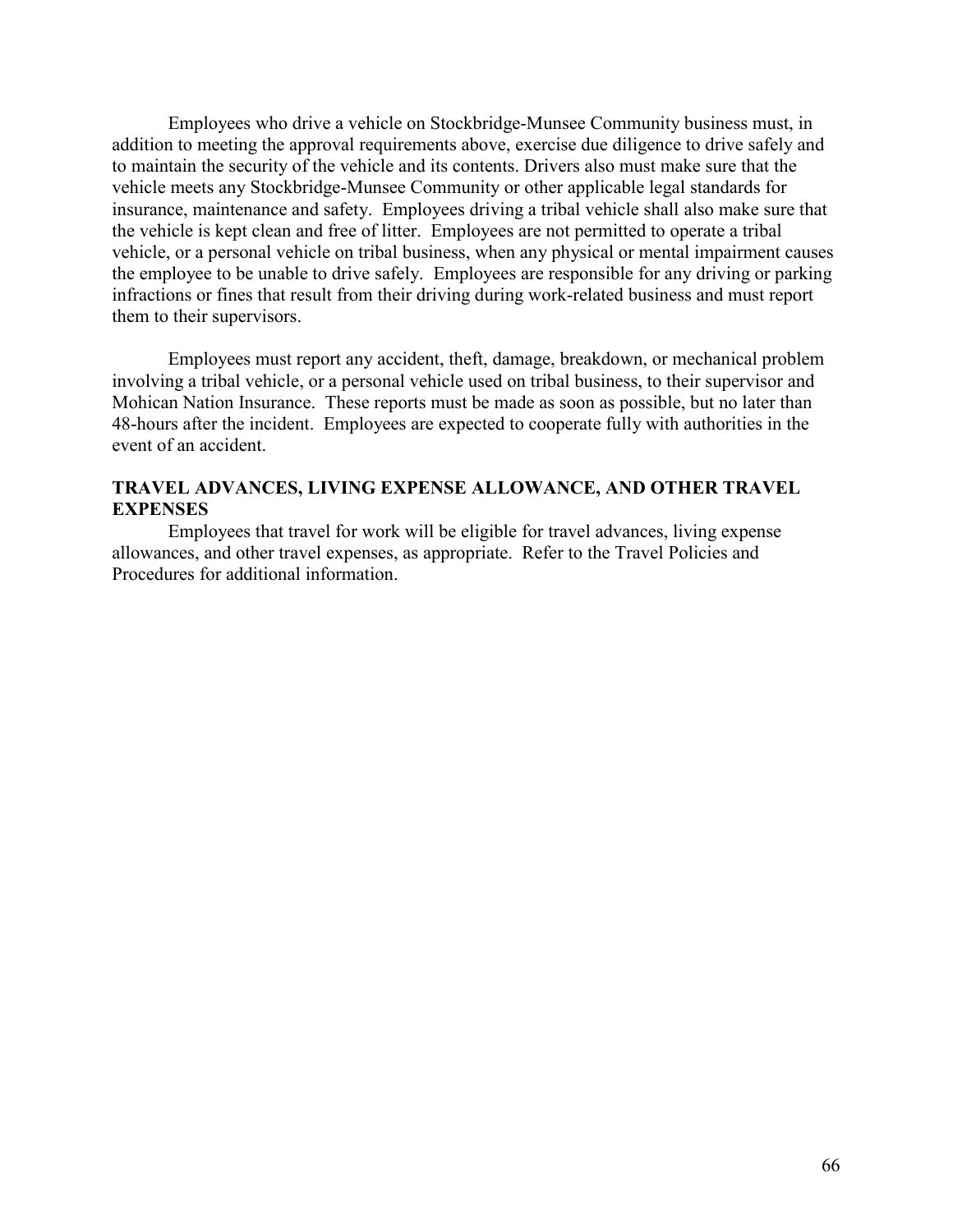Employees who drive a vehicle on Stockbridge-Munsee Community business must, in addition to meeting the approval requirements above, exercise due diligence to drive safely and to maintain the security of the vehicle and its contents. Drivers also must make sure that the vehicle meets any Stockbridge-Munsee Community or other applicable legal standards for insurance, maintenance and safety. Employees driving a tribal vehicle shall also make sure that the vehicle is kept clean and free of litter. Employees are not permitted to operate a tribal vehicle, or a personal vehicle on tribal business, when any physical or mental impairment causes the employee to be unable to drive safely. Employees are responsible for any driving or parking infractions or fines that result from their driving during work-related business and must report them to their supervisors.

Employees must report any accident, theft, damage, breakdown, or mechanical problem involving a tribal vehicle, or a personal vehicle used on tribal business, to their supervisor and Mohican Nation Insurance. These reports must be made as soon as possible, but no later than 48-hours after the incident. Employees are expected to cooperate fully with authorities in the event of an accident.

**TRAVEL ADVANCES, LIVING EXPENSE ALLOWANCE, AND OTHER TRAVEL EXPENSES**

Employees that travel for work will be eligible for travel advances, living expense allowances, and other travel expenses, as appropriate. Refer to the Travel Policies and Procedures for additional information.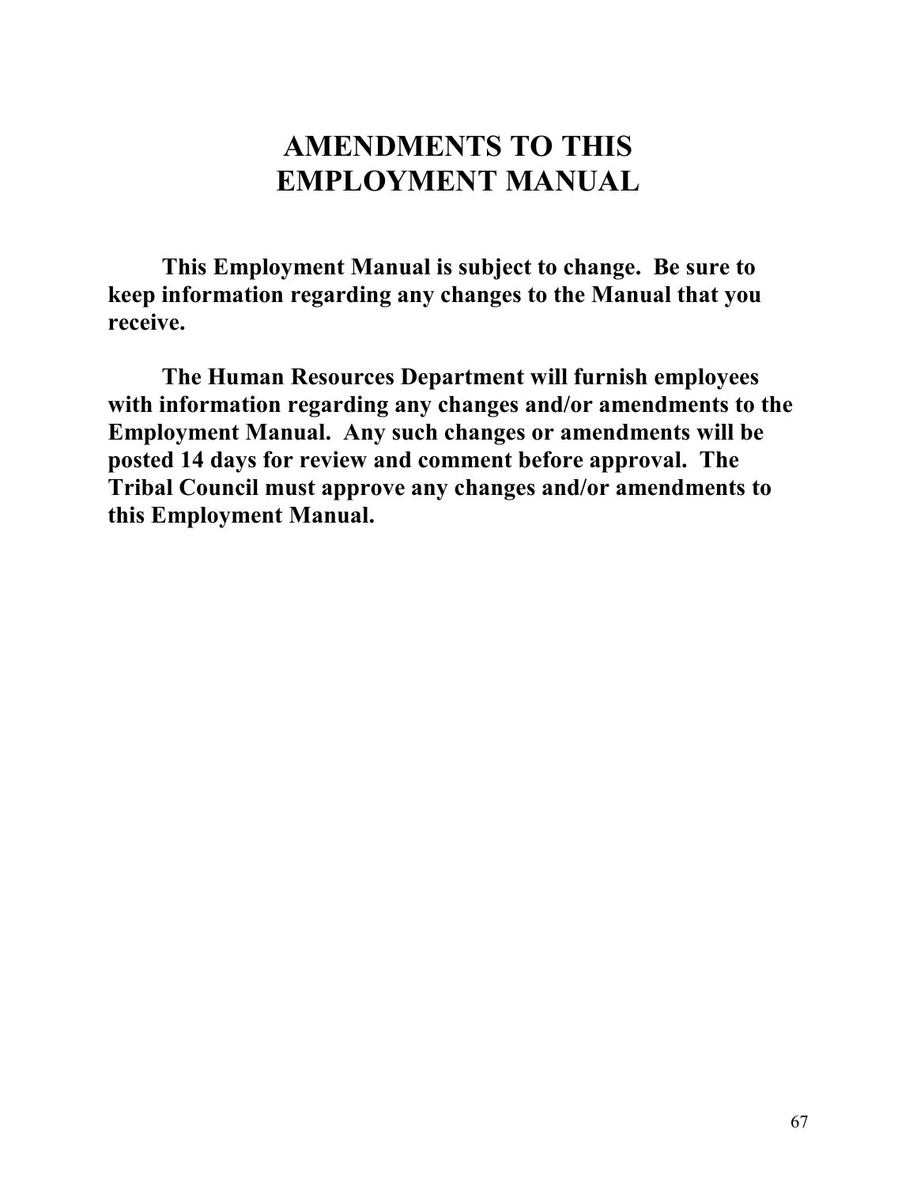# AMENDMENTS TO THIS EMPLOYMENT MANUAL

**This Employment Manual is subject to change. Be sure to keep information regarding any changes to the Manual that you receive.**

**The Human Resources Department will furnish employees with information regarding any changes and/or amendments to the Employment Manual. Any such changes or amendments will be posted 14 days for review and comment before approval. The Tribal Council must approve any changes and/or amendments to this Employment Manual.**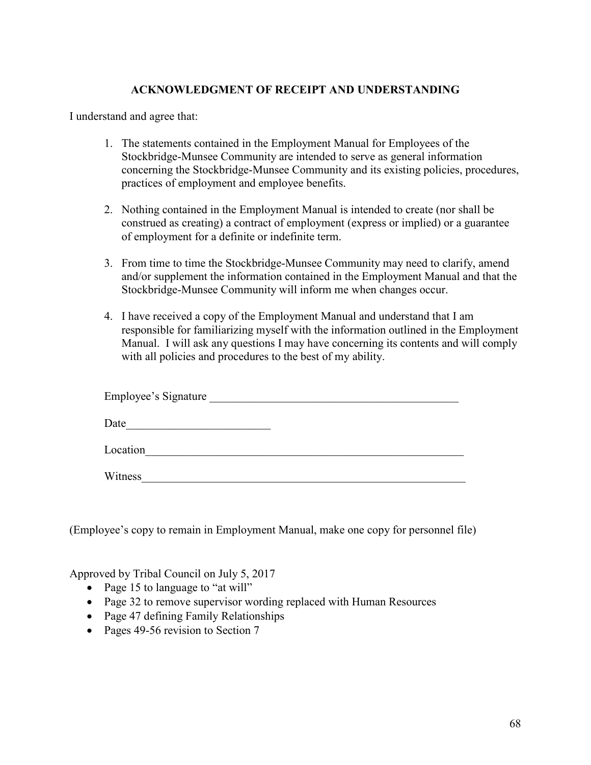## ACKNOWLEDGMENT OF RECEIPT AND UNDERSTANDING

I understand and agree that:

1. The statements contained in the Employment Manual for Employees of the Stockbridge-Munsee Community are intended to serve as general information concerning the Stockbridge-Munsee Community and its existing policies, procedures, practices of employment and employee benefits.

2. Nothing contained in the Employment Manual is intended to create (nor shall be construed as creating) a contract of employment (express or implied) or a guarantee of employment for a definite or indefinite term.

3. From time to time the Stockbridge-Munsee Community may need to clarify, amend and/or supplement the information contained in the Employment Manual and that the Stockbridge-Munsee Community will inform me when changes occur.

4. I have received a copy of the Employment Manual and understand that I am responsible for familiarizing myself with the information outlined in the Employment Manual. I will ask any questions I may have concerning its contents and will comply with all policies and procedures to the best of my ability.

Employee's Signature ____________________________________________

Date_________________________

Location___________________________________________________________

Witness____________________________________________________________

(Employee's copy to remain in Employment Manual, make one copy for personnel file)

Approved by Tribal Council on July 5, 2017

- Page 15 to language to "at will"
- Page 32 to remove supervisor wording replaced with Human Resources
- Page 47 defining Family Relationships
- Pages 49-56 revision to Section 7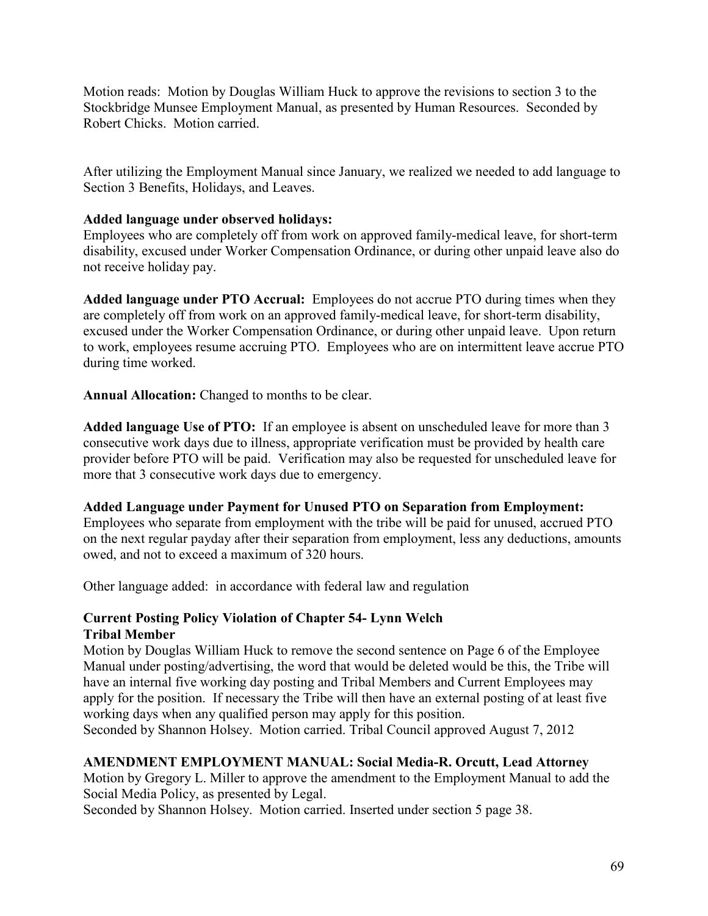Motion reads: Motion by Douglas William Huck to approve the revisions to section 3 to the Stockbridge Munsee Employment Manual, as presented by Human Resources. Seconded by Robert Chicks. Motion carried.

After utilizing the Employment Manual since January, we realized we needed to add language to Section 3 Benefits, Holidays, and Leaves.

**Added language under observed holidays:**
Employees who are completely off from work on approved family-medical leave, for short-term disability, excused under Worker Compensation Ordinance, or during other unpaid leave also do not receive holiday pay.

**Added language under PTO Accrual:** Employees do not accrue PTO during times when they are completely off from work on an approved family-medical leave, for short-term disability, excused under the Worker Compensation Ordinance, or during other unpaid leave. Upon return to work, employees resume accruing PTO. Employees who are on intermittent leave accrue PTO during time worked.

**Annual Allocation:** Changed to months to be clear.

**Added language Use of PTO:** If an employee is absent on unscheduled leave for more than 3 consecutive work days due to illness, appropriate verification must be provided by health care provider before PTO will be paid. Verification may also be requested for unscheduled leave for more that 3 consecutive work days due to emergency.

**Added Language under Payment for Unused PTO on Separation from Employment:**
Employees who separate from employment with the tribe will be paid for unused, accrued PTO on the next regular payday after their separation from employment, less any deductions, amounts owed, and not to exceed a maximum of 320 hours.

Other language added: in accordance with federal law and regulation

**Current Posting Policy Violation of Chapter 54- Lynn Welch**
**Tribal Member**
Motion by Douglas William Huck to remove the second sentence on Page 6 of the Employee Manual under posting/advertising, the word that would be deleted would be this, the Tribe will have an internal five working day posting and Tribal Members and Current Employees may apply for the position. If necessary the Tribe will then have an external posting of at least five working days when any qualified person may apply for this position.
Seconded by Shannon Holsey. Motion carried. Tribal Council approved August 7, 2012

**AMENDMENT EMPLOYMENT MANUAL: Social Media-R. Orcutt, Lead Attorney**
Motion by Gregory L. Miller to approve the amendment to the Employment Manual to add the Social Media Policy, as presented by Legal.
Seconded by Shannon Holsey. Motion carried. Inserted under section 5 page 38.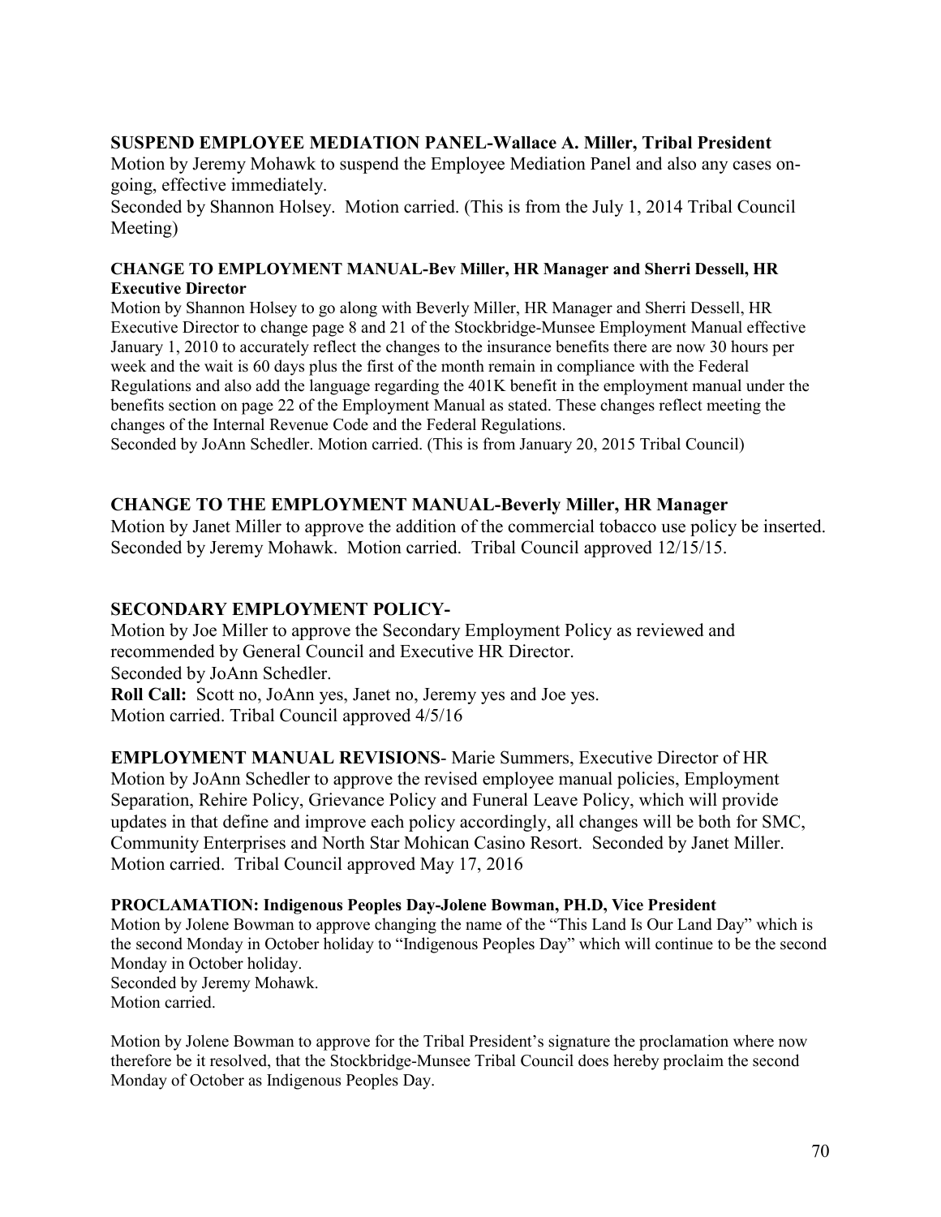**SUSPEND EMPLOYEE MEDIATION PANEL-Wallace A. Miller, Tribal President**

Motion by Jeremy Mohawk to suspend the Employee Mediation Panel and also any cases on-going, effective immediately.

Seconded by Shannon Holsey. Motion carried. (This is from the July 1, 2014 Tribal Council Meeting)

**CHANGE TO EMPLOYMENT MANUAL-Bev Miller, HR Manager and Sherri Dessell, HR Executive Director**

Motion by Shannon Holsey to go along with Beverly Miller, HR Manager and Sherri Dessell, HR Executive Director to change page 8 and 21 of the Stockbridge-Munsee Employment Manual effective January 1, 2010 to accurately reflect the changes to the insurance benefits there are now 30 hours per week and the wait is 60 days plus the first of the month remain in compliance with the Federal Regulations and also add the language regarding the 401K benefit in the employment manual under the benefits section on page 22 of the Employment Manual as stated. These changes reflect meeting the changes of the Internal Revenue Code and the Federal Regulations.

Seconded by JoAnn Schedler. Motion carried. (This is from January 20, 2015 Tribal Council)

**CHANGE TO THE EMPLOYMENT MANUAL-Beverly Miller, HR Manager**

Motion by Janet Miller to approve the addition of the commercial tobacco use policy be inserted. Seconded by Jeremy Mohawk. Motion carried. Tribal Council approved 12/15/15.

**SECONDARY EMPLOYMENT POLICY-**

Motion by Joe Miller to approve the Secondary Employment Policy as reviewed and recommended by General Council and Executive HR Director.

Seconded by JoAnn Schedler.

**Roll Call:** Scott no, JoAnn yes, Janet no, Jeremy yes and Joe yes.

Motion carried. Tribal Council approved 4/5/16

**EMPLOYMENT MANUAL REVISIONS**- Marie Summers, Executive Director of HR

Motion by JoAnn Schedler to approve the revised employee manual policies, Employment Separation, Rehire Policy, Grievance Policy and Funeral Leave Policy, which will provide updates in that define and improve each policy accordingly, all changes will be both for SMC, Community Enterprises and North Star Mohican Casino Resort. Seconded by Janet Miller. Motion carried. Tribal Council approved May 17, 2016

**PROCLAMATION: Indigenous Peoples Day-Jolene Bowman, PH.D, Vice President**

Motion by Jolene Bowman to approve changing the name of the "This Land Is Our Land Day" which is the second Monday in October holiday to "Indigenous Peoples Day" which will continue to be the second Monday in October holiday.

Seconded by Jeremy Mohawk.

Motion carried.

Motion by Jolene Bowman to approve for the Tribal President's signature the proclamation where now therefore be it resolved, that the Stockbridge-Munsee Tribal Council does hereby proclaim the second Monday of October as Indigenous Peoples Day.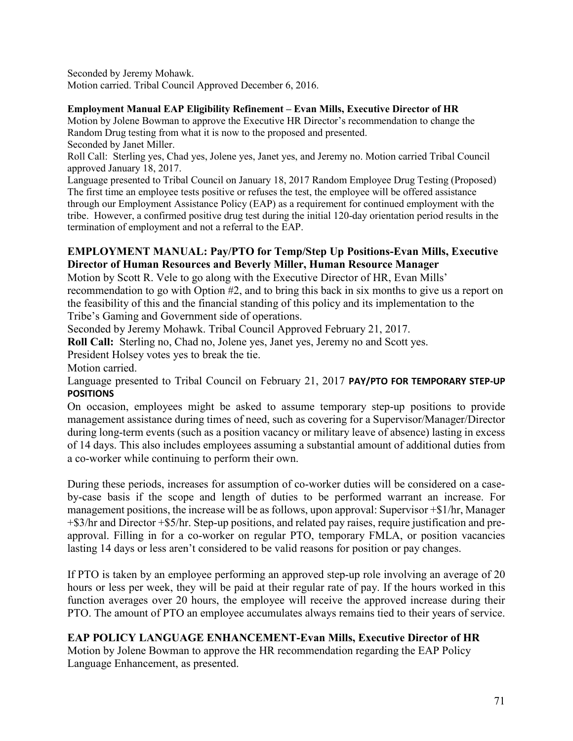Seconded by Jeremy Mohawk.
Motion carried. Tribal Council Approved December 6, 2016.

**Employment Manual EAP Eligibility Refinement – Evan Mills, Executive Director of HR**

Motion by Jolene Bowman to approve the Executive HR Director's recommendation to change the Random Drug testing from what it is now to the proposed and presented.
Seconded by Janet Miller.
Roll Call: Sterling yes, Chad yes, Jolene yes, Janet yes, and Jeremy no. Motion carried Tribal Council approved January 18, 2017.
Language presented to Tribal Council on January 18, 2017 Random Employee Drug Testing (Proposed) The first time an employee tests positive or refuses the test, the employee will be offered assistance through our Employment Assistance Policy (EAP) as a requirement for continued employment with the tribe. However, a confirmed positive drug test during the initial 120-day orientation period results in the termination of employment and not a referral to the EAP.

## EMPLOYMENT MANUAL: Pay/PTO for Temp/Step Up Positions-Evan Mills, Executive Director of Human Resources and Beverly Miller, Human Resource Manager

Motion by Scott R. Vele to go along with the Executive Director of HR, Evan Mills' recommendation to go with Option #2, and to bring this back in six months to give us a report on the feasibility of this and the financial standing of this policy and its implementation to the Tribe's Gaming and Government side of operations.
Seconded by Jeremy Mohawk. Tribal Council Approved February 21, 2017.
**Roll Call:** Sterling no, Chad no, Jolene yes, Janet yes, Jeremy no and Scott yes.
President Holsey votes yes to break the tie.
Motion carried.
Language presented to Tribal Council on February 21, 2017 **PAY/PTO FOR TEMPORARY STEP-UP POSITIONS**

On occasion, employees might be asked to assume temporary step-up positions to provide management assistance during times of need, such as covering for a Supervisor/Manager/Director during long-term events (such as a position vacancy or military leave of absence) lasting in excess of 14 days. This also includes employees assuming a substantial amount of additional duties from a co-worker while continuing to perform their own.

During these periods, increases for assumption of co-worker duties will be considered on a case-by-case basis if the scope and length of duties to be performed warrant an increase. For management positions, the increase will be as follows, upon approval: Supervisor +$1/hr, Manager +$3/hr and Director +$5/hr. Step-up positions, and related pay raises, require justification and pre-approval. Filling in for a co-worker on regular PTO, temporary FMLA, or position vacancies lasting 14 days or less aren't considered to be valid reasons for position or pay changes.

If PTO is taken by an employee performing an approved step-up role involving an average of 20 hours or less per week, they will be paid at their regular rate of pay. If the hours worked in this function averages over 20 hours, the employee will receive the approved increase during their PTO. The amount of PTO an employee accumulates always remains tied to their years of service.

## EAP POLICY LANGUAGE ENHANCEMENT-Evan Mills, Executive Director of HR

Motion by Jolene Bowman to approve the HR recommendation regarding the EAP Policy Language Enhancement, as presented.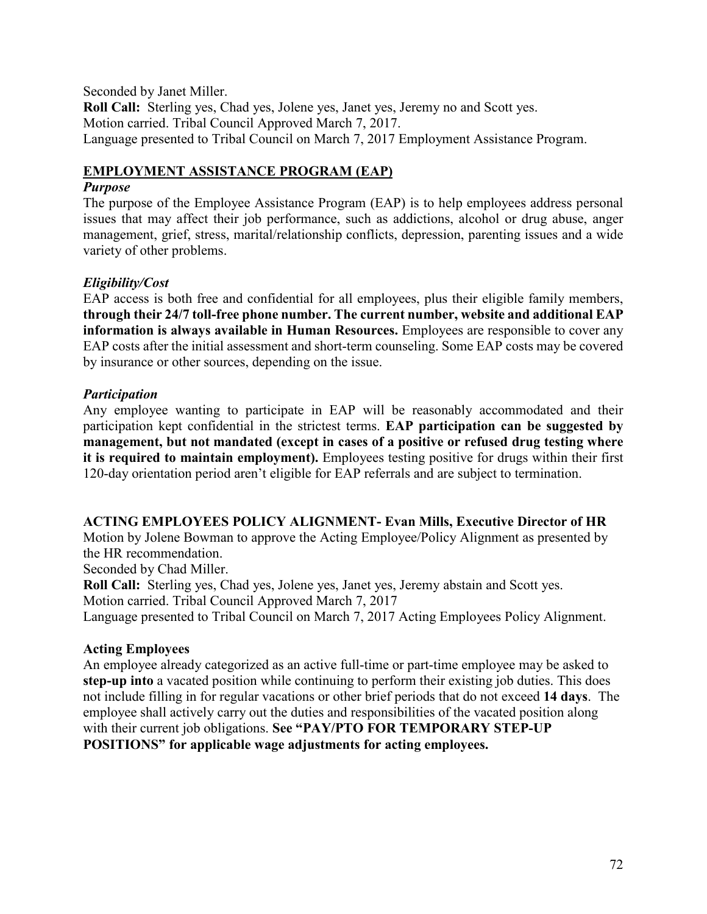Seconded by Janet Miller.
**Roll Call:** Sterling yes, Chad yes, Jolene yes, Janet yes, Jeremy no and Scott yes.
Motion carried. Tribal Council Approved March 7, 2017.
Language presented to Tribal Council on March 7, 2017 Employment Assistance Program.

## EMPLOYMENT ASSISTANCE PROGRAM (EAP)

***Purpose***

The purpose of the Employee Assistance Program (EAP) is to help employees address personal issues that may affect their job performance, such as addictions, alcohol or drug abuse, anger management, grief, stress, marital/relationship conflicts, depression, parenting issues and a wide variety of other problems.

***Eligibility/Cost***

EAP access is both free and confidential for all employees, plus their eligible family members, **through their 24/7 toll-free phone number. The current number, website and additional EAP information is always available in Human Resources.** Employees are responsible to cover any EAP costs after the initial assessment and short-term counseling. Some EAP costs may be covered by insurance or other sources, depending on the issue.

***Participation***

Any employee wanting to participate in EAP will be reasonably accommodated and their participation kept confidential in the strictest terms. **EAP participation can be suggested by management, but not mandated (except in cases of a positive or refused drug testing where it is required to maintain employment).** Employees testing positive for drugs within their first 120-day orientation period aren't eligible for EAP referrals and are subject to termination.

## ACTING EMPLOYEES POLICY ALIGNMENT- Evan Mills, Executive Director of HR

Motion by Jolene Bowman to approve the Acting Employee/Policy Alignment as presented by the HR recommendation.
Seconded by Chad Miller.
**Roll Call:** Sterling yes, Chad yes, Jolene yes, Janet yes, Jeremy abstain and Scott yes.
Motion carried. Tribal Council Approved March 7, 2017
Language presented to Tribal Council on March 7, 2017 Acting Employees Policy Alignment.

### Acting Employees

An employee already categorized as an active full-time or part-time employee may be asked to **step-up into** a vacated position while continuing to perform their existing job duties. This does not include filling in for regular vacations or other brief periods that do not exceed **14 days**. The employee shall actively carry out the duties and responsibilities of the vacated position along with their current job obligations. **See "PAY/PTO FOR TEMPORARY STEP-UP POSITIONS" for applicable wage adjustments for acting employees.**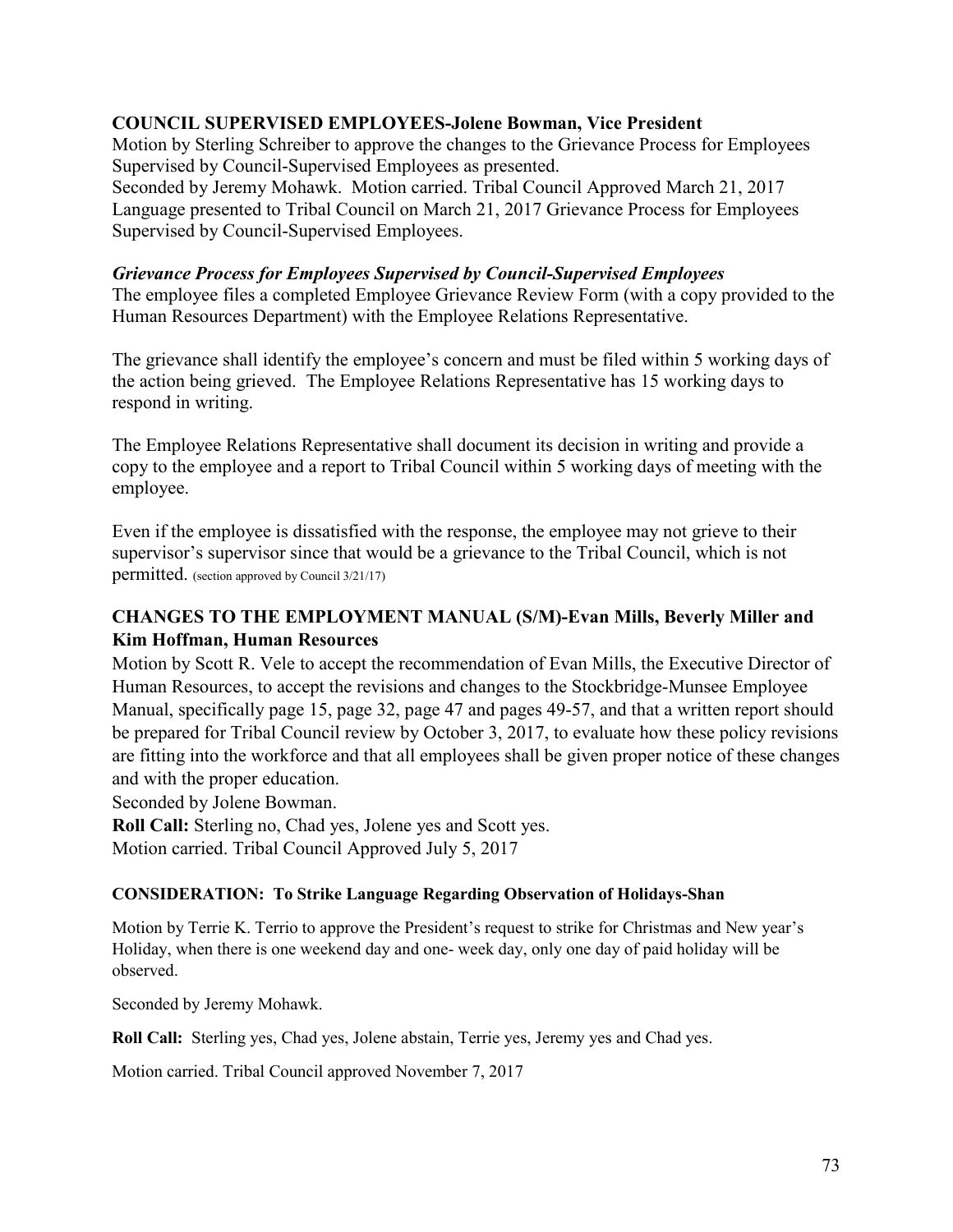### COUNCIL SUPERVISED EMPLOYEES-Jolene Bowman, Vice President

Motion by Sterling Schreiber to approve the changes to the Grievance Process for Employees Supervised by Council-Supervised Employees as presented.
Seconded by Jeremy Mohawk. Motion carried. Tribal Council Approved March 21, 2017
Language presented to Tribal Council on March 21, 2017 Grievance Process for Employees Supervised by Council-Supervised Employees.

#### *Grievance Process for Employees Supervised by Council-Supervised Employees*

The employee files a completed Employee Grievance Review Form (with a copy provided to the Human Resources Department) with the Employee Relations Representative.

The grievance shall identify the employee's concern and must be filed within 5 working days of the action being grieved. The Employee Relations Representative has 15 working days to respond in writing.

The Employee Relations Representative shall document its decision in writing and provide a copy to the employee and a report to Tribal Council within 5 working days of meeting with the employee.

Even if the employee is dissatisfied with the response, the employee may not grieve to their supervisor's supervisor since that would be a grievance to the Tribal Council, which is not permitted. (section approved by Council 3/21/17)

### CHANGES TO THE EMPLOYMENT MANUAL (S/M)-Evan Mills, Beverly Miller and Kim Hoffman, Human Resources

Motion by Scott R. Vele to accept the recommendation of Evan Mills, the Executive Director of Human Resources, to accept the revisions and changes to the Stockbridge-Munsee Employee Manual, specifically page 15, page 32, page 47 and pages 49-57, and that a written report should be prepared for Tribal Council review by October 3, 2017, to evaluate how these policy revisions are fitting into the workforce and that all employees shall be given proper notice of these changes and with the proper education.
Seconded by Jolene Bowman.
**Roll Call:** Sterling no, Chad yes, Jolene yes and Scott yes.
Motion carried. Tribal Council Approved July 5, 2017

#### CONSIDERATION: To Strike Language Regarding Observation of Holidays-Shan

Motion by Terrie K. Terrio to approve the President's request to strike for Christmas and New year's Holiday, when there is one weekend day and one- week day, only one day of paid holiday will be observed.

Seconded by Jeremy Mohawk.

**Roll Call:** Sterling yes, Chad yes, Jolene abstain, Terrie yes, Jeremy yes and Chad yes.

Motion carried. Tribal Council approved November 7, 2017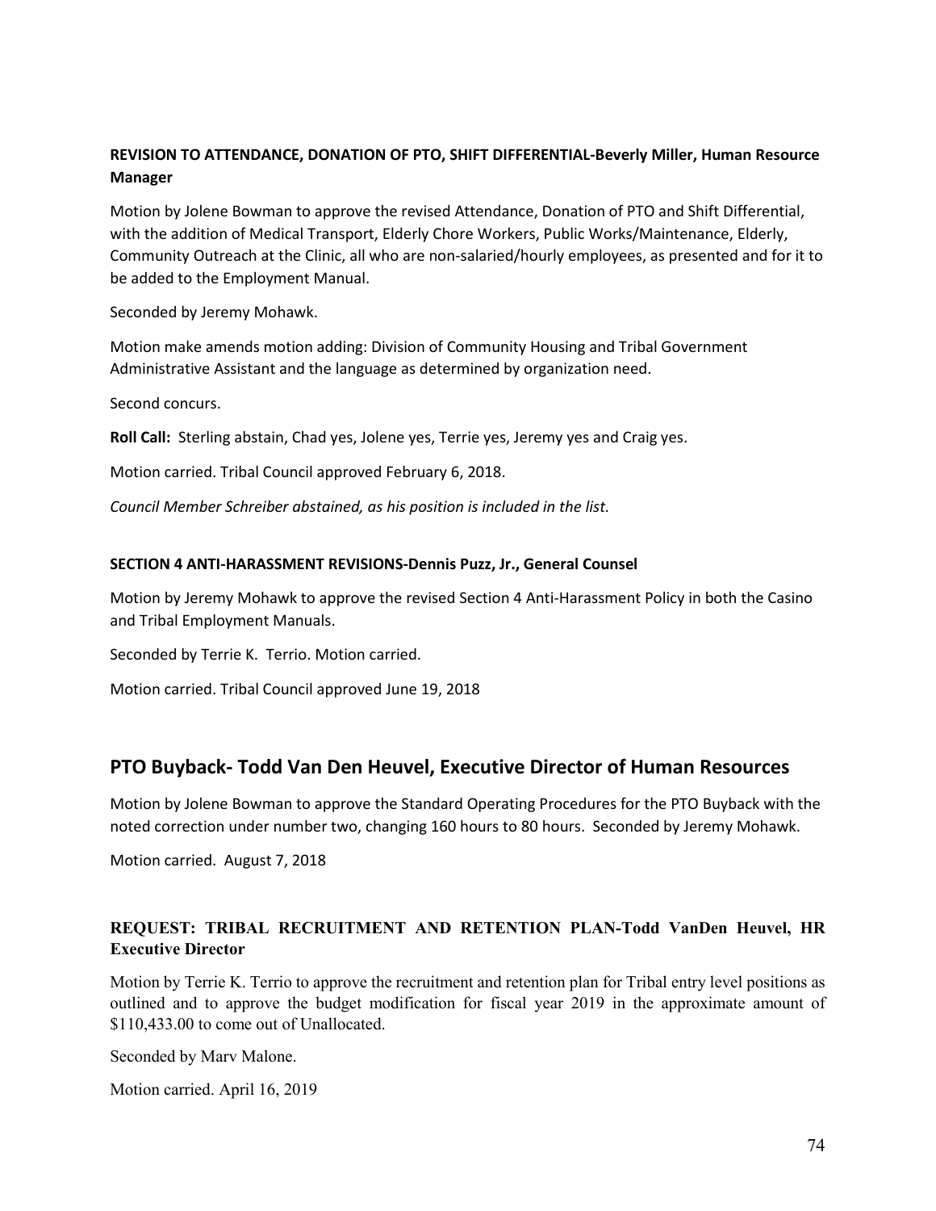**REVISION TO ATTENDANCE, DONATION OF PTO, SHIFT DIFFERENTIAL-Beverly Miller, Human Resource Manager**

Motion by Jolene Bowman to approve the revised Attendance, Donation of PTO and Shift Differential, with the addition of Medical Transport, Elderly Chore Workers, Public Works/Maintenance, Elderly, Community Outreach at the Clinic, all who are non-salaried/hourly employees, as presented and for it to be added to the Employment Manual.

Seconded by Jeremy Mohawk.

Motion make amends motion adding: Division of Community Housing and Tribal Government Administrative Assistant and the language as determined by organization need.

Second concurs.

**Roll Call:** Sterling abstain, Chad yes, Jolene yes, Terrie yes, Jeremy yes and Craig yes.

Motion carried. Tribal Council approved February 6, 2018.

*Council Member Schreiber abstained, as his position is included in the list.*

**SECTION 4 ANTI-HARASSMENT REVISIONS-Dennis Puzz, Jr., General Counsel**

Motion by Jeremy Mohawk to approve the revised Section 4 Anti-Harassment Policy in both the Casino and Tribal Employment Manuals.

Seconded by Terrie K. Terrio. Motion carried.

Motion carried. Tribal Council approved June 19, 2018

## PTO Buyback- Todd Van Den Heuvel, Executive Director of Human Resources

Motion by Jolene Bowman to approve the Standard Operating Procedures for the PTO Buyback with the noted correction under number two, changing 160 hours to 80 hours. Seconded by Jeremy Mohawk.

Motion carried. August 7, 2018

**REQUEST: TRIBAL RECRUITMENT AND RETENTION PLAN-Todd VanDen Heuvel, HR Executive Director**

Motion by Terrie K. Terrio to approve the recruitment and retention plan for Tribal entry level positions as outlined and to approve the budget modification for fiscal year 2019 in the approximate amount of $110,433.00 to come out of Unallocated.

Seconded by Marv Malone.

Motion carried. April 16, 2019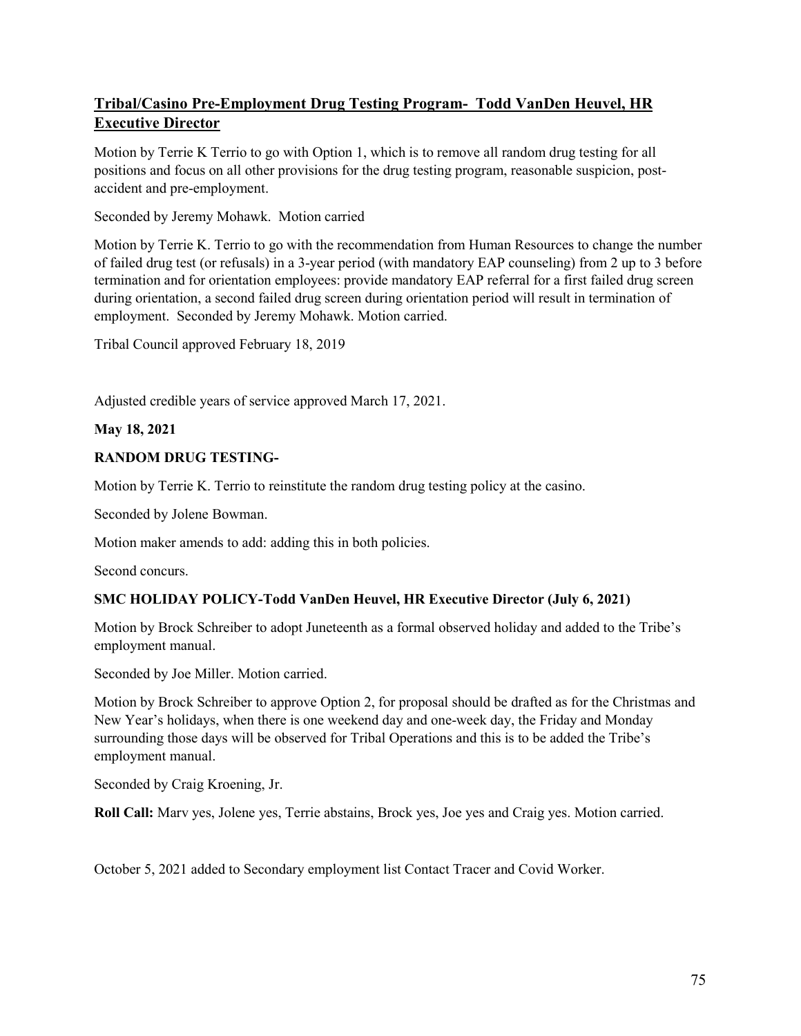## **Tribal/Casino Pre-Employment Drug Testing Program- Todd VanDen Heuvel, HR Executive Director**

Motion by Terrie K Terrio to go with Option 1, which is to remove all random drug testing for all positions and focus on all other provisions for the drug testing program, reasonable suspicion, post-accident and pre-employment.

Seconded by Jeremy Mohawk. Motion carried

Motion by Terrie K. Terrio to go with the recommendation from Human Resources to change the number of failed drug test (or refusals) in a 3-year period (with mandatory EAP counseling) from 2 up to 3 before termination and for orientation employees: provide mandatory EAP referral for a first failed drug screen during orientation, a second failed drug screen during orientation period will result in termination of employment. Seconded by Jeremy Mohawk. Motion carried.

Tribal Council approved February 18, 2019

Adjusted credible years of service approved March 17, 2021.

**May 18, 2021**

**RANDOM DRUG TESTING-**

Motion by Terrie K. Terrio to reinstitute the random drug testing policy at the casino.

Seconded by Jolene Bowman.

Motion maker amends to add: adding this in both policies.

Second concurs.

**SMC HOLIDAY POLICY-Todd VanDen Heuvel, HR Executive Director (July 6, 2021)**

Motion by Brock Schreiber to adopt Juneteenth as a formal observed holiday and added to the Tribe's employment manual.

Seconded by Joe Miller. Motion carried.

Motion by Brock Schreiber to approve Option 2, for proposal should be drafted as for the Christmas and New Year's holidays, when there is one weekend day and one-week day, the Friday and Monday surrounding those days will be observed for Tribal Operations and this is to be added the Tribe's employment manual.

Seconded by Craig Kroening, Jr.

**Roll Call:** Marv yes, Jolene yes, Terrie abstains, Brock yes, Joe yes and Craig yes. Motion carried.

October 5, 2021 added to Secondary employment list Contact Tracer and Covid Worker.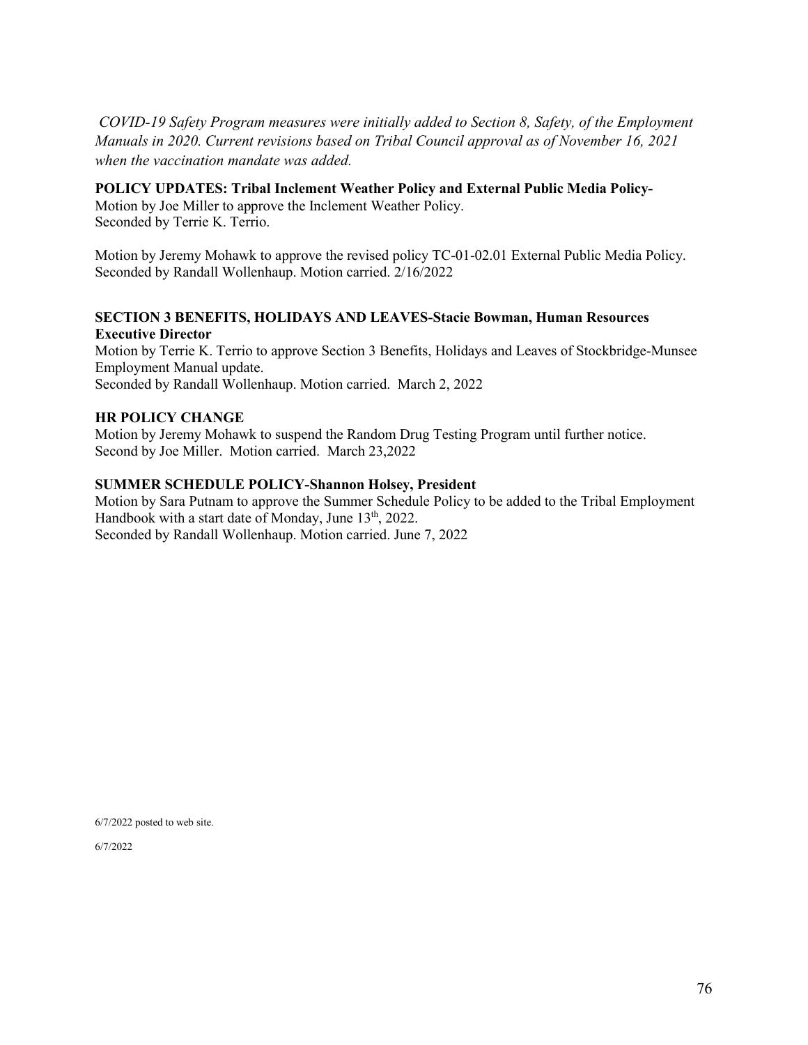*COVID-19 Safety Program measures were initially added to Section 8, Safety, of the Employment Manuals in 2020. Current revisions based on Tribal Council approval as of November 16, 2021 when the vaccination mandate was added.*

**POLICY UPDATES: Tribal Inclement Weather Policy and External Public Media Policy-**
Motion by Joe Miller to approve the Inclement Weather Policy.
Seconded by Terrie K. Terrio.

Motion by Jeremy Mohawk to approve the revised policy TC-01-02.01 External Public Media Policy. Seconded by Randall Wollenhaup. Motion carried. 2/16/2022

**SECTION 3 BENEFITS, HOLIDAYS AND LEAVES-Stacie Bowman, Human Resources Executive Director**
Motion by Terrie K. Terrio to approve Section 3 Benefits, Holidays and Leaves of Stockbridge-Munsee Employment Manual update.
Seconded by Randall Wollenhaup. Motion carried. March 2, 2022

**HR POLICY CHANGE**
Motion by Jeremy Mohawk to suspend the Random Drug Testing Program until further notice.
Second by Joe Miller. Motion carried. March 23,2022

**SUMMER SCHEDULE POLICY-Shannon Holsey, President**
Motion by Sara Putnam to approve the Summer Schedule Policy to be added to the Tribal Employment Handbook with a start date of Monday, June 13th, 2022.
Seconded by Randall Wollenhaup. Motion carried. June 7, 2022

6/7/2022 posted to web site.

6/7/2022